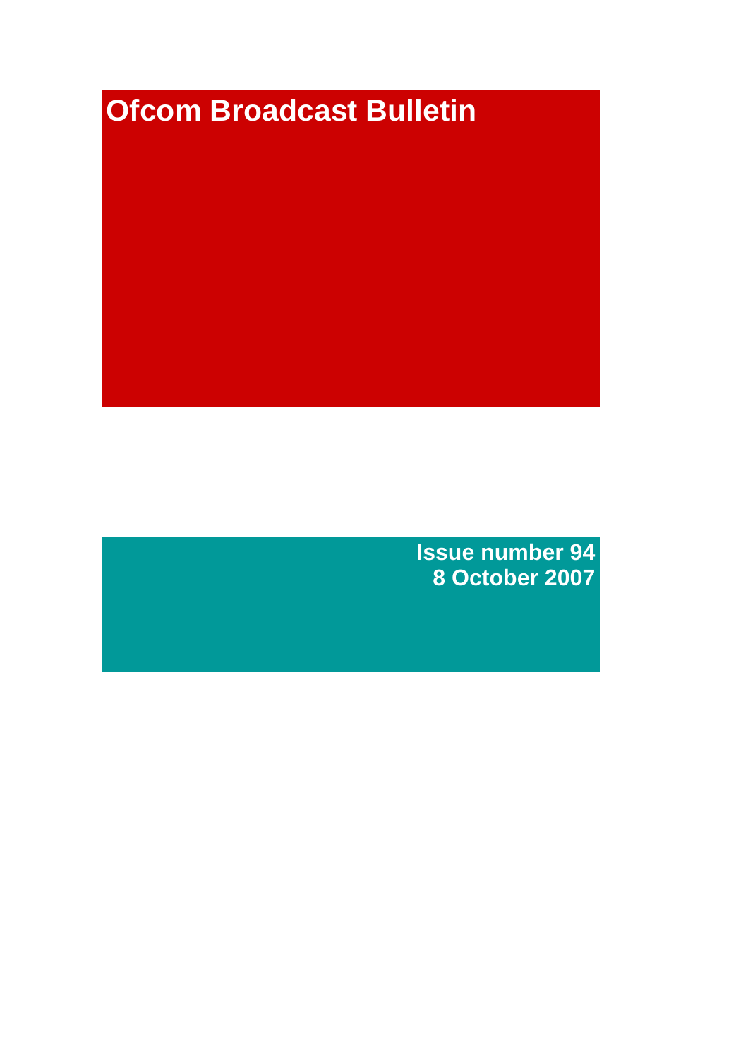# Ofcom Broadcast Bulletin

**Issue number 94**
**8 October 2007**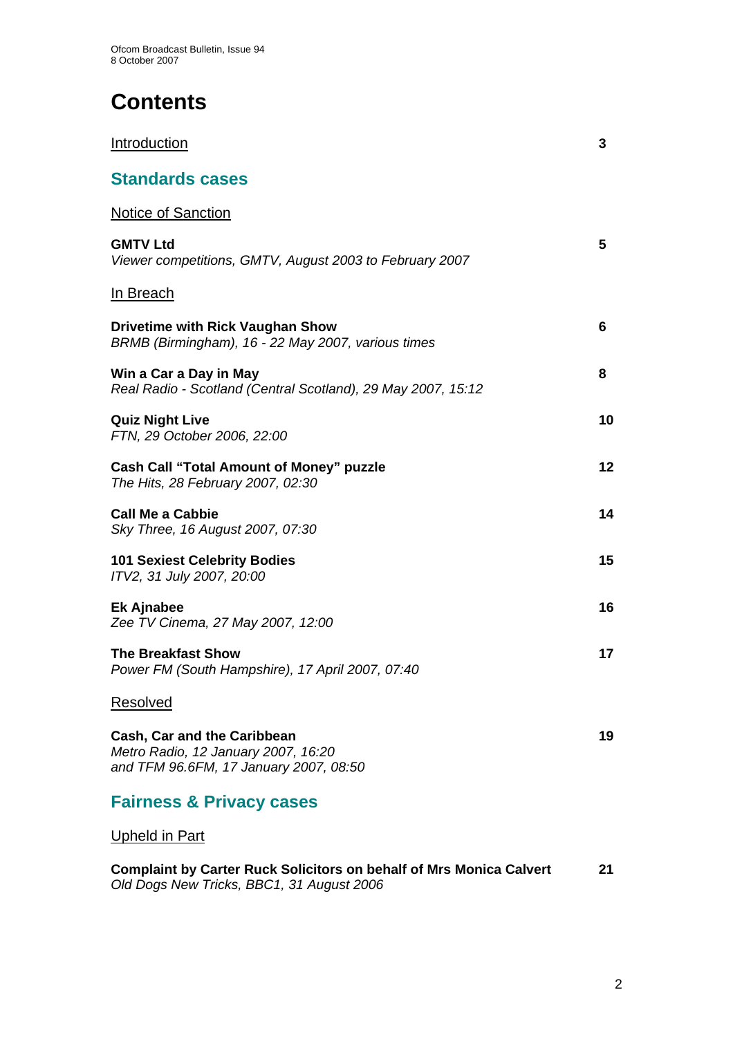# Contents

Introduction 3

## Standards cases

Notice of Sanction

**GMTV Ltd** 5
*Viewer competitions, GMTV, August 2003 to February 2007*

In Breach

**Drivetime with Rick Vaughan Show** 6
*BRMB (Birmingham), 16 - 22 May 2007, various times*

**Win a Car a Day in May** 8
*Real Radio - Scotland (Central Scotland), 29 May 2007, 15:12*

**Quiz Night Live** 10
*FTN, 29 October 2006, 22:00*

**Cash Call "Total Amount of Money" puzzle** 12
*The Hits, 28 February 2007, 02:30*

**Call Me a Cabbie** 14
*Sky Three, 16 August 2007, 07:30*

**101 Sexiest Celebrity Bodies** 15
*ITV2, 31 July 2007, 20:00*

**Ek Ajnabee** 16
*Zee TV Cinema, 27 May 2007, 12:00*

**The Breakfast Show** 17
*Power FM (South Hampshire), 17 April 2007, 07:40*

Resolved

**Cash, Car and the Caribbean** 19
*Metro Radio, 12 January 2007, 16:20*
*and TFM 96.6FM, 17 January 2007, 08:50*

## Fairness & Privacy cases

Upheld in Part

**Complaint by Carter Ruck Solicitors on behalf of Mrs Monica Calvert** 21
*Old Dogs New Tricks, BBC1, 31 August 2006*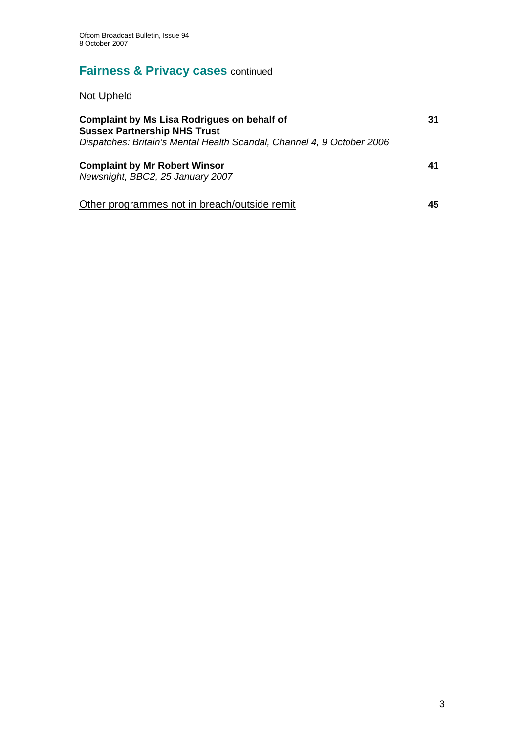## Fairness & Privacy cases continued

Not Upheld

**Complaint by Ms Lisa Rodrigues on behalf of Sussex Partnership NHS Trust** **31**
*Dispatches: Britain's Mental Health Scandal, Channel 4, 9 October 2006*

**Complaint by Mr Robert Winsor** **41**
*Newsnight, BBC2, 25 January 2007*

Other programmes not in breach/outside remit **45**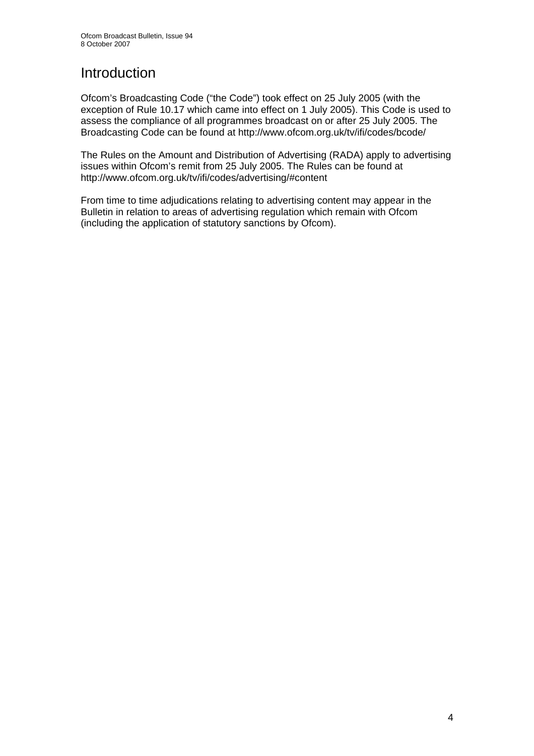# Introduction

Ofcom's Broadcasting Code ("the Code") took effect on 25 July 2005 (with the exception of Rule 10.17 which came into effect on 1 July 2005). This Code is used to assess the compliance of all programmes broadcast on or after 25 July 2005. The Broadcasting Code can be found at http://www.ofcom.org.uk/tv/ifi/codes/bcode/

The Rules on the Amount and Distribution of Advertising (RADA) apply to advertising issues within Ofcom's remit from 25 July 2005. The Rules can be found at http://www.ofcom.org.uk/tv/ifi/codes/advertising/#content

From time to time adjudications relating to advertising content may appear in the Bulletin in relation to areas of advertising regulation which remain with Ofcom (including the application of statutory sanctions by Ofcom).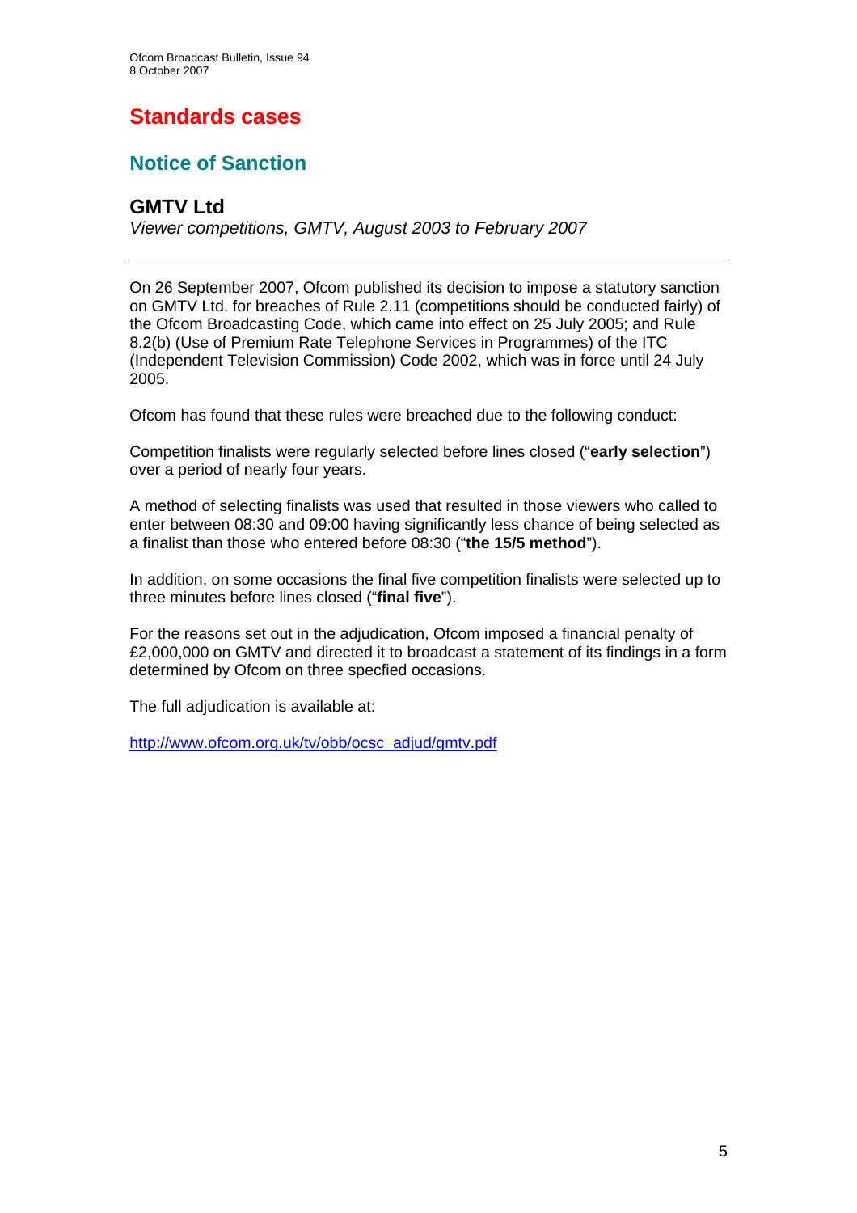# Standards cases

## Notice of Sanction

### GMTV Ltd

*Viewer competitions, GMTV, August 2003 to February 2007*

---

On 26 September 2007, Ofcom published its decision to impose a statutory sanction on GMTV Ltd. for breaches of Rule 2.11 (competitions should be conducted fairly) of the Ofcom Broadcasting Code, which came into effect on 25 July 2005; and Rule 8.2(b) (Use of Premium Rate Telephone Services in Programmes) of the ITC (Independent Television Commission) Code 2002, which was in force until 24 July 2005.

Ofcom has found that these rules were breached due to the following conduct:

Competition finalists were regularly selected before lines closed ("**early selection**") over a period of nearly four years.

A method of selecting finalists was used that resulted in those viewers who called to enter between 08:30 and 09:00 having significantly less chance of being selected as a finalist than those who entered before 08:30 ("**the 15/5 method**").

In addition, on some occasions the final five competition finalists were selected up to three minutes before lines closed ("**final five**").

For the reasons set out in the adjudication, Ofcom imposed a financial penalty of £2,000,000 on GMTV and directed it to broadcast a statement of its findings in a form determined by Ofcom on three specfied occasions.

The full adjudication is available at:

http://www.ofcom.org.uk/tv/obb/ocsc_adjud/gmtv.pdf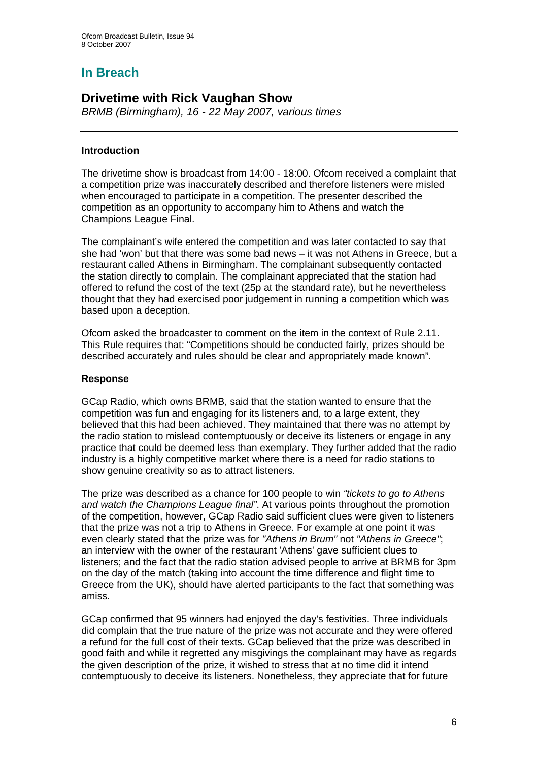# In Breach

## Drivetime with Rick Vaughan Show

*BRMB (Birmingham), 16 - 22 May 2007, various times*

---

### Introduction

The drivetime show is broadcast from 14:00 - 18:00. Ofcom received a complaint that a competition prize was inaccurately described and therefore listeners were misled when encouraged to participate in a competition. The presenter described the competition as an opportunity to accompany him to Athens and watch the Champions League Final.

The complainant's wife entered the competition and was later contacted to say that she had 'won' but that there was some bad news – it was not Athens in Greece, but a restaurant called Athens in Birmingham. The complainant subsequently contacted the station directly to complain. The complainant appreciated that the station had offered to refund the cost of the text (25p at the standard rate), but he nevertheless thought that they had exercised poor judgement in running a competition which was based upon a deception.

Ofcom asked the broadcaster to comment on the item in the context of Rule 2.11. This Rule requires that: "Competitions should be conducted fairly, prizes should be described accurately and rules should be clear and appropriately made known".

### Response

GCap Radio, which owns BRMB, said that the station wanted to ensure that the competition was fun and engaging for its listeners and, to a large extent, they believed that this had been achieved. They maintained that there was no attempt by the radio station to mislead contemptuously or deceive its listeners or engage in any practice that could be deemed less than exemplary. They further added that the radio industry is a highly competitive market where there is a need for radio stations to show genuine creativity so as to attract listeners.

The prize was described as a chance for 100 people to win *"tickets to go to Athens and watch the Champions League final"*. At various points throughout the promotion of the competition, however, GCap Radio said sufficient clues were given to listeners that the prize was not a trip to Athens in Greece. For example at one point it was even clearly stated that the prize was for *"Athens in Brum"* not *"Athens in Greece"*; an interview with the owner of the restaurant 'Athens' gave sufficient clues to listeners; and the fact that the radio station advised people to arrive at BRMB for 3pm on the day of the match (taking into account the time difference and flight time to Greece from the UK), should have alerted participants to the fact that something was amiss.

GCap confirmed that 95 winners had enjoyed the day's festivities. Three individuals did complain that the true nature of the prize was not accurate and they were offered a refund for the full cost of their texts. GCap believed that the prize was described in good faith and while it regretted any misgivings the complainant may have as regards the given description of the prize, it wished to stress that at no time did it intend contemptuously to deceive its listeners. Nonetheless, they appreciate that for future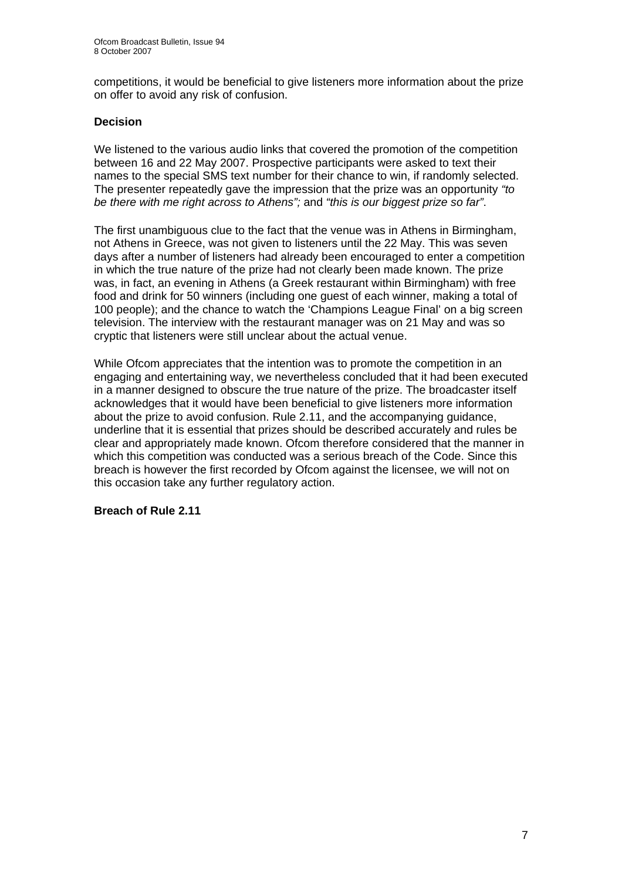competitions, it would be beneficial to give listeners more information about the prize on offer to avoid any risk of confusion.

**Decision**

We listened to the various audio links that covered the promotion of the competition between 16 and 22 May 2007. Prospective participants were asked to text their names to the special SMS text number for their chance to win, if randomly selected. The presenter repeatedly gave the impression that the prize was an opportunity *"to be there with me right across to Athens";* and *"this is our biggest prize so far"*.

The first unambiguous clue to the fact that the venue was in Athens in Birmingham, not Athens in Greece, was not given to listeners until the 22 May. This was seven days after a number of listeners had already been encouraged to enter a competition in which the true nature of the prize had not clearly been made known. The prize was, in fact, an evening in Athens (a Greek restaurant within Birmingham) with free food and drink for 50 winners (including one guest of each winner, making a total of 100 people); and the chance to watch the 'Champions League Final' on a big screen television. The interview with the restaurant manager was on 21 May and was so cryptic that listeners were still unclear about the actual venue.

While Ofcom appreciates that the intention was to promote the competition in an engaging and entertaining way, we nevertheless concluded that it had been executed in a manner designed to obscure the true nature of the prize. The broadcaster itself acknowledges that it would have been beneficial to give listeners more information about the prize to avoid confusion. Rule 2.11, and the accompanying guidance, underline that it is essential that prizes should be described accurately and rules be clear and appropriately made known. Ofcom therefore considered that the manner in which this competition was conducted was a serious breach of the Code. Since this breach is however the first recorded by Ofcom against the licensee, we will not on this occasion take any further regulatory action.

**Breach of Rule 2.11**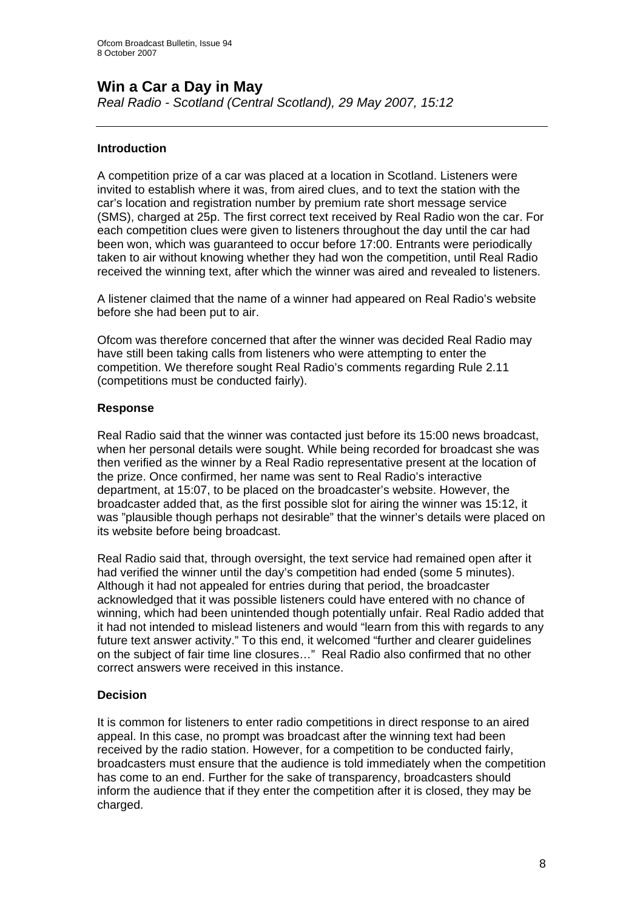## Win a Car a Day in May

*Real Radio - Scotland (Central Scotland), 29 May 2007, 15:12*

---

### Introduction

A competition prize of a car was placed at a location in Scotland. Listeners were invited to establish where it was, from aired clues, and to text the station with the car's location and registration number by premium rate short message service (SMS), charged at 25p. The first correct text received by Real Radio won the car. For each competition clues were given to listeners throughout the day until the car had been won, which was guaranteed to occur before 17:00. Entrants were periodically taken to air without knowing whether they had won the competition, until Real Radio received the winning text, after which the winner was aired and revealed to listeners.

A listener claimed that the name of a winner had appeared on Real Radio's website before she had been put to air.

Ofcom was therefore concerned that after the winner was decided Real Radio may have still been taking calls from listeners who were attempting to enter the competition. We therefore sought Real Radio's comments regarding Rule 2.11 (competitions must be conducted fairly).

### Response

Real Radio said that the winner was contacted just before its 15:00 news broadcast, when her personal details were sought. While being recorded for broadcast she was then verified as the winner by a Real Radio representative present at the location of the prize. Once confirmed, her name was sent to Real Radio's interactive department, at 15:07, to be placed on the broadcaster's website. However, the broadcaster added that, as the first possible slot for airing the winner was 15:12, it was "plausible though perhaps not desirable" that the winner's details were placed on its website before being broadcast.

Real Radio said that, through oversight, the text service had remained open after it had verified the winner until the day's competition had ended (some 5 minutes). Although it had not appealed for entries during that period, the broadcaster acknowledged that it was possible listeners could have entered with no chance of winning, which had been unintended though potentially unfair. Real Radio added that it had not intended to mislead listeners and would "learn from this with regards to any future text answer activity." To this end, it welcomed "further and clearer guidelines on the subject of fair time line closures…" Real Radio also confirmed that no other correct answers were received in this instance.

### Decision

It is common for listeners to enter radio competitions in direct response to an aired appeal. In this case, no prompt was broadcast after the winning text had been received by the radio station. However, for a competition to be conducted fairly, broadcasters must ensure that the audience is told immediately when the competition has come to an end. Further for the sake of transparency, broadcasters should inform the audience that if they enter the competition after it is closed, they may be charged.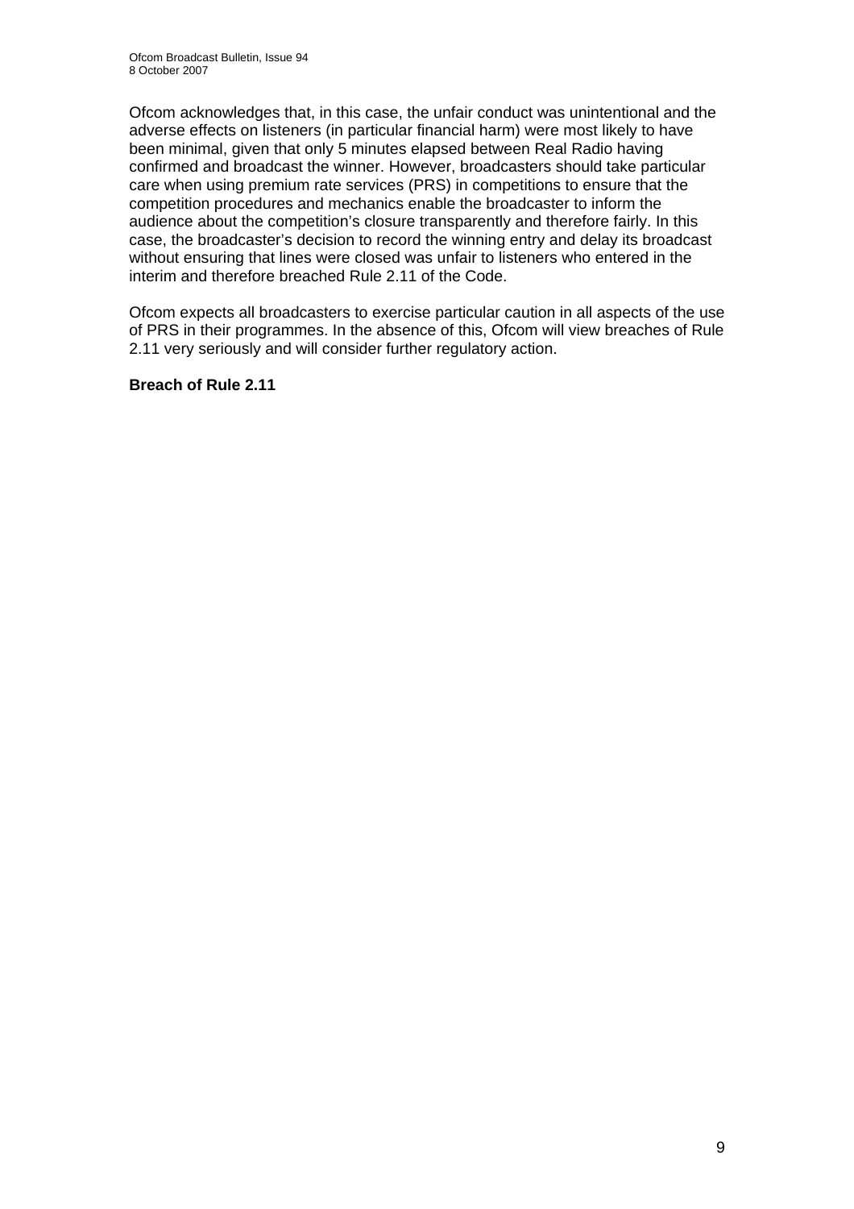Ofcom acknowledges that, in this case, the unfair conduct was unintentional and the adverse effects on listeners (in particular financial harm) were most likely to have been minimal, given that only 5 minutes elapsed between Real Radio having confirmed and broadcast the winner. However, broadcasters should take particular care when using premium rate services (PRS) in competitions to ensure that the competition procedures and mechanics enable the broadcaster to inform the audience about the competition's closure transparently and therefore fairly. In this case, the broadcaster's decision to record the winning entry and delay its broadcast without ensuring that lines were closed was unfair to listeners who entered in the interim and therefore breached Rule 2.11 of the Code.

Ofcom expects all broadcasters to exercise particular caution in all aspects of the use of PRS in their programmes. In the absence of this, Ofcom will view breaches of Rule 2.11 very seriously and will consider further regulatory action.

**Breach of Rule 2.11**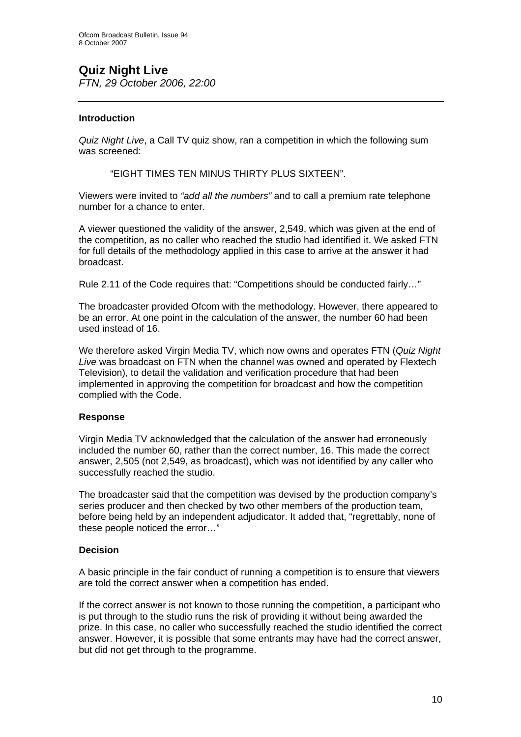# Quiz Night Live

*FTN, 29 October 2006, 22:00*

---

### Introduction

*Quiz Night Live*, a Call TV quiz show, ran a competition in which the following sum was screened:

> "EIGHT TIMES TEN MINUS THIRTY PLUS SIXTEEN".

Viewers were invited to *"add all the numbers"* and to call a premium rate telephone number for a chance to enter.

A viewer questioned the validity of the answer, 2,549, which was given at the end of the competition, as no caller who reached the studio had identified it. We asked FTN for full details of the methodology applied in this case to arrive at the answer it had broadcast.

Rule 2.11 of the Code requires that: "Competitions should be conducted fairly…"

The broadcaster provided Ofcom with the methodology. However, there appeared to be an error. At one point in the calculation of the answer, the number 60 had been used instead of 16.

We therefore asked Virgin Media TV, which now owns and operates FTN (*Quiz Night Live* was broadcast on FTN when the channel was owned and operated by Flextech Television), to detail the validation and verification procedure that had been implemented in approving the competition for broadcast and how the competition complied with the Code.

### Response

Virgin Media TV acknowledged that the calculation of the answer had erroneously included the number 60, rather than the correct number, 16. This made the correct answer, 2,505 (not 2,549, as broadcast), which was not identified by any caller who successfully reached the studio.

The broadcaster said that the competition was devised by the production company's series producer and then checked by two other members of the production team, before being held by an independent adjudicator. It added that, "regrettably, none of these people noticed the error…"

### Decision

A basic principle in the fair conduct of running a competition is to ensure that viewers are told the correct answer when a competition has ended.

If the correct answer is not known to those running the competition, a participant who is put through to the studio runs the risk of providing it without being awarded the prize. In this case, no caller who successfully reached the studio identified the correct answer. However, it is possible that some entrants may have had the correct answer, but did not get through to the programme.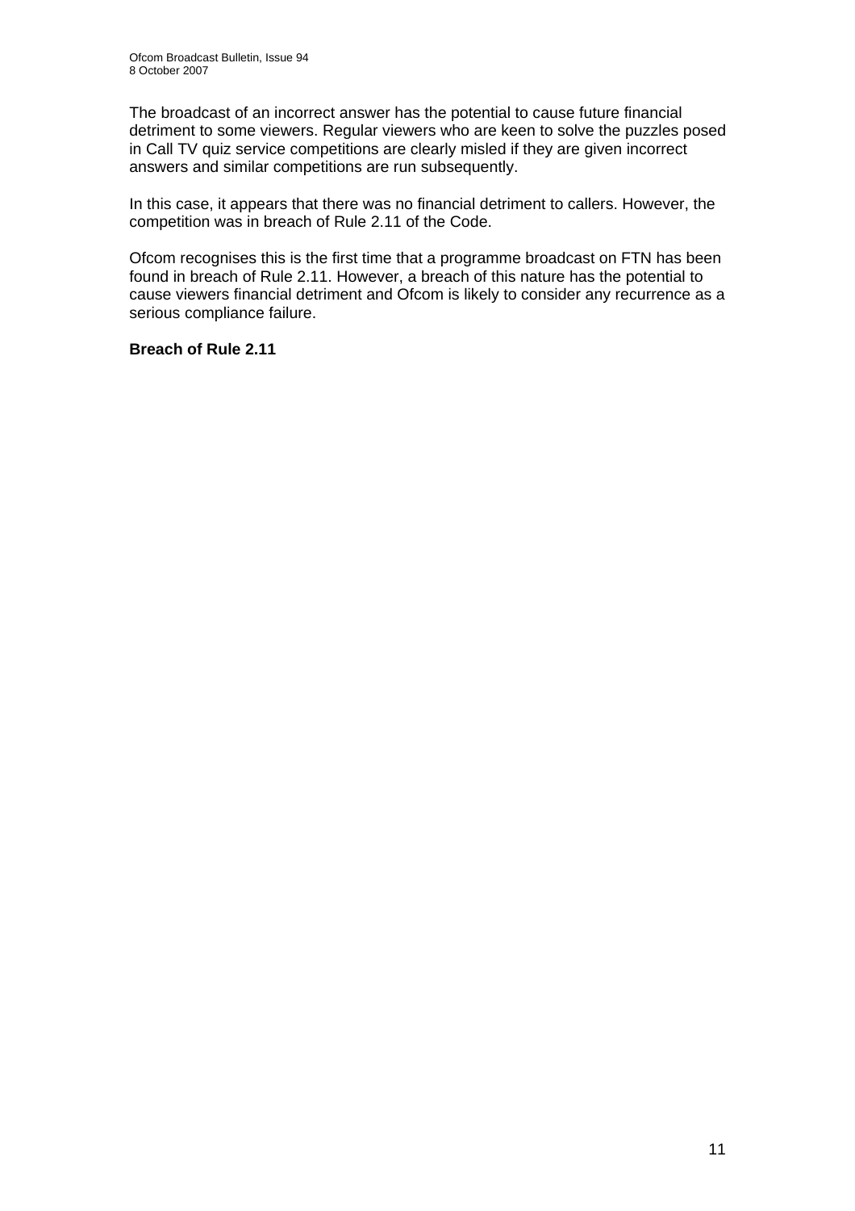The broadcast of an incorrect answer has the potential to cause future financial detriment to some viewers. Regular viewers who are keen to solve the puzzles posed in Call TV quiz service competitions are clearly misled if they are given incorrect answers and similar competitions are run subsequently.

In this case, it appears that there was no financial detriment to callers. However, the competition was in breach of Rule 2.11 of the Code.

Ofcom recognises this is the first time that a programme broadcast on FTN has been found in breach of Rule 2.11. However, a breach of this nature has the potential to cause viewers financial detriment and Ofcom is likely to consider any recurrence as a serious compliance failure.

**Breach of Rule 2.11**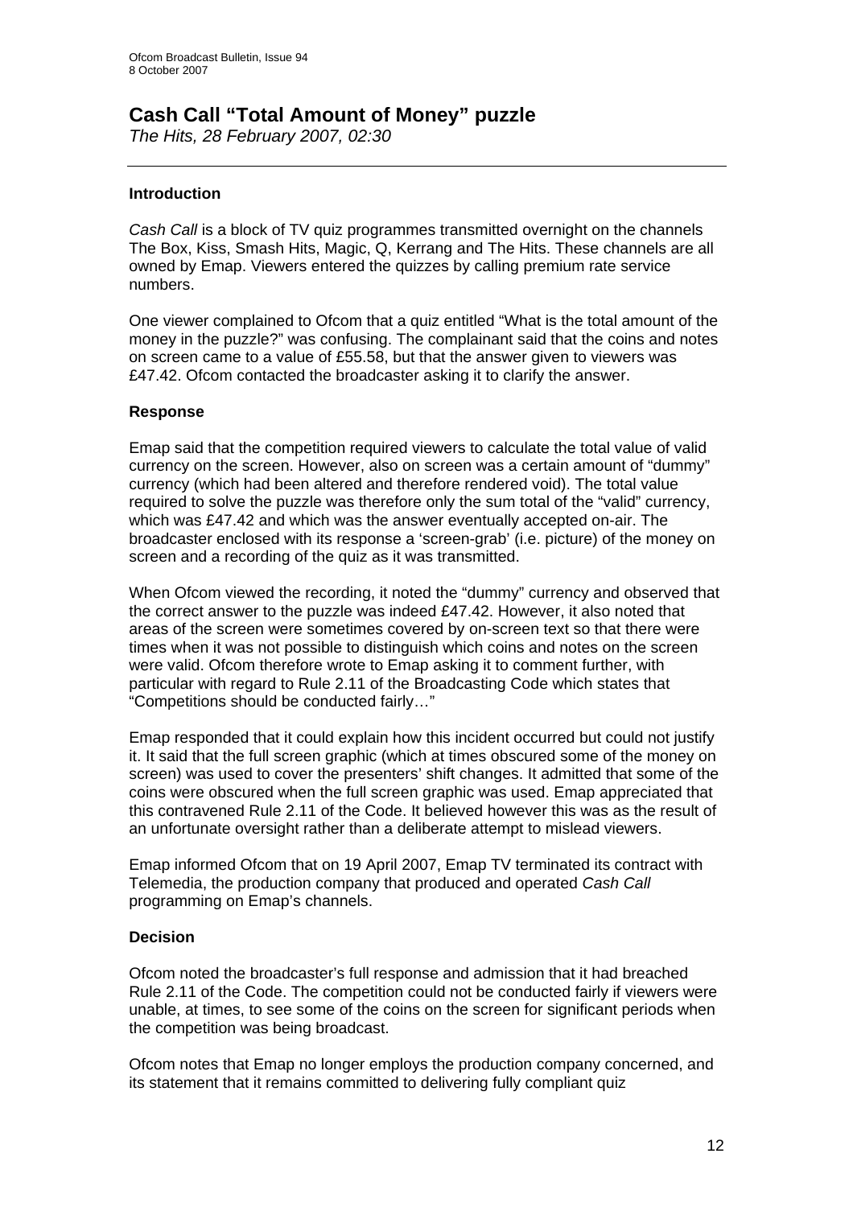# Cash Call "Total Amount of Money" puzzle

*The Hits, 28 February 2007, 02:30*

---

### Introduction

*Cash Call* is a block of TV quiz programmes transmitted overnight on the channels The Box, Kiss, Smash Hits, Magic, Q, Kerrang and The Hits. These channels are all owned by Emap. Viewers entered the quizzes by calling premium rate service numbers.

One viewer complained to Ofcom that a quiz entitled "What is the total amount of the money in the puzzle?" was confusing. The complainant said that the coins and notes on screen came to a value of £55.58, but that the answer given to viewers was £47.42. Ofcom contacted the broadcaster asking it to clarify the answer.

### Response

Emap said that the competition required viewers to calculate the total value of valid currency on the screen. However, also on screen was a certain amount of "dummy" currency (which had been altered and therefore rendered void). The total value required to solve the puzzle was therefore only the sum total of the "valid" currency, which was £47.42 and which was the answer eventually accepted on-air. The broadcaster enclosed with its response a 'screen-grab' (i.e. picture) of the money on screen and a recording of the quiz as it was transmitted.

When Ofcom viewed the recording, it noted the "dummy" currency and observed that the correct answer to the puzzle was indeed £47.42. However, it also noted that areas of the screen were sometimes covered by on-screen text so that there were times when it was not possible to distinguish which coins and notes on the screen were valid. Ofcom therefore wrote to Emap asking it to comment further, with particular with regard to Rule 2.11 of the Broadcasting Code which states that "Competitions should be conducted fairly…"

Emap responded that it could explain how this incident occurred but could not justify it. It said that the full screen graphic (which at times obscured some of the money on screen) was used to cover the presenters' shift changes. It admitted that some of the coins were obscured when the full screen graphic was used. Emap appreciated that this contravened Rule 2.11 of the Code. It believed however this was as the result of an unfortunate oversight rather than a deliberate attempt to mislead viewers.

Emap informed Ofcom that on 19 April 2007, Emap TV terminated its contract with Telemedia, the production company that produced and operated *Cash Call* programming on Emap's channels.

### Decision

Ofcom noted the broadcaster's full response and admission that it had breached Rule 2.11 of the Code. The competition could not be conducted fairly if viewers were unable, at times, to see some of the coins on the screen for significant periods when the competition was being broadcast.

Ofcom notes that Emap no longer employs the production company concerned, and its statement that it remains committed to delivering fully compliant quiz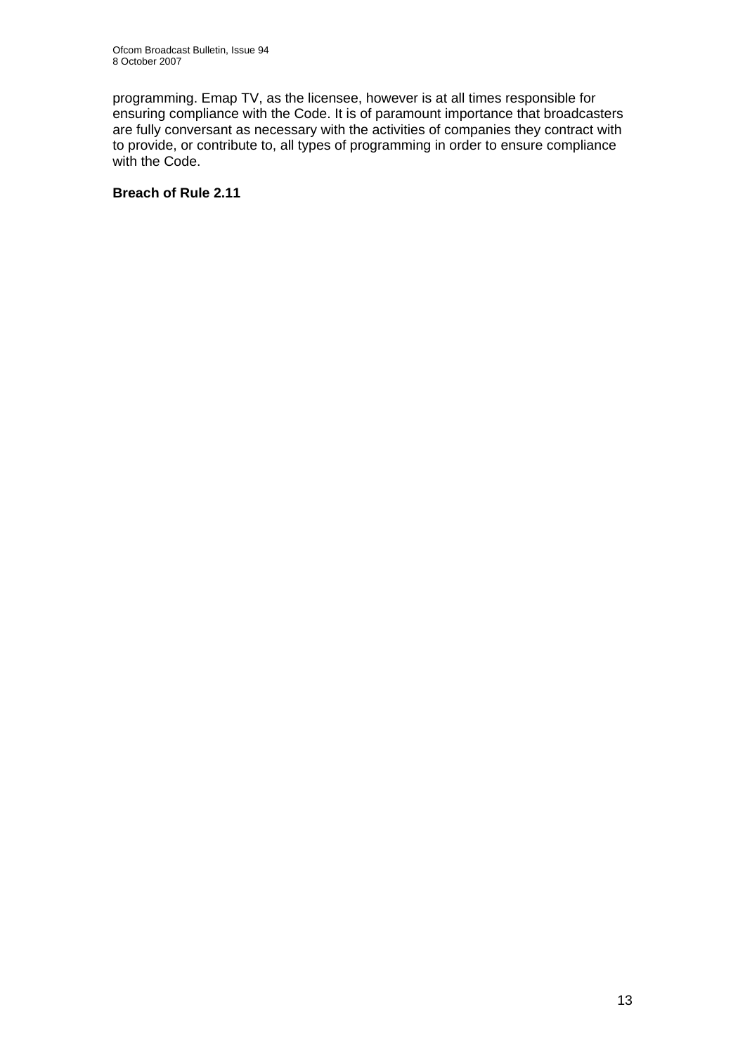programming. Emap TV, as the licensee, however is at all times responsible for ensuring compliance with the Code. It is of paramount importance that broadcasters are fully conversant as necessary with the activities of companies they contract with to provide, or contribute to, all types of programming in order to ensure compliance with the Code.

**Breach of Rule 2.11**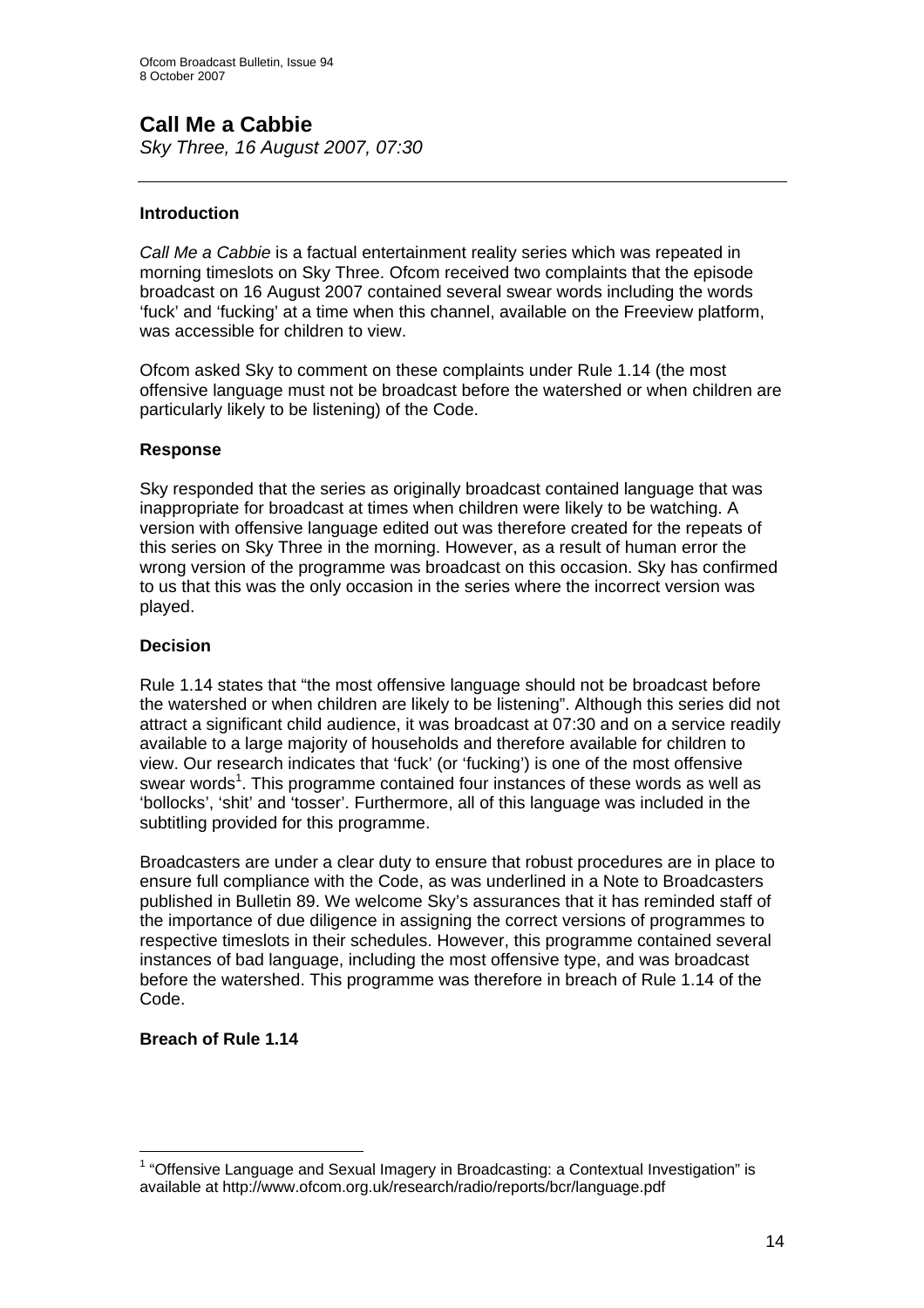## Call Me a Cabbie

*Sky Three, 16 August 2007, 07:30*

---

### Introduction

*Call Me a Cabbie* is a factual entertainment reality series which was repeated in morning timeslots on Sky Three. Ofcom received two complaints that the episode broadcast on 16 August 2007 contained several swear words including the words 'fuck' and 'fucking' at a time when this channel, available on the Freeview platform, was accessible for children to view.

Ofcom asked Sky to comment on these complaints under Rule 1.14 (the most offensive language must not be broadcast before the watershed or when children are particularly likely to be listening) of the Code.

### Response

Sky responded that the series as originally broadcast contained language that was inappropriate for broadcast at times when children were likely to be watching. A version with offensive language edited out was therefore created for the repeats of this series on Sky Three in the morning. However, as a result of human error the wrong version of the programme was broadcast on this occasion. Sky has confirmed to us that this was the only occasion in the series where the incorrect version was played.

### Decision

Rule 1.14 states that "the most offensive language should not be broadcast before the watershed or when children are likely to be listening". Although this series did not attract a significant child audience, it was broadcast at 07:30 and on a service readily available to a large majority of households and therefore available for children to view. Our research indicates that 'fuck' (or 'fucking') is one of the most offensive swear words[1]. This programme contained four instances of these words as well as 'bollocks', 'shit' and 'tosser'. Furthermore, all of this language was included in the subtitling provided for this programme.

Broadcasters are under a clear duty to ensure that robust procedures are in place to ensure full compliance with the Code, as was underlined in a Note to Broadcasters published in Bulletin 89. We welcome Sky's assurances that it has reminded staff of the importance of due diligence in assigning the correct versions of programmes to respective timeslots in their schedules. However, this programme contained several instances of bad language, including the most offensive type, and was broadcast before the watershed. This programme was therefore in breach of Rule 1.14 of the Code.

**Breach of Rule 1.14**

---

[1] "Offensive Language and Sexual Imagery in Broadcasting: a Contextual Investigation" is available at http://www.ofcom.org.uk/research/radio/reports/bcr/language.pdf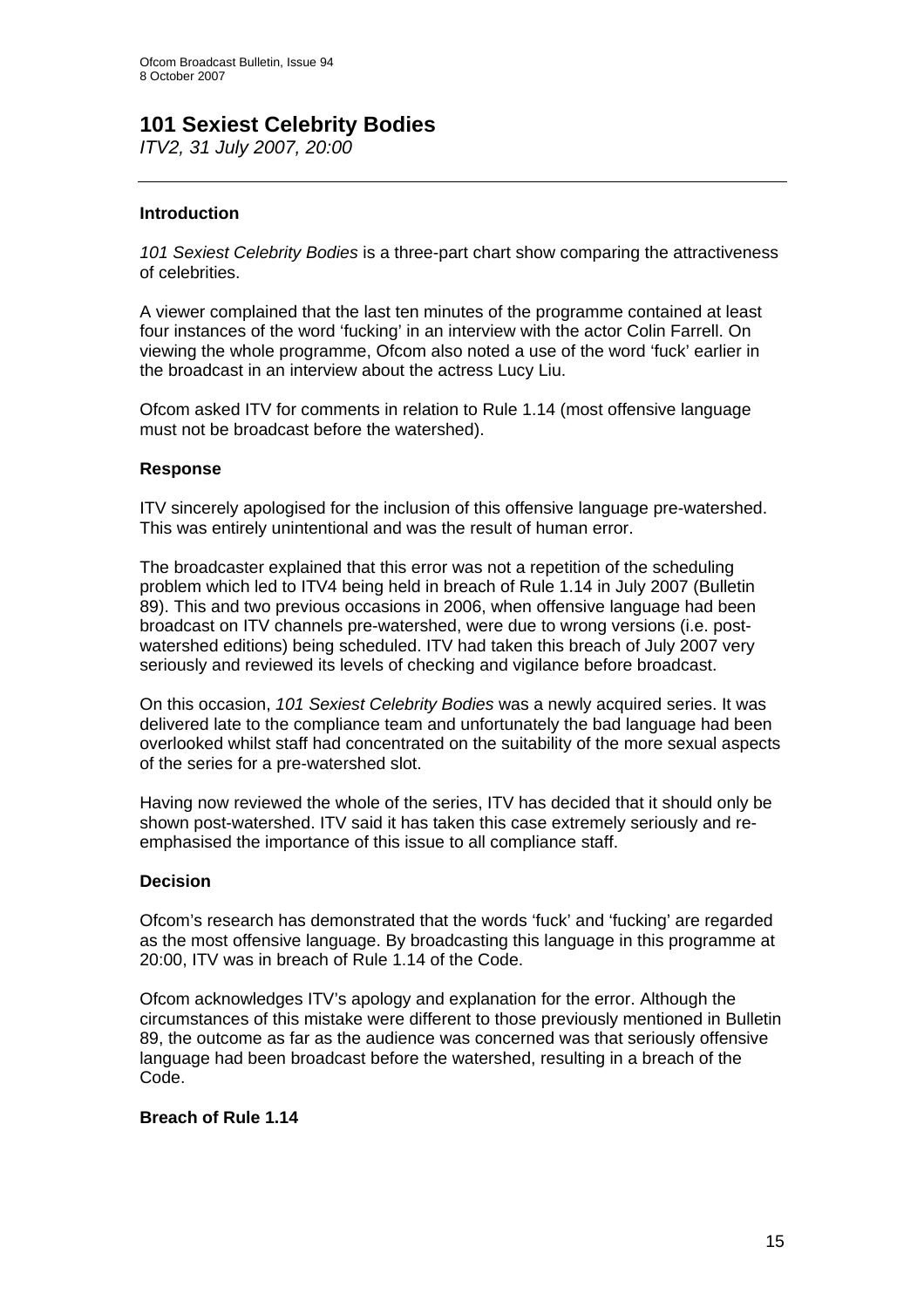# 101 Sexiest Celebrity Bodies

*ITV2, 31 July 2007, 20:00*

---

### Introduction

*101 Sexiest Celebrity Bodies* is a three-part chart show comparing the attractiveness of celebrities.

A viewer complained that the last ten minutes of the programme contained at least four instances of the word 'fucking' in an interview with the actor Colin Farrell. On viewing the whole programme, Ofcom also noted a use of the word 'fuck' earlier in the broadcast in an interview about the actress Lucy Liu.

Ofcom asked ITV for comments in relation to Rule 1.14 (most offensive language must not be broadcast before the watershed).

### Response

ITV sincerely apologised for the inclusion of this offensive language pre-watershed. This was entirely unintentional and was the result of human error.

The broadcaster explained that this error was not a repetition of the scheduling problem which led to ITV4 being held in breach of Rule 1.14 in July 2007 (Bulletin 89). This and two previous occasions in 2006, when offensive language had been broadcast on ITV channels pre-watershed, were due to wrong versions (i.e. post-watershed editions) being scheduled. ITV had taken this breach of July 2007 very seriously and reviewed its levels of checking and vigilance before broadcast.

On this occasion, *101 Sexiest Celebrity Bodies* was a newly acquired series. It was delivered late to the compliance team and unfortunately the bad language had been overlooked whilst staff had concentrated on the suitability of the more sexual aspects of the series for a pre-watershed slot.

Having now reviewed the whole of the series, ITV has decided that it should only be shown post-watershed. ITV said it has taken this case extremely seriously and re-emphasised the importance of this issue to all compliance staff.

### Decision

Ofcom's research has demonstrated that the words 'fuck' and 'fucking' are regarded as the most offensive language. By broadcasting this language in this programme at 20:00, ITV was in breach of Rule 1.14 of the Code.

Ofcom acknowledges ITV's apology and explanation for the error. Although the circumstances of this mistake were different to those previously mentioned in Bulletin 89, the outcome as far as the audience was concerned was that seriously offensive language had been broadcast before the watershed, resulting in a breach of the Code.

**Breach of Rule 1.14**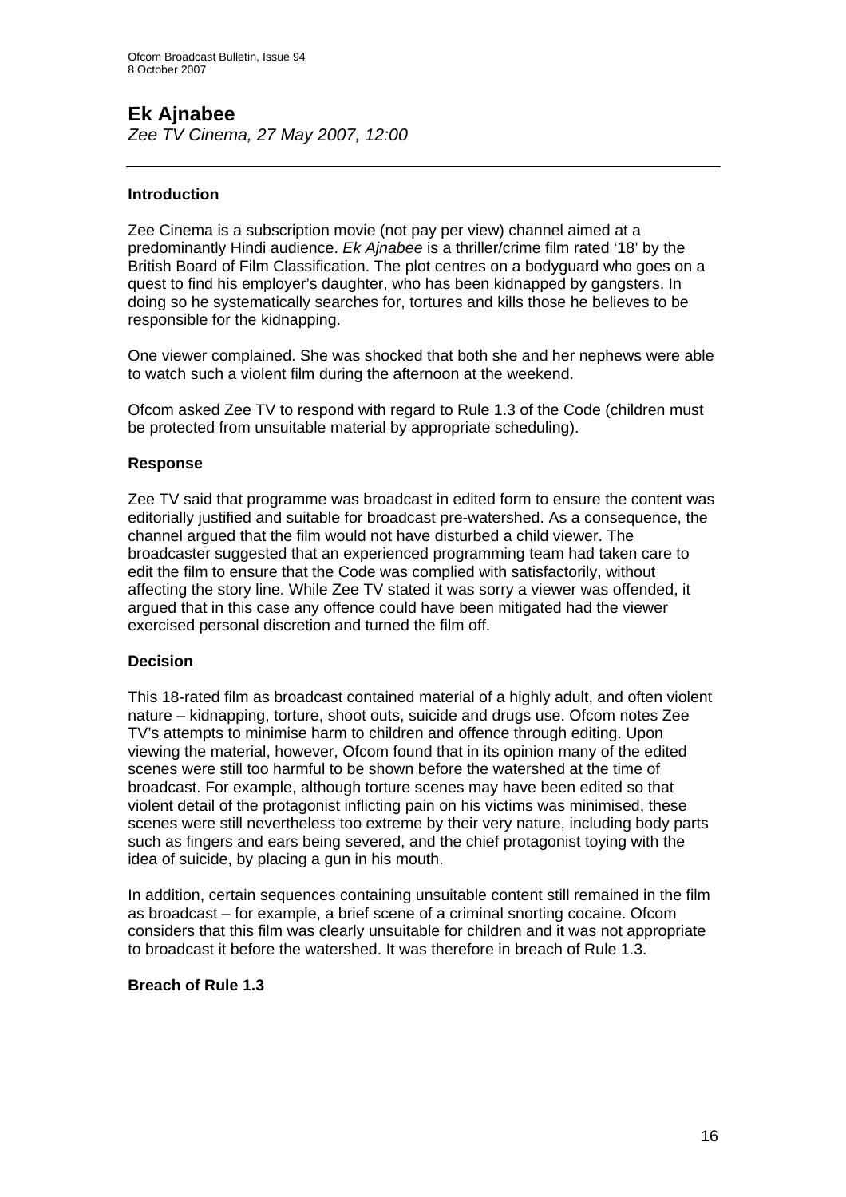# Ek Ajnabee

*Zee TV Cinema, 27 May 2007, 12:00*

---

### Introduction

Zee Cinema is a subscription movie (not pay per view) channel aimed at a predominantly Hindi audience. *Ek Ajnabee* is a thriller/crime film rated '18' by the British Board of Film Classification. The plot centres on a bodyguard who goes on a quest to find his employer's daughter, who has been kidnapped by gangsters. In doing so he systematically searches for, tortures and kills those he believes to be responsible for the kidnapping.

One viewer complained. She was shocked that both she and her nephews were able to watch such a violent film during the afternoon at the weekend.

Ofcom asked Zee TV to respond with regard to Rule 1.3 of the Code (children must be protected from unsuitable material by appropriate scheduling).

### Response

Zee TV said that programme was broadcast in edited form to ensure the content was editorially justified and suitable for broadcast pre-watershed. As a consequence, the channel argued that the film would not have disturbed a child viewer. The broadcaster suggested that an experienced programming team had taken care to edit the film to ensure that the Code was complied with satisfactorily, without affecting the story line. While Zee TV stated it was sorry a viewer was offended, it argued that in this case any offence could have been mitigated had the viewer exercised personal discretion and turned the film off.

### Decision

This 18-rated film as broadcast contained material of a highly adult, and often violent nature – kidnapping, torture, shoot outs, suicide and drugs use. Ofcom notes Zee TV's attempts to minimise harm to children and offence through editing. Upon viewing the material, however, Ofcom found that in its opinion many of the edited scenes were still too harmful to be shown before the watershed at the time of broadcast. For example, although torture scenes may have been edited so that violent detail of the protagonist inflicting pain on his victims was minimised, these scenes were still nevertheless too extreme by their very nature, including body parts such as fingers and ears being severed, and the chief protagonist toying with the idea of suicide, by placing a gun in his mouth.

In addition, certain sequences containing unsuitable content still remained in the film as broadcast – for example, a brief scene of a criminal snorting cocaine. Ofcom considers that this film was clearly unsuitable for children and it was not appropriate to broadcast it before the watershed. It was therefore in breach of Rule 1.3.

### Breach of Rule 1.3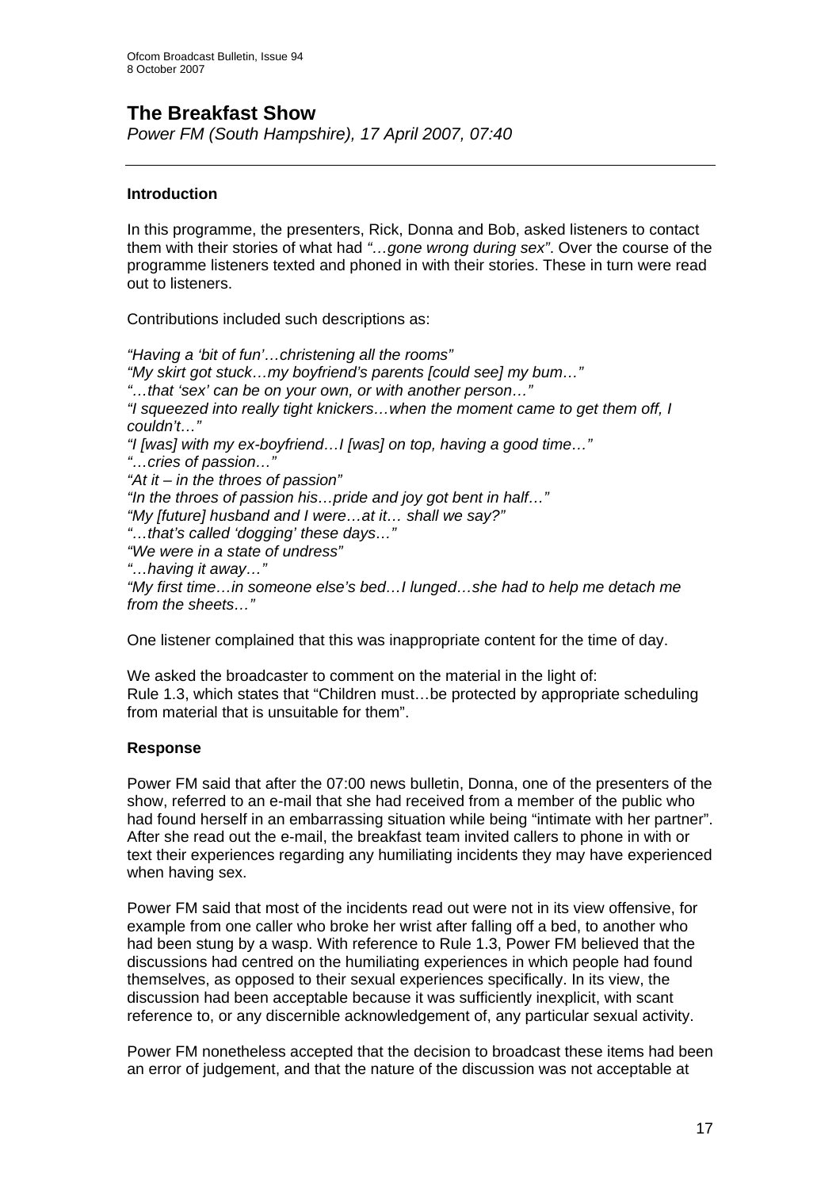## The Breakfast Show

*Power FM (South Hampshire), 17 April 2007, 07:40*

---

### Introduction

In this programme, the presenters, Rick, Donna and Bob, asked listeners to contact them with their stories of what had *"…gone wrong during sex"*. Over the course of the programme listeners texted and phoned in with their stories. These in turn were read out to listeners.

Contributions included such descriptions as:

*"Having a 'bit of fun'…christening all the rooms"*
*"My skirt got stuck…my boyfriend's parents [could see] my bum…"*
*"…that 'sex' can be on your own, or with another person…"*
*"I squeezed into really tight knickers…when the moment came to get them off, I couldn't…"*
*"I [was] with my ex-boyfriend…I [was] on top, having a good time…"*
*"…cries of passion…"*
*"At it – in the throes of passion"*
*"In the throes of passion his…pride and joy got bent in half…"*
*"My [future] husband and I were…at it… shall we say?"*
*"…that's called 'dogging' these days…"*
*"We were in a state of undress"*
*"…having it away…"*
*"My first time…in someone else's bed…I lunged…she had to help me detach me from the sheets…"*

One listener complained that this was inappropriate content for the time of day.

We asked the broadcaster to comment on the material in the light of:
Rule 1.3, which states that "Children must…be protected by appropriate scheduling from material that is unsuitable for them".

### Response

Power FM said that after the 07:00 news bulletin, Donna, one of the presenters of the show, referred to an e-mail that she had received from a member of the public who had found herself in an embarrassing situation while being "intimate with her partner". After she read out the e-mail, the breakfast team invited callers to phone in with or text their experiences regarding any humiliating incidents they may have experienced when having sex.

Power FM said that most of the incidents read out were not in its view offensive, for example from one caller who broke her wrist after falling off a bed, to another who had been stung by a wasp. With reference to Rule 1.3, Power FM believed that the discussions had centred on the humiliating experiences in which people had found themselves, as opposed to their sexual experiences specifically. In its view, the discussion had been acceptable because it was sufficiently inexplicit, with scant reference to, or any discernible acknowledgement of, any particular sexual activity.

Power FM nonetheless accepted that the decision to broadcast these items had been an error of judgement, and that the nature of the discussion was not acceptable at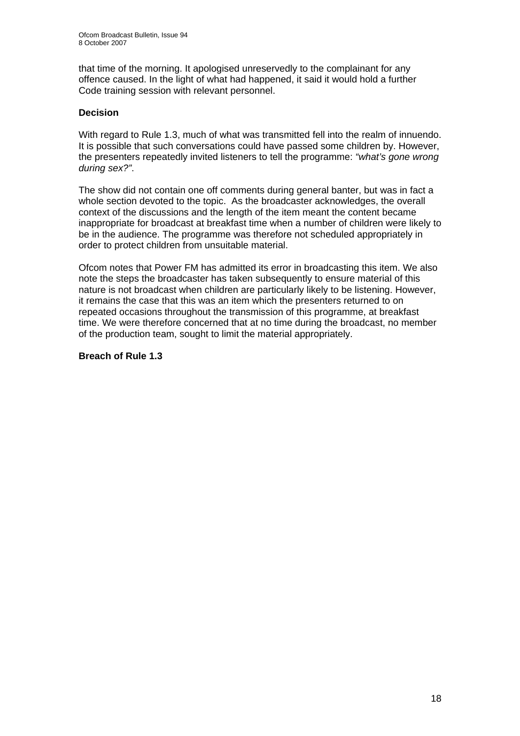that time of the morning. It apologised unreservedly to the complainant for any offence caused. In the light of what had happened, it said it would hold a further Code training session with relevant personnel.

**Decision**

With regard to Rule 1.3, much of what was transmitted fell into the realm of innuendo. It is possible that such conversations could have passed some children by. However, the presenters repeatedly invited listeners to tell the programme: *"what's gone wrong during sex?"*.

The show did not contain one off comments during general banter, but was in fact a whole section devoted to the topic. As the broadcaster acknowledges, the overall context of the discussions and the length of the item meant the content became inappropriate for broadcast at breakfast time when a number of children were likely to be in the audience. The programme was therefore not scheduled appropriately in order to protect children from unsuitable material.

Ofcom notes that Power FM has admitted its error in broadcasting this item. We also note the steps the broadcaster has taken subsequently to ensure material of this nature is not broadcast when children are particularly likely to be listening. However, it remains the case that this was an item which the presenters returned to on repeated occasions throughout the transmission of this programme, at breakfast time. We were therefore concerned that at no time during the broadcast, no member of the production team, sought to limit the material appropriately.

**Breach of Rule 1.3**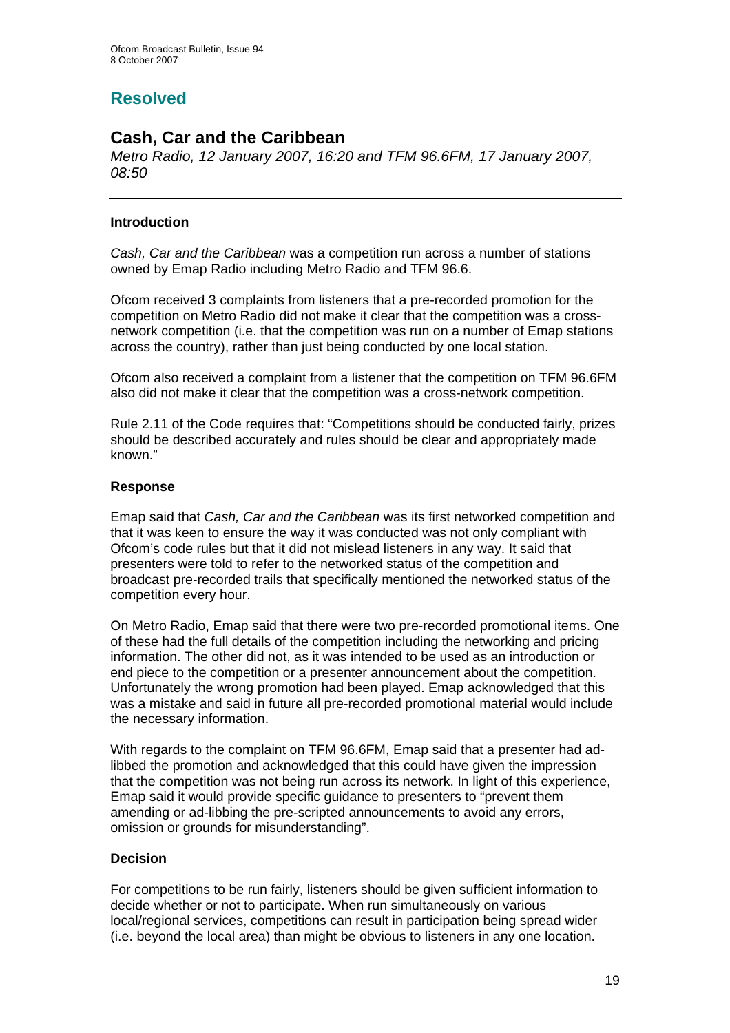# Resolved

## Cash, Car and the Caribbean

*Metro Radio, 12 January 2007, 16:20 and TFM 96.6FM, 17 January 2007, 08:50*

---

### Introduction

*Cash, Car and the Caribbean* was a competition run across a number of stations owned by Emap Radio including Metro Radio and TFM 96.6.

Ofcom received 3 complaints from listeners that a pre-recorded promotion for the competition on Metro Radio did not make it clear that the competition was a cross-network competition (i.e. that the competition was run on a number of Emap stations across the country), rather than just being conducted by one local station.

Ofcom also received a complaint from a listener that the competition on TFM 96.6FM also did not make it clear that the competition was a cross-network competition.

Rule 2.11 of the Code requires that: "Competitions should be conducted fairly, prizes should be described accurately and rules should be clear and appropriately made known."

### Response

Emap said that *Cash, Car and the Caribbean* was its first networked competition and that it was keen to ensure the way it was conducted was not only compliant with Ofcom's code rules but that it did not mislead listeners in any way. It said that presenters were told to refer to the networked status of the competition and broadcast pre-recorded trails that specifically mentioned the networked status of the competition every hour.

On Metro Radio, Emap said that there were two pre-recorded promotional items. One of these had the full details of the competition including the networking and pricing information. The other did not, as it was intended to be used as an introduction or end piece to the competition or a presenter announcement about the competition. Unfortunately the wrong promotion had been played. Emap acknowledged that this was a mistake and said in future all pre-recorded promotional material would include the necessary information.

With regards to the complaint on TFM 96.6FM, Emap said that a presenter had ad-libbed the promotion and acknowledged that this could have given the impression that the competition was not being run across its network. In light of this experience, Emap said it would provide specific guidance to presenters to "prevent them amending or ad-libbing the pre-scripted announcements to avoid any errors, omission or grounds for misunderstanding".

### Decision

For competitions to be run fairly, listeners should be given sufficient information to decide whether or not to participate. When run simultaneously on various local/regional services, competitions can result in participation being spread wider (i.e. beyond the local area) than might be obvious to listeners in any one location.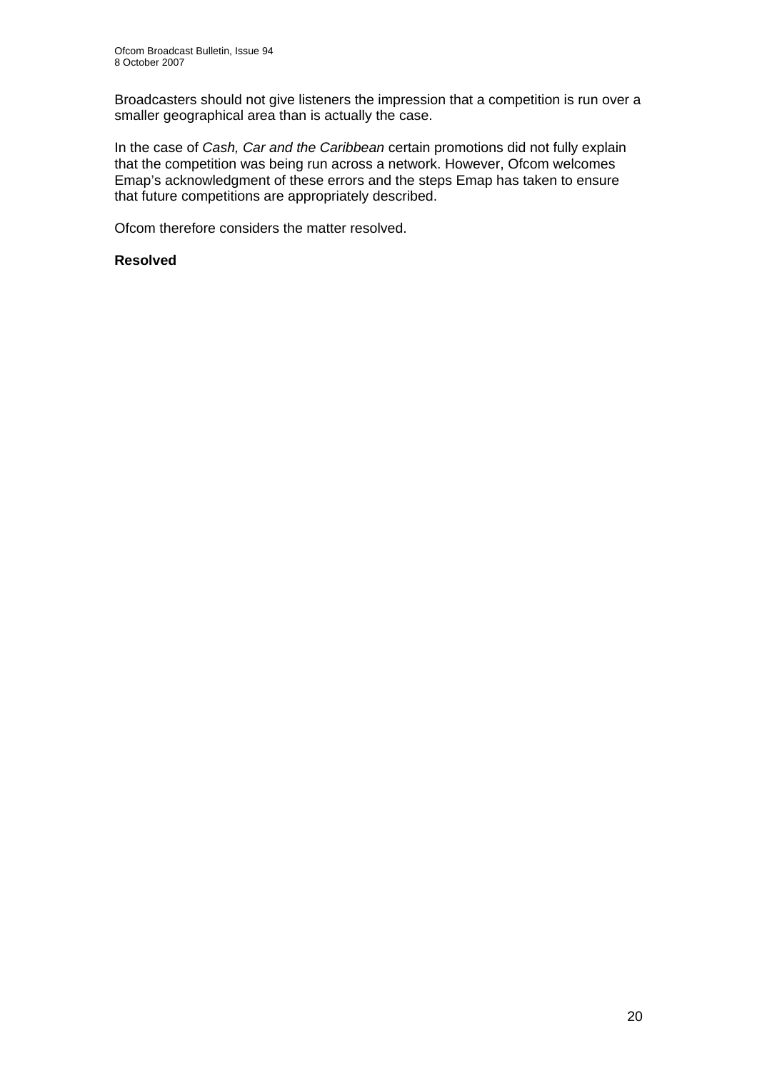Broadcasters should not give listeners the impression that a competition is run over a smaller geographical area than is actually the case.

In the case of *Cash, Car and the Caribbean* certain promotions did not fully explain that the competition was being run across a network. However, Ofcom welcomes Emap's acknowledgment of these errors and the steps Emap has taken to ensure that future competitions are appropriately described.

Ofcom therefore considers the matter resolved.

**Resolved**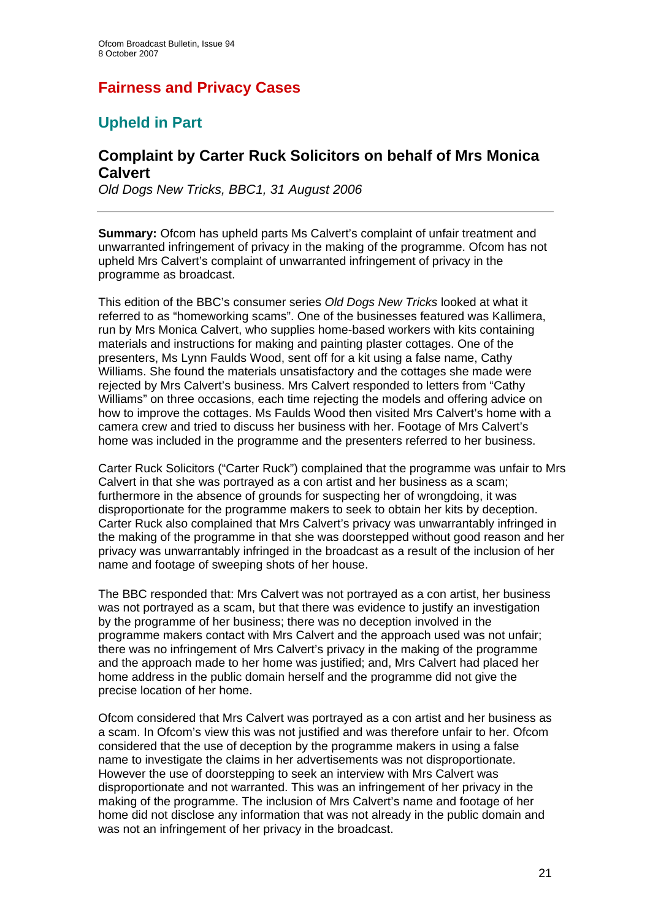## Fairness and Privacy Cases

### Upheld in Part

### Complaint by Carter Ruck Solicitors on behalf of Mrs Monica Calvert

*Old Dogs New Tricks, BBC1, 31 August 2006*

**Summary:** Ofcom has upheld parts Ms Calvert's complaint of unfair treatment and unwarranted infringement of privacy in the making of the programme. Ofcom has not upheld Mrs Calvert's complaint of unwarranted infringement of privacy in the programme as broadcast.

This edition of the BBC's consumer series *Old Dogs New Tricks* looked at what it referred to as "homeworking scams". One of the businesses featured was Kallimera, run by Mrs Monica Calvert, who supplies home-based workers with kits containing materials and instructions for making and painting plaster cottages. One of the presenters, Ms Lynn Faulds Wood, sent off for a kit using a false name, Cathy Williams. She found the materials unsatisfactory and the cottages she made were rejected by Mrs Calvert's business. Mrs Calvert responded to letters from "Cathy Williams" on three occasions, each time rejecting the models and offering advice on how to improve the cottages. Ms Faulds Wood then visited Mrs Calvert's home with a camera crew and tried to discuss her business with her. Footage of Mrs Calvert's home was included in the programme and the presenters referred to her business.

Carter Ruck Solicitors ("Carter Ruck") complained that the programme was unfair to Mrs Calvert in that she was portrayed as a con artist and her business as a scam; furthermore in the absence of grounds for suspecting her of wrongdoing, it was disproportionate for the programme makers to seek to obtain her kits by deception. Carter Ruck also complained that Mrs Calvert's privacy was unwarrantably infringed in the making of the programme in that she was doorstepped without good reason and her privacy was unwarrantably infringed in the broadcast as a result of the inclusion of her name and footage of sweeping shots of her house.

The BBC responded that: Mrs Calvert was not portrayed as a con artist, her business was not portrayed as a scam, but that there was evidence to justify an investigation by the programme of her business; there was no deception involved in the programme makers contact with Mrs Calvert and the approach used was not unfair; there was no infringement of Mrs Calvert's privacy in the making of the programme and the approach made to her home was justified; and, Mrs Calvert had placed her home address in the public domain herself and the programme did not give the precise location of her home.

Ofcom considered that Mrs Calvert was portrayed as a con artist and her business as a scam. In Ofcom's view this was not justified and was therefore unfair to her. Ofcom considered that the use of deception by the programme makers in using a false name to investigate the claims in her advertisements was not disproportionate. However the use of doorstepping to seek an interview with Mrs Calvert was disproportionate and not warranted. This was an infringement of her privacy in the making of the programme. The inclusion of Mrs Calvert's name and footage of her home did not disclose any information that was not already in the public domain and was not an infringement of her privacy in the broadcast.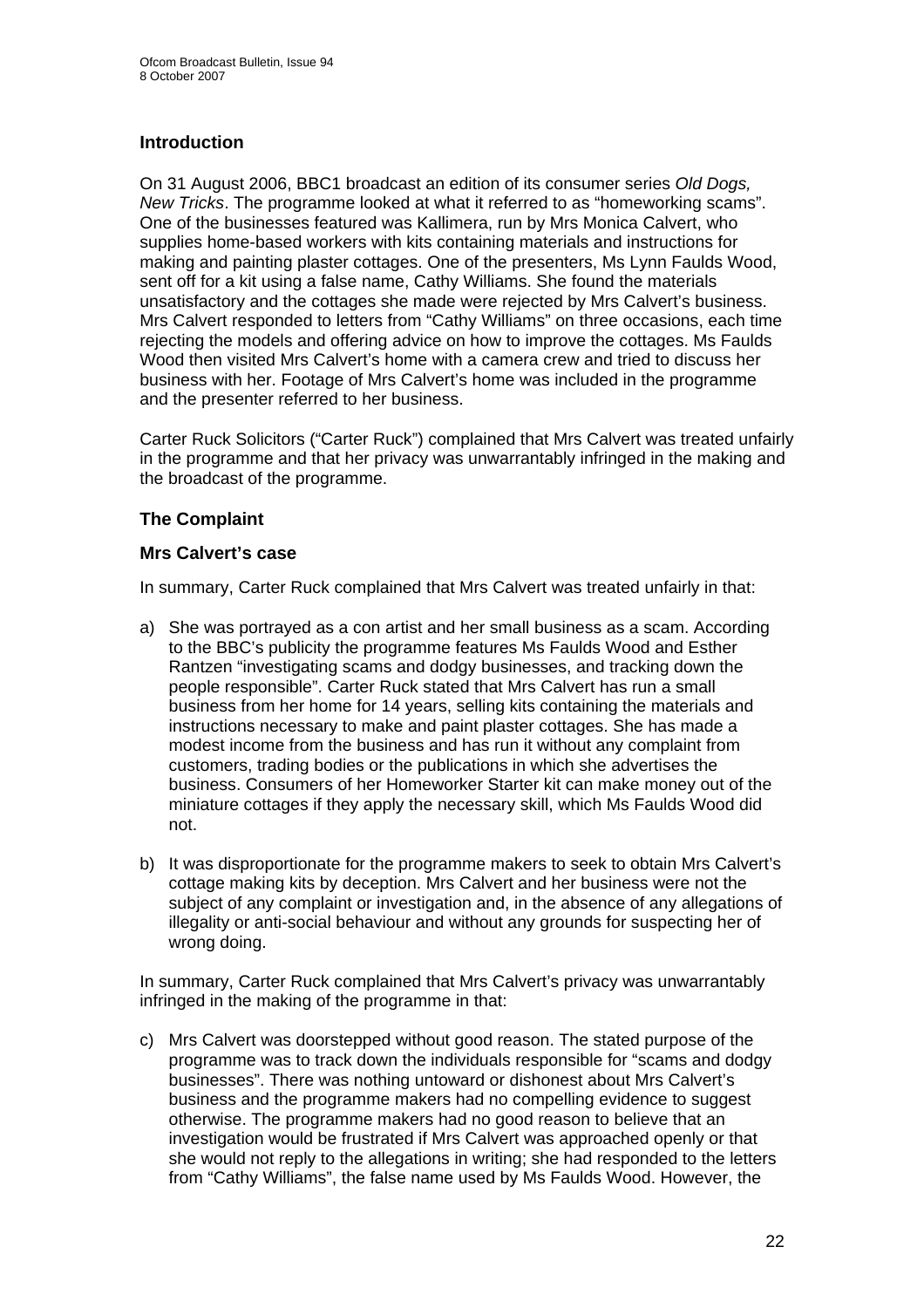## Introduction

On 31 August 2006, BBC1 broadcast an edition of its consumer series *Old Dogs, New Tricks*. The programme looked at what it referred to as "homeworking scams". One of the businesses featured was Kallimera, run by Mrs Monica Calvert, who supplies home-based workers with kits containing materials and instructions for making and painting plaster cottages. One of the presenters, Ms Lynn Faulds Wood, sent off for a kit using a false name, Cathy Williams. She found the materials unsatisfactory and the cottages she made were rejected by Mrs Calvert's business. Mrs Calvert responded to letters from "Cathy Williams" on three occasions, each time rejecting the models and offering advice on how to improve the cottages. Ms Faulds Wood then visited Mrs Calvert's home with a camera crew and tried to discuss her business with her. Footage of Mrs Calvert's home was included in the programme and the presenter referred to her business.

Carter Ruck Solicitors ("Carter Ruck") complained that Mrs Calvert was treated unfairly in the programme and that her privacy was unwarrantably infringed in the making and the broadcast of the programme.

## The Complaint

### Mrs Calvert's case

In summary, Carter Ruck complained that Mrs Calvert was treated unfairly in that:

a) She was portrayed as a con artist and her small business as a scam. According to the BBC's publicity the programme features Ms Faulds Wood and Esther Rantzen "investigating scams and dodgy businesses, and tracking down the people responsible". Carter Ruck stated that Mrs Calvert has run a small business from her home for 14 years, selling kits containing the materials and instructions necessary to make and paint plaster cottages. She has made a modest income from the business and has run it without any complaint from customers, trading bodies or the publications in which she advertises the business. Consumers of her Homeworker Starter kit can make money out of the miniature cottages if they apply the necessary skill, which Ms Faulds Wood did not.

b) It was disproportionate for the programme makers to seek to obtain Mrs Calvert's cottage making kits by deception. Mrs Calvert and her business were not the subject of any complaint or investigation and, in the absence of any allegations of illegality or anti-social behaviour and without any grounds for suspecting her of wrong doing.

In summary, Carter Ruck complained that Mrs Calvert's privacy was unwarrantably infringed in the making of the programme in that:

c) Mrs Calvert was doorstepped without good reason. The stated purpose of the programme was to track down the individuals responsible for "scams and dodgy businesses". There was nothing untoward or dishonest about Mrs Calvert's business and the programme makers had no compelling evidence to suggest otherwise. The programme makers had no good reason to believe that an investigation would be frustrated if Mrs Calvert was approached openly or that she would not reply to the allegations in writing; she had responded to the letters from "Cathy Williams", the false name used by Ms Faulds Wood. However, the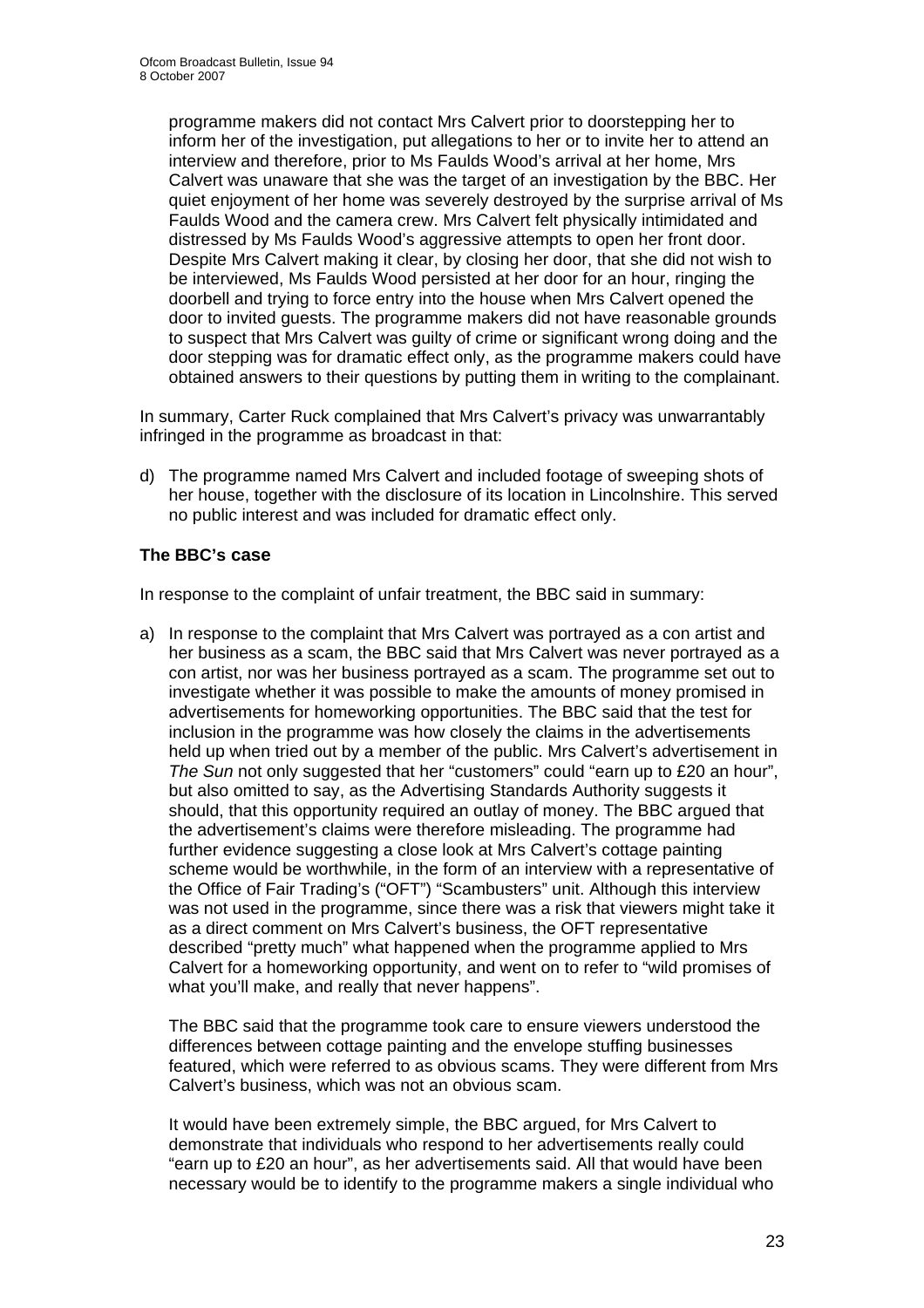programme makers did not contact Mrs Calvert prior to doorstepping her to inform her of the investigation, put allegations to her or to invite her to attend an interview and therefore, prior to Ms Faulds Wood's arrival at her home, Mrs Calvert was unaware that she was the target of an investigation by the BBC. Her quiet enjoyment of her home was severely destroyed by the surprise arrival of Ms Faulds Wood and the camera crew. Mrs Calvert felt physically intimidated and distressed by Ms Faulds Wood's aggressive attempts to open her front door. Despite Mrs Calvert making it clear, by closing her door, that she did not wish to be interviewed, Ms Faulds Wood persisted at her door for an hour, ringing the doorbell and trying to force entry into the house when Mrs Calvert opened the door to invited guests. The programme makers did not have reasonable grounds to suspect that Mrs Calvert was guilty of crime or significant wrong doing and the door stepping was for dramatic effect only, as the programme makers could have obtained answers to their questions by putting them in writing to the complainant.

In summary, Carter Ruck complained that Mrs Calvert's privacy was unwarrantably infringed in the programme as broadcast in that:

d) The programme named Mrs Calvert and included footage of sweeping shots of her house, together with the disclosure of its location in Lincolnshire. This served no public interest and was included for dramatic effect only.

**The BBC's case**

In response to the complaint of unfair treatment, the BBC said in summary:

a) In response to the complaint that Mrs Calvert was portrayed as a con artist and her business as a scam, the BBC said that Mrs Calvert was never portrayed as a con artist, nor was her business portrayed as a scam. The programme set out to investigate whether it was possible to make the amounts of money promised in advertisements for homeworking opportunities. The BBC said that the test for inclusion in the programme was how closely the claims in the advertisements held up when tried out by a member of the public. Mrs Calvert's advertisement in *The Sun* not only suggested that her "customers" could "earn up to £20 an hour", but also omitted to say, as the Advertising Standards Authority suggests it should, that this opportunity required an outlay of money. The BBC argued that the advertisement's claims were therefore misleading. The programme had further evidence suggesting a close look at Mrs Calvert's cottage painting scheme would be worthwhile, in the form of an interview with a representative of the Office of Fair Trading's ("OFT") "Scambusters" unit. Although this interview was not used in the programme, since there was a risk that viewers might take it as a direct comment on Mrs Calvert's business, the OFT representative described "pretty much" what happened when the programme applied to Mrs Calvert for a homeworking opportunity, and went on to refer to "wild promises of what you'll make, and really that never happens".

The BBC said that the programme took care to ensure viewers understood the differences between cottage painting and the envelope stuffing businesses featured, which were referred to as obvious scams. They were different from Mrs Calvert's business, which was not an obvious scam.

It would have been extremely simple, the BBC argued, for Mrs Calvert to demonstrate that individuals who respond to her advertisements really could "earn up to £20 an hour", as her advertisements said. All that would have been necessary would be to identify to the programme makers a single individual who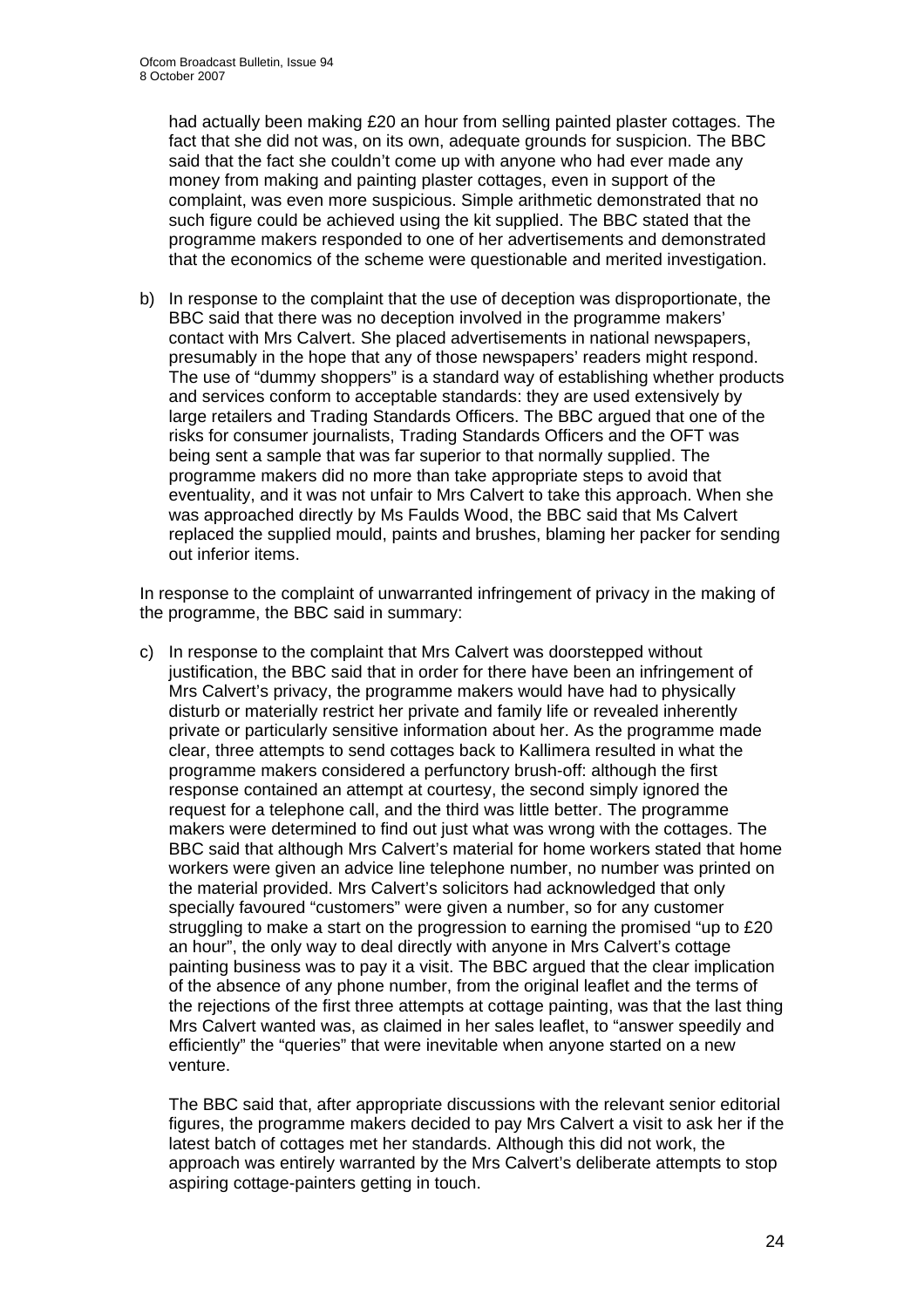had actually been making £20 an hour from selling painted plaster cottages. The fact that she did not was, on its own, adequate grounds for suspicion. The BBC said that the fact she couldn't come up with anyone who had ever made any money from making and painting plaster cottages, even in support of the complaint, was even more suspicious. Simple arithmetic demonstrated that no such figure could be achieved using the kit supplied. The BBC stated that the programme makers responded to one of her advertisements and demonstrated that the economics of the scheme were questionable and merited investigation.

b) In response to the complaint that the use of deception was disproportionate, the BBC said that there was no deception involved in the programme makers' contact with Mrs Calvert. She placed advertisements in national newspapers, presumably in the hope that any of those newspapers' readers might respond. The use of "dummy shoppers" is a standard way of establishing whether products and services conform to acceptable standards: they are used extensively by large retailers and Trading Standards Officers. The BBC argued that one of the risks for consumer journalists, Trading Standards Officers and the OFT was being sent a sample that was far superior to that normally supplied. The programme makers did no more than take appropriate steps to avoid that eventuality, and it was not unfair to Mrs Calvert to take this approach. When she was approached directly by Ms Faulds Wood, the BBC said that Ms Calvert replaced the supplied mould, paints and brushes, blaming her packer for sending out inferior items.

In response to the complaint of unwarranted infringement of privacy in the making of the programme, the BBC said in summary:

c) In response to the complaint that Mrs Calvert was doorstepped without justification, the BBC said that in order for there have been an infringement of Mrs Calvert's privacy, the programme makers would have had to physically disturb or materially restrict her private and family life or revealed inherently private or particularly sensitive information about her. As the programme made clear, three attempts to send cottages back to Kallimera resulted in what the programme makers considered a perfunctory brush-off: although the first response contained an attempt at courtesy, the second simply ignored the request for a telephone call, and the third was little better. The programme makers were determined to find out just what was wrong with the cottages. The BBC said that although Mrs Calvert's material for home workers stated that home workers were given an advice line telephone number, no number was printed on the material provided. Mrs Calvert's solicitors had acknowledged that only specially favoured "customers" were given a number, so for any customer struggling to make a start on the progression to earning the promised "up to £20 an hour", the only way to deal directly with anyone in Mrs Calvert's cottage painting business was to pay it a visit. The BBC argued that the clear implication of the absence of any phone number, from the original leaflet and the terms of the rejections of the first three attempts at cottage painting, was that the last thing Mrs Calvert wanted was, as claimed in her sales leaflet, to "answer speedily and efficiently" the "queries" that were inevitable when anyone started on a new venture.

   The BBC said that, after appropriate discussions with the relevant senior editorial figures, the programme makers decided to pay Mrs Calvert a visit to ask her if the latest batch of cottages met her standards. Although this did not work, the approach was entirely warranted by the Mrs Calvert's deliberate attempts to stop aspiring cottage-painters getting in touch.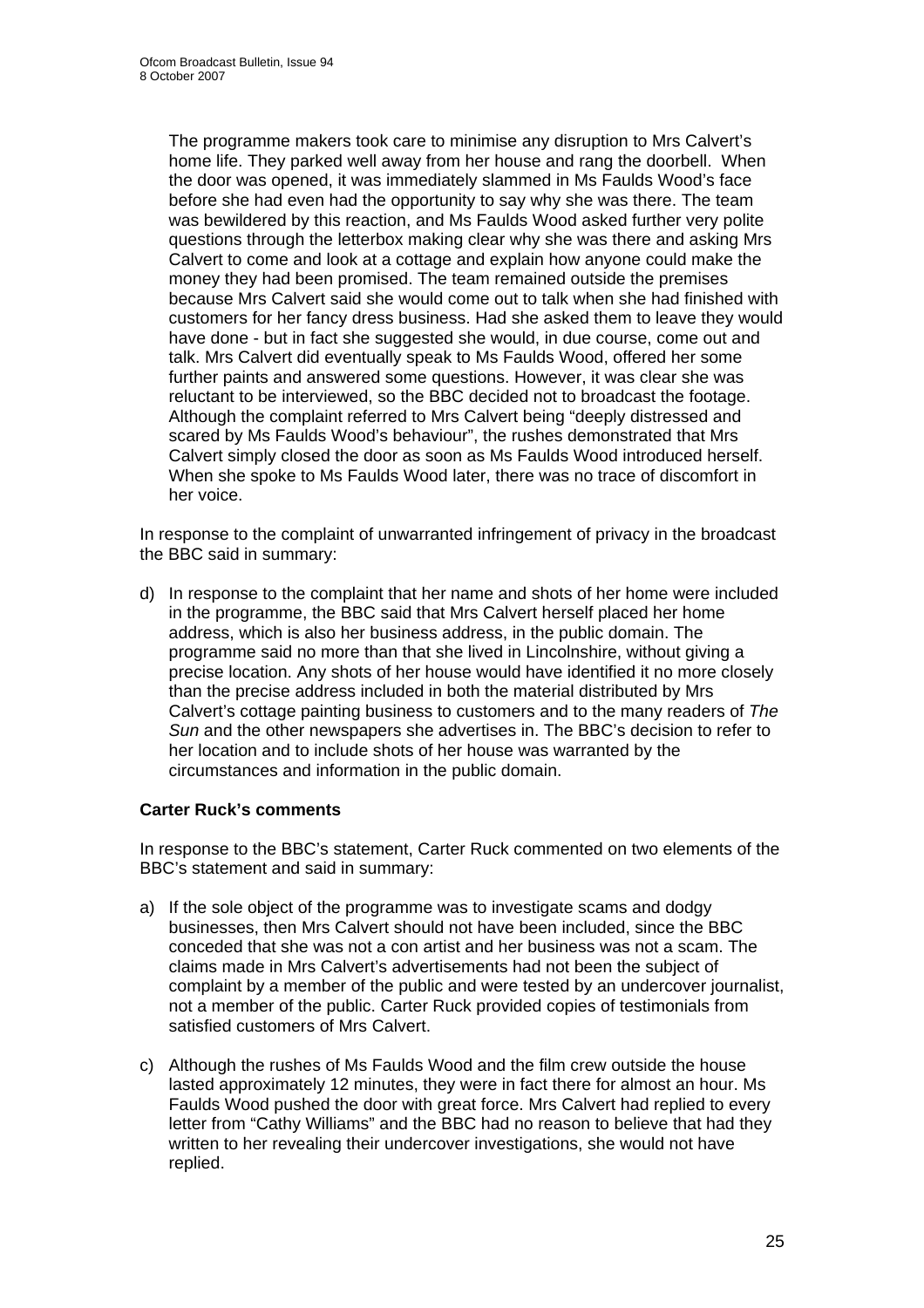The programme makers took care to minimise any disruption to Mrs Calvert's home life. They parked well away from her house and rang the doorbell. When the door was opened, it was immediately slammed in Ms Faulds Wood's face before she had even had the opportunity to say why she was there. The team was bewildered by this reaction, and Ms Faulds Wood asked further very polite questions through the letterbox making clear why she was there and asking Mrs Calvert to come and look at a cottage and explain how anyone could make the money they had been promised. The team remained outside the premises because Mrs Calvert said she would come out to talk when she had finished with customers for her fancy dress business. Had she asked them to leave they would have done - but in fact she suggested she would, in due course, come out and talk. Mrs Calvert did eventually speak to Ms Faulds Wood, offered her some further paints and answered some questions. However, it was clear she was reluctant to be interviewed, so the BBC decided not to broadcast the footage. Although the complaint referred to Mrs Calvert being "deeply distressed and scared by Ms Faulds Wood's behaviour", the rushes demonstrated that Mrs Calvert simply closed the door as soon as Ms Faulds Wood introduced herself. When she spoke to Ms Faulds Wood later, there was no trace of discomfort in her voice.

In response to the complaint of unwarranted infringement of privacy in the broadcast the BBC said in summary:

d) In response to the complaint that her name and shots of her home were included in the programme, the BBC said that Mrs Calvert herself placed her home address, which is also her business address, in the public domain. The programme said no more than that she lived in Lincolnshire, without giving a precise location. Any shots of her house would have identified it no more closely than the precise address included in both the material distributed by Mrs Calvert's cottage painting business to customers and to the many readers of *The Sun* and the other newspapers she advertises in. The BBC's decision to refer to her location and to include shots of her house was warranted by the circumstances and information in the public domain.

**Carter Ruck's comments**

In response to the BBC's statement, Carter Ruck commented on two elements of the BBC's statement and said in summary:

a) If the sole object of the programme was to investigate scams and dodgy businesses, then Mrs Calvert should not have been included, since the BBC conceded that she was not a con artist and her business was not a scam. The claims made in Mrs Calvert's advertisements had not been the subject of complaint by a member of the public and were tested by an undercover journalist, not a member of the public. Carter Ruck provided copies of testimonials from satisfied customers of Mrs Calvert.

c) Although the rushes of Ms Faulds Wood and the film crew outside the house lasted approximately 12 minutes, they were in fact there for almost an hour. Ms Faulds Wood pushed the door with great force. Mrs Calvert had replied to every letter from "Cathy Williams" and the BBC had no reason to believe that had they written to her revealing their undercover investigations, she would not have replied.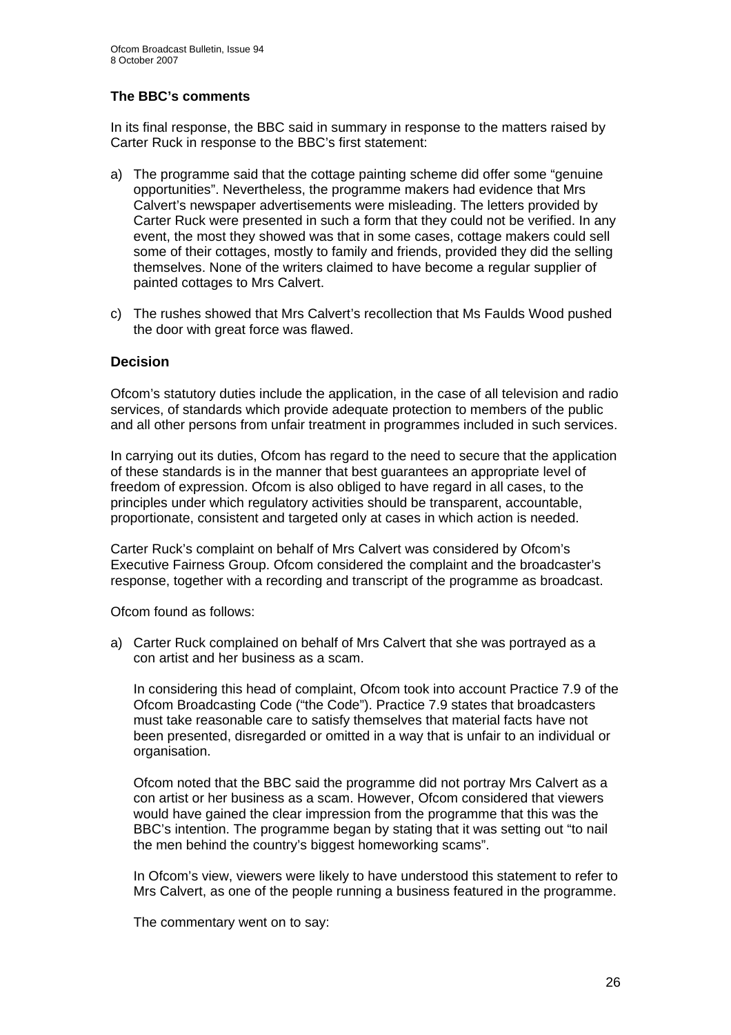### The BBC's comments

In its final response, the BBC said in summary in response to the matters raised by Carter Ruck in response to the BBC's first statement:

a) The programme said that the cottage painting scheme did offer some "genuine opportunities". Nevertheless, the programme makers had evidence that Mrs Calvert's newspaper advertisements were misleading. The letters provided by Carter Ruck were presented in such a form that they could not be verified. In any event, the most they showed was that in some cases, cottage makers could sell some of their cottages, mostly to family and friends, provided they did the selling themselves. None of the writers claimed to have become a regular supplier of painted cottages to Mrs Calvert.

c) The rushes showed that Mrs Calvert's recollection that Ms Faulds Wood pushed the door with great force was flawed.

## Decision

Ofcom's statutory duties include the application, in the case of all television and radio services, of standards which provide adequate protection to members of the public and all other persons from unfair treatment in programmes included in such services.

In carrying out its duties, Ofcom has regard to the need to secure that the application of these standards is in the manner that best guarantees an appropriate level of freedom of expression. Ofcom is also obliged to have regard in all cases, to the principles under which regulatory activities should be transparent, accountable, proportionate, consistent and targeted only at cases in which action is needed.

Carter Ruck's complaint on behalf of Mrs Calvert was considered by Ofcom's Executive Fairness Group. Ofcom considered the complaint and the broadcaster's response, together with a recording and transcript of the programme as broadcast.

Ofcom found as follows:

a) Carter Ruck complained on behalf of Mrs Calvert that she was portrayed as a con artist and her business as a scam.

   In considering this head of complaint, Ofcom took into account Practice 7.9 of the Ofcom Broadcasting Code ("the Code"). Practice 7.9 states that broadcasters must take reasonable care to satisfy themselves that material facts have not been presented, disregarded or omitted in a way that is unfair to an individual or organisation.

   Ofcom noted that the BBC said the programme did not portray Mrs Calvert as a con artist or her business as a scam. However, Ofcom considered that viewers would have gained the clear impression from the programme that this was the BBC's intention. The programme began by stating that it was setting out "to nail the men behind the country's biggest homeworking scams".

   In Ofcom's view, viewers were likely to have understood this statement to refer to Mrs Calvert, as one of the people running a business featured in the programme.

   The commentary went on to say: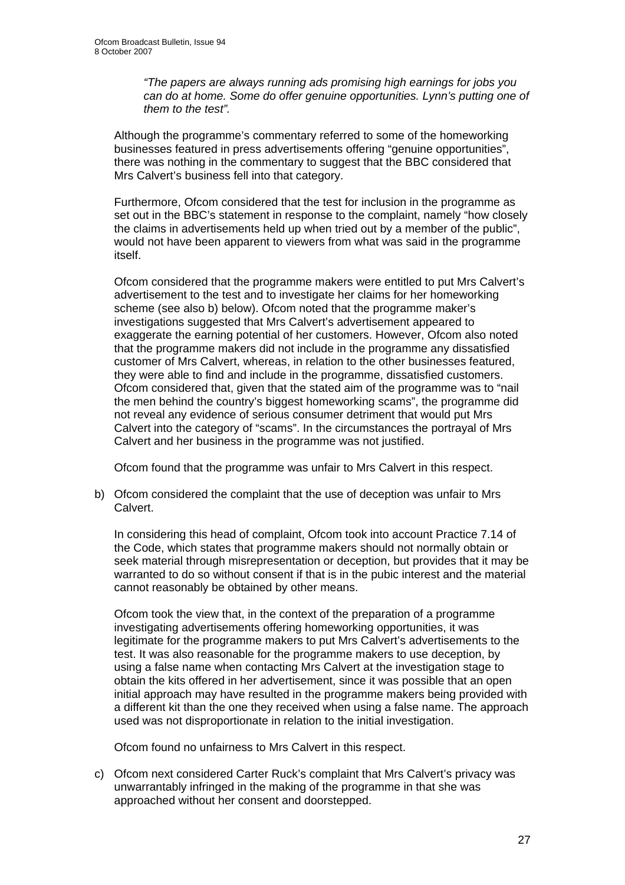*"The papers are always running ads promising high earnings for jobs you can do at home. Some do offer genuine opportunities. Lynn's putting one of them to the test".*

Although the programme's commentary referred to some of the homeworking businesses featured in press advertisements offering "genuine opportunities", there was nothing in the commentary to suggest that the BBC considered that Mrs Calvert's business fell into that category.

Furthermore, Ofcom considered that the test for inclusion in the programme as set out in the BBC's statement in response to the complaint, namely "how closely the claims in advertisements held up when tried out by a member of the public", would not have been apparent to viewers from what was said in the programme itself.

Ofcom considered that the programme makers were entitled to put Mrs Calvert's advertisement to the test and to investigate her claims for her homeworking scheme (see also b) below). Ofcom noted that the programme maker's investigations suggested that Mrs Calvert's advertisement appeared to exaggerate the earning potential of her customers. However, Ofcom also noted that the programme makers did not include in the programme any dissatisfied customer of Mrs Calvert, whereas, in relation to the other businesses featured, they were able to find and include in the programme, dissatisfied customers. Ofcom considered that, given that the stated aim of the programme was to "nail the men behind the country's biggest homeworking scams", the programme did not reveal any evidence of serious consumer detriment that would put Mrs Calvert into the category of "scams". In the circumstances the portrayal of Mrs Calvert and her business in the programme was not justified.

Ofcom found that the programme was unfair to Mrs Calvert in this respect.

b) Ofcom considered the complaint that the use of deception was unfair to Mrs Calvert.

   In considering this head of complaint, Ofcom took into account Practice 7.14 of the Code, which states that programme makers should not normally obtain or seek material through misrepresentation or deception, but provides that it may be warranted to do so without consent if that is in the pubic interest and the material cannot reasonably be obtained by other means.

   Ofcom took the view that, in the context of the preparation of a programme investigating advertisements offering homeworking opportunities, it was legitimate for the programme makers to put Mrs Calvert's advertisements to the test. It was also reasonable for the programme makers to use deception, by using a false name when contacting Mrs Calvert at the investigation stage to obtain the kits offered in her advertisement, since it was possible that an open initial approach may have resulted in the programme makers being provided with a different kit than the one they received when using a false name. The approach used was not disproportionate in relation to the initial investigation.

   Ofcom found no unfairness to Mrs Calvert in this respect.

c) Ofcom next considered Carter Ruck's complaint that Mrs Calvert's privacy was unwarrantably infringed in the making of the programme in that she was approached without her consent and doorstepped.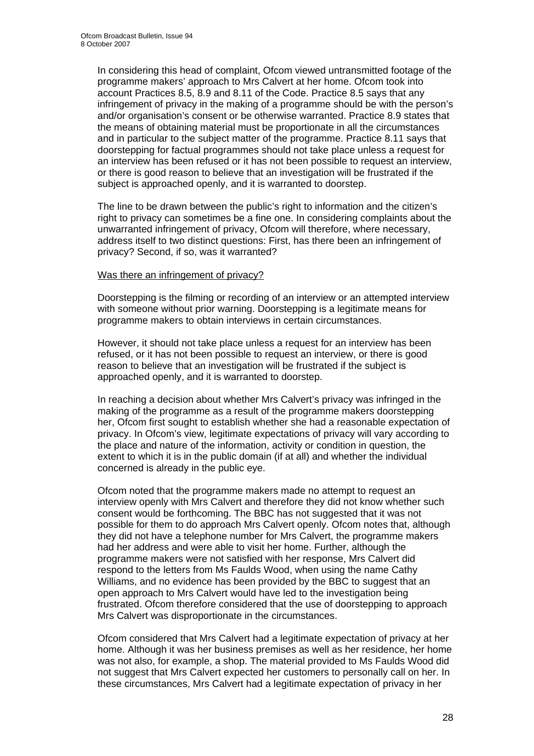In considering this head of complaint, Ofcom viewed untransmitted footage of the programme makers' approach to Mrs Calvert at her home. Ofcom took into account Practices 8.5, 8.9 and 8.11 of the Code. Practice 8.5 says that any infringement of privacy in the making of a programme should be with the person's and/or organisation's consent or be otherwise warranted. Practice 8.9 states that the means of obtaining material must be proportionate in all the circumstances and in particular to the subject matter of the programme. Practice 8.11 says that doorstepping for factual programmes should not take place unless a request for an interview has been refused or it has not been possible to request an interview, or there is good reason to believe that an investigation will be frustrated if the subject is approached openly, and it is warranted to doorstep.

The line to be drawn between the public's right to information and the citizen's right to privacy can sometimes be a fine one. In considering complaints about the unwarranted infringement of privacy, Ofcom will therefore, where necessary, address itself to two distinct questions: First, has there been an infringement of privacy? Second, if so, was it warranted?

Was there an infringement of privacy?

Doorstepping is the filming or recording of an interview or an attempted interview with someone without prior warning. Doorstepping is a legitimate means for programme makers to obtain interviews in certain circumstances.

However, it should not take place unless a request for an interview has been refused, or it has not been possible to request an interview, or there is good reason to believe that an investigation will be frustrated if the subject is approached openly, and it is warranted to doorstep.

In reaching a decision about whether Mrs Calvert's privacy was infringed in the making of the programme as a result of the programme makers doorstepping her, Ofcom first sought to establish whether she had a reasonable expectation of privacy. In Ofcom's view, legitimate expectations of privacy will vary according to the place and nature of the information, activity or condition in question, the extent to which it is in the public domain (if at all) and whether the individual concerned is already in the public eye.

Ofcom noted that the programme makers made no attempt to request an interview openly with Mrs Calvert and therefore they did not know whether such consent would be forthcoming. The BBC has not suggested that it was not possible for them to do approach Mrs Calvert openly. Ofcom notes that, although they did not have a telephone number for Mrs Calvert, the programme makers had her address and were able to visit her home. Further, although the programme makers were not satisfied with her response, Mrs Calvert did respond to the letters from Ms Faulds Wood, when using the name Cathy Williams, and no evidence has been provided by the BBC to suggest that an open approach to Mrs Calvert would have led to the investigation being frustrated. Ofcom therefore considered that the use of doorstepping to approach Mrs Calvert was disproportionate in the circumstances.

Ofcom considered that Mrs Calvert had a legitimate expectation of privacy at her home. Although it was her business premises as well as her residence, her home was not also, for example, a shop. The material provided to Ms Faulds Wood did not suggest that Mrs Calvert expected her customers to personally call on her. In these circumstances, Mrs Calvert had a legitimate expectation of privacy in her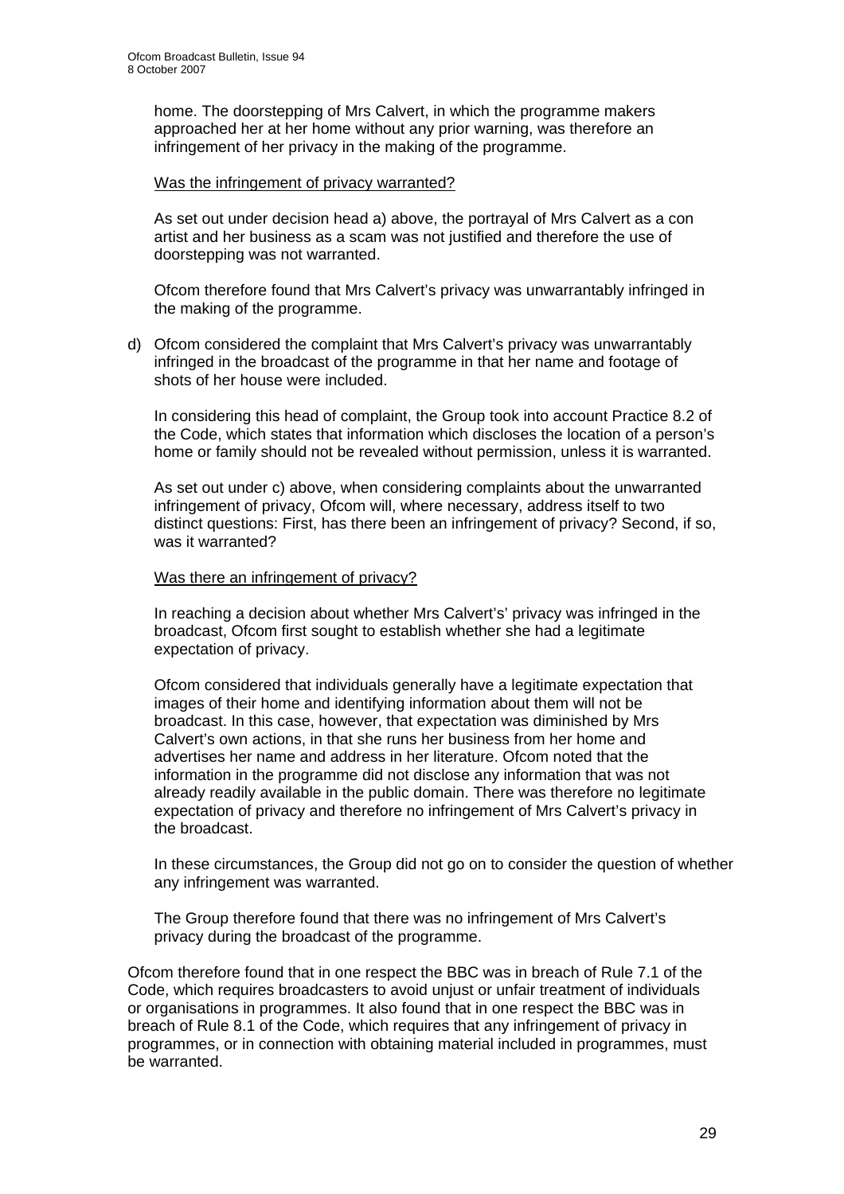home. The doorstepping of Mrs Calvert, in which the programme makers approached her at her home without any prior warning, was therefore an infringement of her privacy in the making of the programme.

Was the infringement of privacy warranted?

As set out under decision head a) above, the portrayal of Mrs Calvert as a con artist and her business as a scam was not justified and therefore the use of doorstepping was not warranted.

Ofcom therefore found that Mrs Calvert's privacy was unwarrantably infringed in the making of the programme.

d) Ofcom considered the complaint that Mrs Calvert's privacy was unwarrantably infringed in the broadcast of the programme in that her name and footage of shots of her house were included.

In considering this head of complaint, the Group took into account Practice 8.2 of the Code, which states that information which discloses the location of a person's home or family should not be revealed without permission, unless it is warranted.

As set out under c) above, when considering complaints about the unwarranted infringement of privacy, Ofcom will, where necessary, address itself to two distinct questions: First, has there been an infringement of privacy? Second, if so, was it warranted?

Was there an infringement of privacy?

In reaching a decision about whether Mrs Calvert's' privacy was infringed in the broadcast, Ofcom first sought to establish whether she had a legitimate expectation of privacy.

Ofcom considered that individuals generally have a legitimate expectation that images of their home and identifying information about them will not be broadcast. In this case, however, that expectation was diminished by Mrs Calvert's own actions, in that she runs her business from her home and advertises her name and address in her literature. Ofcom noted that the information in the programme did not disclose any information that was not already readily available in the public domain. There was therefore no legitimate expectation of privacy and therefore no infringement of Mrs Calvert's privacy in the broadcast.

In these circumstances, the Group did not go on to consider the question of whether any infringement was warranted.

The Group therefore found that there was no infringement of Mrs Calvert's privacy during the broadcast of the programme.

Ofcom therefore found that in one respect the BBC was in breach of Rule 7.1 of the Code, which requires broadcasters to avoid unjust or unfair treatment of individuals or organisations in programmes. It also found that in one respect the BBC was in breach of Rule 8.1 of the Code, which requires that any infringement of privacy in programmes, or in connection with obtaining material included in programmes, must be warranted.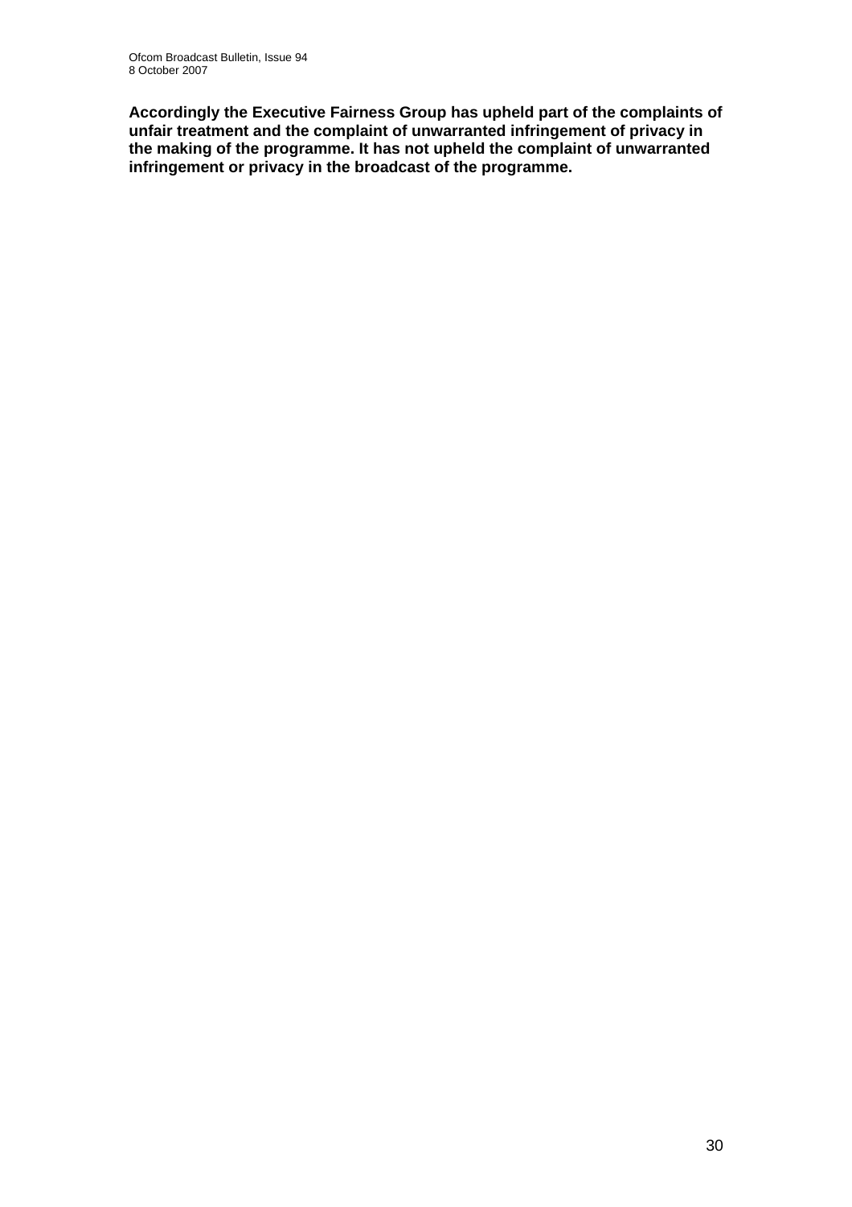**Accordingly the Executive Fairness Group has upheld part of the complaints of unfair treatment and the complaint of unwarranted infringement of privacy in the making of the programme. It has not upheld the complaint of unwarranted infringement or privacy in the broadcast of the programme.**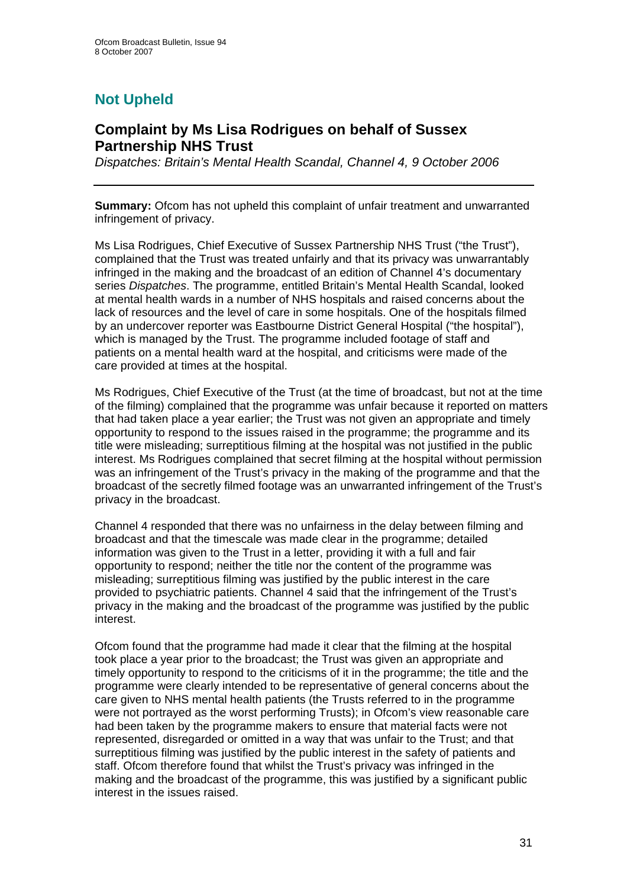## Not Upheld

## Complaint by Ms Lisa Rodrigues on behalf of Sussex Partnership NHS Trust

*Dispatches: Britain's Mental Health Scandal, Channel 4, 9 October 2006*

---

**Summary:** Ofcom has not upheld this complaint of unfair treatment and unwarranted infringement of privacy.

Ms Lisa Rodrigues, Chief Executive of Sussex Partnership NHS Trust ("the Trust"), complained that the Trust was treated unfairly and that its privacy was unwarrantably infringed in the making and the broadcast of an edition of Channel 4's documentary series *Dispatches*. The programme, entitled Britain's Mental Health Scandal, looked at mental health wards in a number of NHS hospitals and raised concerns about the lack of resources and the level of care in some hospitals. One of the hospitals filmed by an undercover reporter was Eastbourne District General Hospital ("the hospital"), which is managed by the Trust. The programme included footage of staff and patients on a mental health ward at the hospital, and criticisms were made of the care provided at times at the hospital.

Ms Rodrigues, Chief Executive of the Trust (at the time of broadcast, but not at the time of the filming) complained that the programme was unfair because it reported on matters that had taken place a year earlier; the Trust was not given an appropriate and timely opportunity to respond to the issues raised in the programme; the programme and its title were misleading; surreptitious filming at the hospital was not justified in the public interest. Ms Rodrigues complained that secret filming at the hospital without permission was an infringement of the Trust's privacy in the making of the programme and that the broadcast of the secretly filmed footage was an unwarranted infringement of the Trust's privacy in the broadcast.

Channel 4 responded that there was no unfairness in the delay between filming and broadcast and that the timescale was made clear in the programme; detailed information was given to the Trust in a letter, providing it with a full and fair opportunity to respond; neither the title nor the content of the programme was misleading; surreptitious filming was justified by the public interest in the care provided to psychiatric patients. Channel 4 said that the infringement of the Trust's privacy in the making and the broadcast of the programme was justified by the public interest.

Ofcom found that the programme had made it clear that the filming at the hospital took place a year prior to the broadcast; the Trust was given an appropriate and timely opportunity to respond to the criticisms of it in the programme; the title and the programme were clearly intended to be representative of general concerns about the care given to NHS mental health patients (the Trusts referred to in the programme were not portrayed as the worst performing Trusts); in Ofcom's view reasonable care had been taken by the programme makers to ensure that material facts were not represented, disregarded or omitted in a way that was unfair to the Trust; and that surreptitious filming was justified by the public interest in the safety of patients and staff. Ofcom therefore found that whilst the Trust's privacy was infringed in the making and the broadcast of the programme, this was justified by a significant public interest in the issues raised.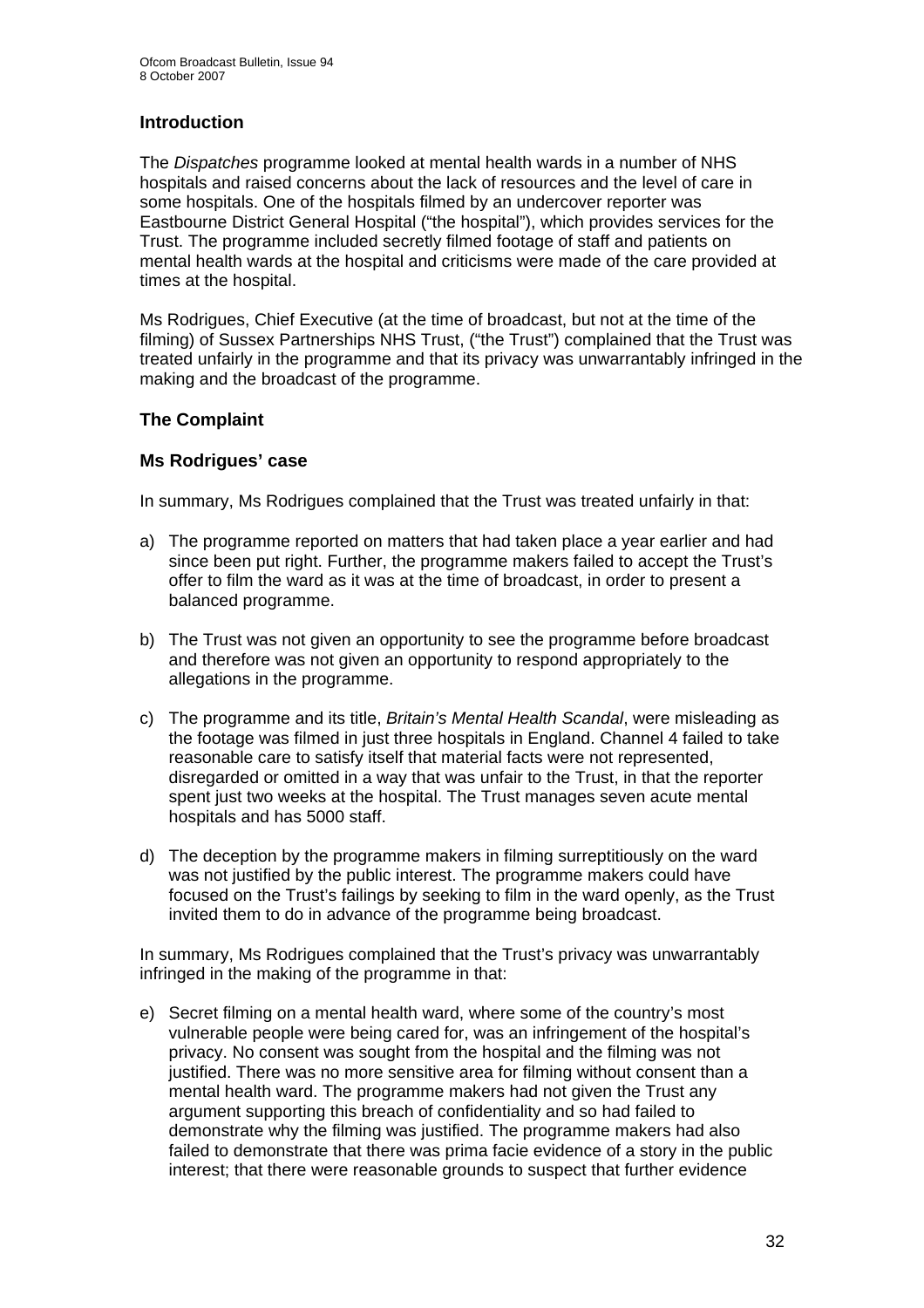## Introduction

The *Dispatches* programme looked at mental health wards in a number of NHS hospitals and raised concerns about the lack of resources and the level of care in some hospitals. One of the hospitals filmed by an undercover reporter was Eastbourne District General Hospital ("the hospital"), which provides services for the Trust. The programme included secretly filmed footage of staff and patients on mental health wards at the hospital and criticisms were made of the care provided at times at the hospital.

Ms Rodrigues, Chief Executive (at the time of broadcast, but not at the time of the filming) of Sussex Partnerships NHS Trust, ("the Trust") complained that the Trust was treated unfairly in the programme and that its privacy was unwarrantably infringed in the making and the broadcast of the programme.

## The Complaint

### Ms Rodrigues' case

In summary, Ms Rodrigues complained that the Trust was treated unfairly in that:

a) The programme reported on matters that had taken place a year earlier and had since been put right. Further, the programme makers failed to accept the Trust's offer to film the ward as it was at the time of broadcast, in order to present a balanced programme.

b) The Trust was not given an opportunity to see the programme before broadcast and therefore was not given an opportunity to respond appropriately to the allegations in the programme.

c) The programme and its title, *Britain's Mental Health Scandal*, were misleading as the footage was filmed in just three hospitals in England. Channel 4 failed to take reasonable care to satisfy itself that material facts were not represented, disregarded or omitted in a way that was unfair to the Trust, in that the reporter spent just two weeks at the hospital. The Trust manages seven acute mental hospitals and has 5000 staff.

d) The deception by the programme makers in filming surreptitiously on the ward was not justified by the public interest. The programme makers could have focused on the Trust's failings by seeking to film in the ward openly, as the Trust invited them to do in advance of the programme being broadcast.

In summary, Ms Rodrigues complained that the Trust's privacy was unwarrantably infringed in the making of the programme in that:

e) Secret filming on a mental health ward, where some of the country's most vulnerable people were being cared for, was an infringement of the hospital's privacy. No consent was sought from the hospital and the filming was not justified. There was no more sensitive area for filming without consent than a mental health ward. The programme makers had not given the Trust any argument supporting this breach of confidentiality and so had failed to demonstrate why the filming was justified. The programme makers had also failed to demonstrate that there was prima facie evidence of a story in the public interest; that there were reasonable grounds to suspect that further evidence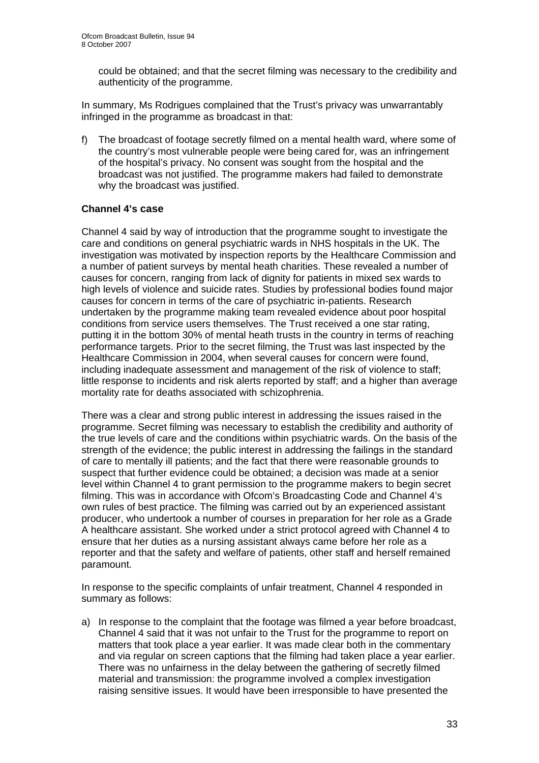could be obtained; and that the secret filming was necessary to the credibility and authenticity of the programme.

In summary, Ms Rodrigues complained that the Trust's privacy was unwarrantably infringed in the programme as broadcast in that:

f) The broadcast of footage secretly filmed on a mental health ward, where some of the country's most vulnerable people were being cared for, was an infringement of the hospital's privacy. No consent was sought from the hospital and the broadcast was not justified. The programme makers had failed to demonstrate why the broadcast was justified.

**Channel 4's case**

Channel 4 said by way of introduction that the programme sought to investigate the care and conditions on general psychiatric wards in NHS hospitals in the UK. The investigation was motivated by inspection reports by the Healthcare Commission and a number of patient surveys by mental heath charities. These revealed a number of causes for concern, ranging from lack of dignity for patients in mixed sex wards to high levels of violence and suicide rates. Studies by professional bodies found major causes for concern in terms of the care of psychiatric in-patients. Research undertaken by the programme making team revealed evidence about poor hospital conditions from service users themselves. The Trust received a one star rating, putting it in the bottom 30% of mental heath trusts in the country in terms of reaching performance targets. Prior to the secret filming, the Trust was last inspected by the Healthcare Commission in 2004, when several causes for concern were found, including inadequate assessment and management of the risk of violence to staff; little response to incidents and risk alerts reported by staff; and a higher than average mortality rate for deaths associated with schizophrenia.

There was a clear and strong public interest in addressing the issues raised in the programme. Secret filming was necessary to establish the credibility and authority of the true levels of care and the conditions within psychiatric wards. On the basis of the strength of the evidence; the public interest in addressing the failings in the standard of care to mentally ill patients; and the fact that there were reasonable grounds to suspect that further evidence could be obtained; a decision was made at a senior level within Channel 4 to grant permission to the programme makers to begin secret filming. This was in accordance with Ofcom's Broadcasting Code and Channel 4's own rules of best practice. The filming was carried out by an experienced assistant producer, who undertook a number of courses in preparation for her role as a Grade A healthcare assistant. She worked under a strict protocol agreed with Channel 4 to ensure that her duties as a nursing assistant always came before her role as a reporter and that the safety and welfare of patients, other staff and herself remained paramount.

In response to the specific complaints of unfair treatment, Channel 4 responded in summary as follows:

a) In response to the complaint that the footage was filmed a year before broadcast, Channel 4 said that it was not unfair to the Trust for the programme to report on matters that took place a year earlier. It was made clear both in the commentary and via regular on screen captions that the filming had taken place a year earlier. There was no unfairness in the delay between the gathering of secretly filmed material and transmission: the programme involved a complex investigation raising sensitive issues. It would have been irresponsible to have presented the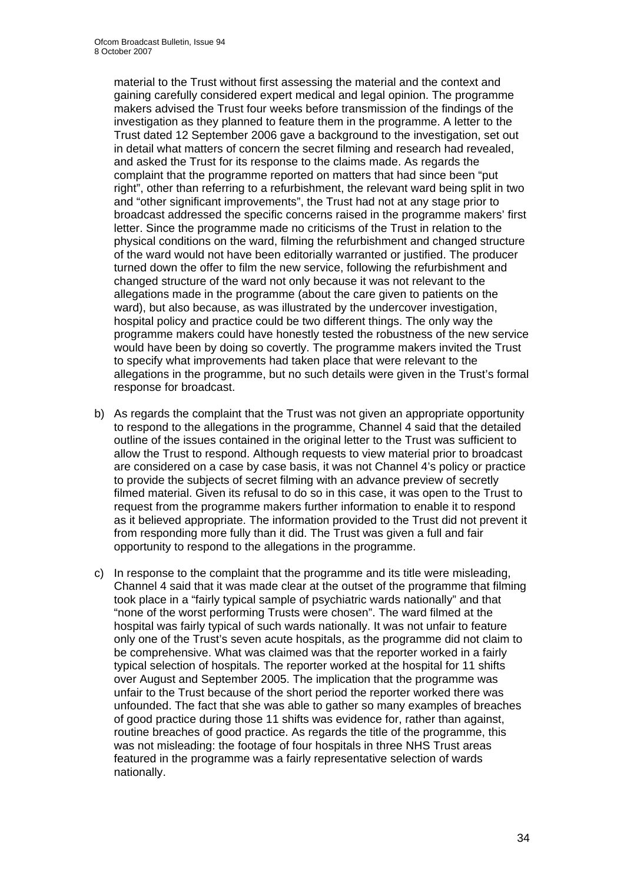material to the Trust without first assessing the material and the context and gaining carefully considered expert medical and legal opinion. The programme makers advised the Trust four weeks before transmission of the findings of the investigation as they planned to feature them in the programme. A letter to the Trust dated 12 September 2006 gave a background to the investigation, set out in detail what matters of concern the secret filming and research had revealed, and asked the Trust for its response to the claims made. As regards the complaint that the programme reported on matters that had since been "put right", other than referring to a refurbishment, the relevant ward being split in two and "other significant improvements", the Trust had not at any stage prior to broadcast addressed the specific concerns raised in the programme makers' first letter. Since the programme made no criticisms of the Trust in relation to the physical conditions on the ward, filming the refurbishment and changed structure of the ward would not have been editorially warranted or justified. The producer turned down the offer to film the new service, following the refurbishment and changed structure of the ward not only because it was not relevant to the allegations made in the programme (about the care given to patients on the ward), but also because, as was illustrated by the undercover investigation, hospital policy and practice could be two different things. The only way the programme makers could have honestly tested the robustness of the new service would have been by doing so covertly. The programme makers invited the Trust to specify what improvements had taken place that were relevant to the allegations in the programme, but no such details were given in the Trust's formal response for broadcast.

b) As regards the complaint that the Trust was not given an appropriate opportunity to respond to the allegations in the programme, Channel 4 said that the detailed outline of the issues contained in the original letter to the Trust was sufficient to allow the Trust to respond. Although requests to view material prior to broadcast are considered on a case by case basis, it was not Channel 4's policy or practice to provide the subjects of secret filming with an advance preview of secretly filmed material. Given its refusal to do so in this case, it was open to the Trust to request from the programme makers further information to enable it to respond as it believed appropriate. The information provided to the Trust did not prevent it from responding more fully than it did. The Trust was given a full and fair opportunity to respond to the allegations in the programme.

c) In response to the complaint that the programme and its title were misleading, Channel 4 said that it was made clear at the outset of the programme that filming took place in a "fairly typical sample of psychiatric wards nationally" and that "none of the worst performing Trusts were chosen". The ward filmed at the hospital was fairly typical of such wards nationally. It was not unfair to feature only one of the Trust's seven acute hospitals, as the programme did not claim to be comprehensive. What was claimed was that the reporter worked in a fairly typical selection of hospitals. The reporter worked at the hospital for 11 shifts over August and September 2005. The implication that the programme was unfair to the Trust because of the short period the reporter worked there was unfounded. The fact that she was able to gather so many examples of breaches of good practice during those 11 shifts was evidence for, rather than against, routine breaches of good practice. As regards the title of the programme, this was not misleading: the footage of four hospitals in three NHS Trust areas featured in the programme was a fairly representative selection of wards nationally.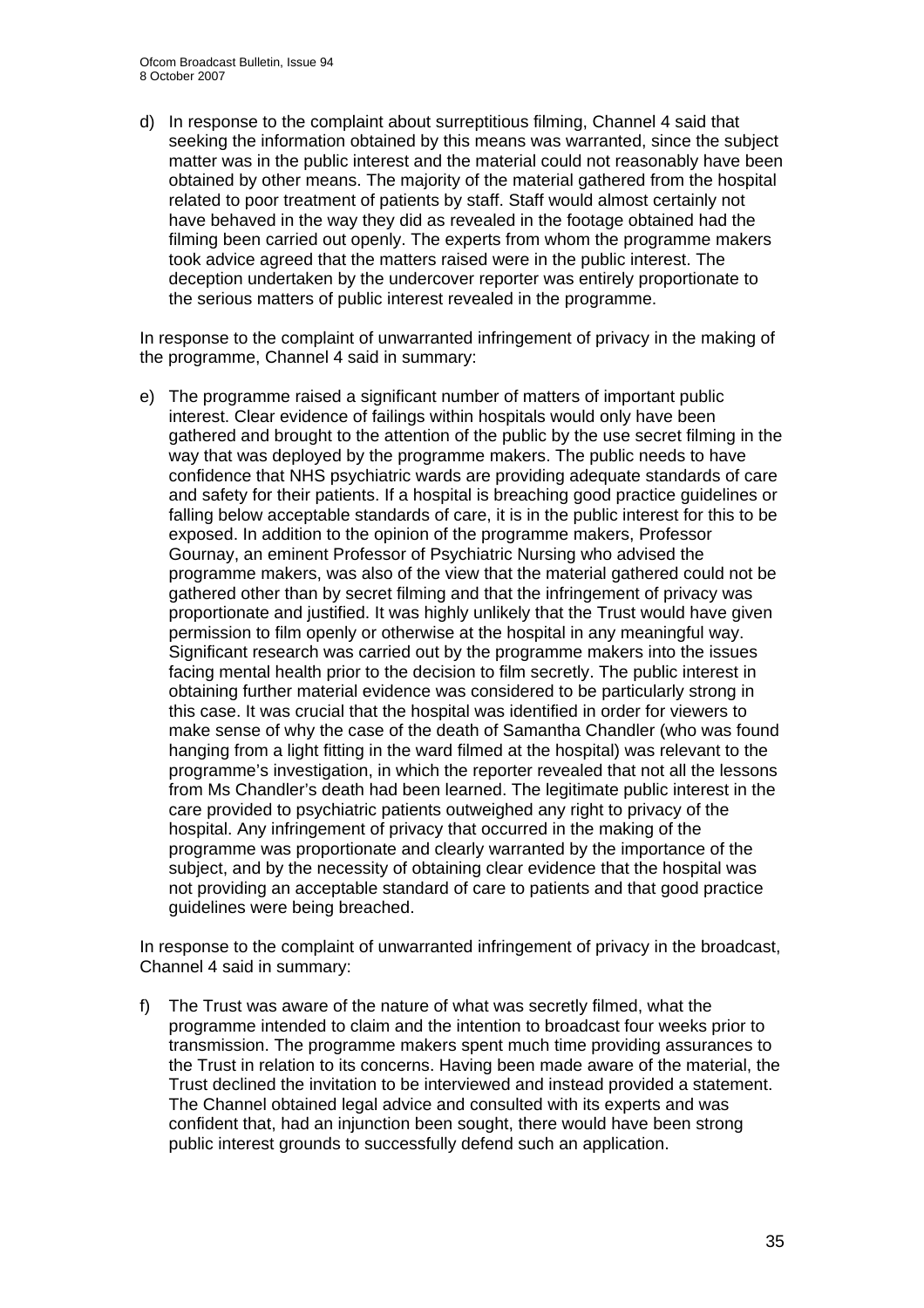d) In response to the complaint about surreptitious filming, Channel 4 said that seeking the information obtained by this means was warranted, since the subject matter was in the public interest and the material could not reasonably have been obtained by other means. The majority of the material gathered from the hospital related to poor treatment of patients by staff. Staff would almost certainly not have behaved in the way they did as revealed in the footage obtained had the filming been carried out openly. The experts from whom the programme makers took advice agreed that the matters raised were in the public interest. The deception undertaken by the undercover reporter was entirely proportionate to the serious matters of public interest revealed in the programme.

In response to the complaint of unwarranted infringement of privacy in the making of the programme, Channel 4 said in summary:

e) The programme raised a significant number of matters of important public interest. Clear evidence of failings within hospitals would only have been gathered and brought to the attention of the public by the use secret filming in the way that was deployed by the programme makers. The public needs to have confidence that NHS psychiatric wards are providing adequate standards of care and safety for their patients. If a hospital is breaching good practice guidelines or falling below acceptable standards of care, it is in the public interest for this to be exposed. In addition to the opinion of the programme makers, Professor Gournay, an eminent Professor of Psychiatric Nursing who advised the programme makers, was also of the view that the material gathered could not be gathered other than by secret filming and that the infringement of privacy was proportionate and justified. It was highly unlikely that the Trust would have given permission to film openly or otherwise at the hospital in any meaningful way. Significant research was carried out by the programme makers into the issues facing mental health prior to the decision to film secretly. The public interest in obtaining further material evidence was considered to be particularly strong in this case. It was crucial that the hospital was identified in order for viewers to make sense of why the case of the death of Samantha Chandler (who was found hanging from a light fitting in the ward filmed at the hospital) was relevant to the programme's investigation, in which the reporter revealed that not all the lessons from Ms Chandler's death had been learned. The legitimate public interest in the care provided to psychiatric patients outweighed any right to privacy of the hospital. Any infringement of privacy that occurred in the making of the programme was proportionate and clearly warranted by the importance of the subject, and by the necessity of obtaining clear evidence that the hospital was not providing an acceptable standard of care to patients and that good practice guidelines were being breached.

In response to the complaint of unwarranted infringement of privacy in the broadcast, Channel 4 said in summary:

f) The Trust was aware of the nature of what was secretly filmed, what the programme intended to claim and the intention to broadcast four weeks prior to transmission. The programme makers spent much time providing assurances to the Trust in relation to its concerns. Having been made aware of the material, the Trust declined the invitation to be interviewed and instead provided a statement. The Channel obtained legal advice and consulted with its experts and was confident that, had an injunction been sought, there would have been strong public interest grounds to successfully defend such an application.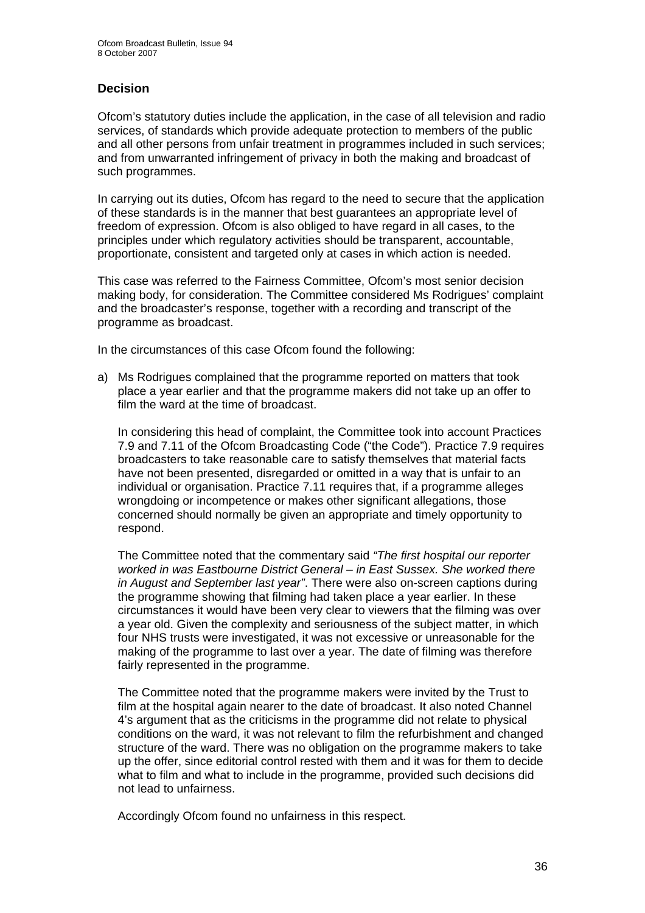## Decision

Ofcom's statutory duties include the application, in the case of all television and radio services, of standards which provide adequate protection to members of the public and all other persons from unfair treatment in programmes included in such services; and from unwarranted infringement of privacy in both the making and broadcast of such programmes.

In carrying out its duties, Ofcom has regard to the need to secure that the application of these standards is in the manner that best guarantees an appropriate level of freedom of expression. Ofcom is also obliged to have regard in all cases, to the principles under which regulatory activities should be transparent, accountable, proportionate, consistent and targeted only at cases in which action is needed.

This case was referred to the Fairness Committee, Ofcom's most senior decision making body, for consideration. The Committee considered Ms Rodrigues' complaint and the broadcaster's response, together with a recording and transcript of the programme as broadcast.

In the circumstances of this case Ofcom found the following:

a) Ms Rodrigues complained that the programme reported on matters that took place a year earlier and that the programme makers did not take up an offer to film the ward at the time of broadcast.

   In considering this head of complaint, the Committee took into account Practices 7.9 and 7.11 of the Ofcom Broadcasting Code ("the Code"). Practice 7.9 requires broadcasters to take reasonable care to satisfy themselves that material facts have not been presented, disregarded or omitted in a way that is unfair to an individual or organisation. Practice 7.11 requires that, if a programme alleges wrongdoing or incompetence or makes other significant allegations, those concerned should normally be given an appropriate and timely opportunity to respond.

   The Committee noted that the commentary said *"The first hospital our reporter worked in was Eastbourne District General – in East Sussex. She worked there in August and September last year"*. There were also on-screen captions during the programme showing that filming had taken place a year earlier. In these circumstances it would have been very clear to viewers that the filming was over a year old. Given the complexity and seriousness of the subject matter, in which four NHS trusts were investigated, it was not excessive or unreasonable for the making of the programme to last over a year. The date of filming was therefore fairly represented in the programme.

   The Committee noted that the programme makers were invited by the Trust to film at the hospital again nearer to the date of broadcast. It also noted Channel 4's argument that as the criticisms in the programme did not relate to physical conditions on the ward, it was not relevant to film the refurbishment and changed structure of the ward. There was no obligation on the programme makers to take up the offer, since editorial control rested with them and it was for them to decide what to film and what to include in the programme, provided such decisions did not lead to unfairness.

   Accordingly Ofcom found no unfairness in this respect.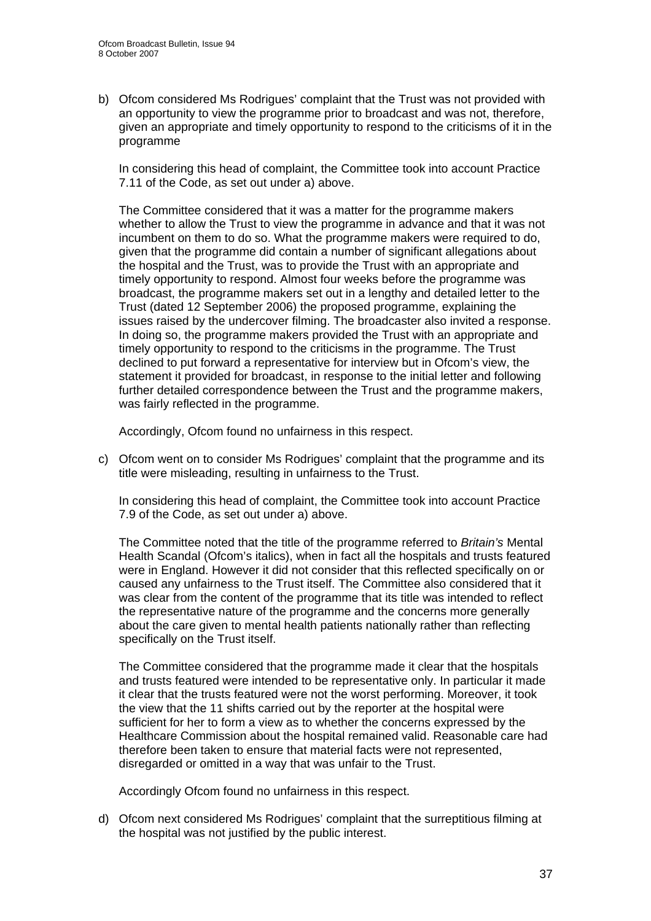b) Ofcom considered Ms Rodrigues' complaint that the Trust was not provided with an opportunity to view the programme prior to broadcast and was not, therefore, given an appropriate and timely opportunity to respond to the criticisms of it in the programme

   In considering this head of complaint, the Committee took into account Practice 7.11 of the Code, as set out under a) above.

   The Committee considered that it was a matter for the programme makers whether to allow the Trust to view the programme in advance and that it was not incumbent on them to do so. What the programme makers were required to do, given that the programme did contain a number of significant allegations about the hospital and the Trust, was to provide the Trust with an appropriate and timely opportunity to respond. Almost four weeks before the programme was broadcast, the programme makers set out in a lengthy and detailed letter to the Trust (dated 12 September 2006) the proposed programme, explaining the issues raised by the undercover filming. The broadcaster also invited a response. In doing so, the programme makers provided the Trust with an appropriate and timely opportunity to respond to the criticisms in the programme. The Trust declined to put forward a representative for interview but in Ofcom's view, the statement it provided for broadcast, in response to the initial letter and following further detailed correspondence between the Trust and the programme makers, was fairly reflected in the programme.

   Accordingly, Ofcom found no unfairness in this respect.

c) Ofcom went on to consider Ms Rodrigues' complaint that the programme and its title were misleading, resulting in unfairness to the Trust.

   In considering this head of complaint, the Committee took into account Practice 7.9 of the Code, as set out under a) above.

   The Committee noted that the title of the programme referred to *Britain's* Mental Health Scandal (Ofcom's italics), when in fact all the hospitals and trusts featured were in England. However it did not consider that this reflected specifically on or caused any unfairness to the Trust itself. The Committee also considered that it was clear from the content of the programme that its title was intended to reflect the representative nature of the programme and the concerns more generally about the care given to mental health patients nationally rather than reflecting specifically on the Trust itself.

   The Committee considered that the programme made it clear that the hospitals and trusts featured were intended to be representative only. In particular it made it clear that the trusts featured were not the worst performing. Moreover, it took the view that the 11 shifts carried out by the reporter at the hospital were sufficient for her to form a view as to whether the concerns expressed by the Healthcare Commission about the hospital remained valid. Reasonable care had therefore been taken to ensure that material facts were not represented, disregarded or omitted in a way that was unfair to the Trust.

   Accordingly Ofcom found no unfairness in this respect.

d) Ofcom next considered Ms Rodrigues' complaint that the surreptitious filming at the hospital was not justified by the public interest.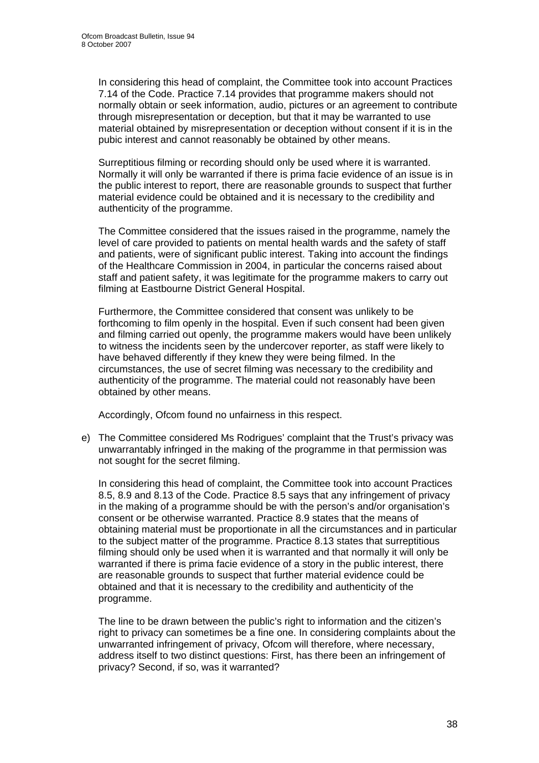In considering this head of complaint, the Committee took into account Practices 7.14 of the Code. Practice 7.14 provides that programme makers should not normally obtain or seek information, audio, pictures or an agreement to contribute through misrepresentation or deception, but that it may be warranted to use material obtained by misrepresentation or deception without consent if it is in the pubic interest and cannot reasonably be obtained by other means.

Surreptitious filming or recording should only be used where it is warranted. Normally it will only be warranted if there is prima facie evidence of an issue is in the public interest to report, there are reasonable grounds to suspect that further material evidence could be obtained and it is necessary to the credibility and authenticity of the programme.

The Committee considered that the issues raised in the programme, namely the level of care provided to patients on mental health wards and the safety of staff and patients, were of significant public interest. Taking into account the findings of the Healthcare Commission in 2004, in particular the concerns raised about staff and patient safety, it was legitimate for the programme makers to carry out filming at Eastbourne District General Hospital.

Furthermore, the Committee considered that consent was unlikely to be forthcoming to film openly in the hospital. Even if such consent had been given and filming carried out openly, the programme makers would have been unlikely to witness the incidents seen by the undercover reporter, as staff were likely to have behaved differently if they knew they were being filmed. In the circumstances, the use of secret filming was necessary to the credibility and authenticity of the programme. The material could not reasonably have been obtained by other means.

Accordingly, Ofcom found no unfairness in this respect.

e) The Committee considered Ms Rodrigues' complaint that the Trust's privacy was unwarrantably infringed in the making of the programme in that permission was not sought for the secret filming.

In considering this head of complaint, the Committee took into account Practices 8.5, 8.9 and 8.13 of the Code. Practice 8.5 says that any infringement of privacy in the making of a programme should be with the person's and/or organisation's consent or be otherwise warranted. Practice 8.9 states that the means of obtaining material must be proportionate in all the circumstances and in particular to the subject matter of the programme. Practice 8.13 states that surreptitious filming should only be used when it is warranted and that normally it will only be warranted if there is prima facie evidence of a story in the public interest, there are reasonable grounds to suspect that further material evidence could be obtained and that it is necessary to the credibility and authenticity of the programme.

The line to be drawn between the public's right to information and the citizen's right to privacy can sometimes be a fine one. In considering complaints about the unwarranted infringement of privacy, Ofcom will therefore, where necessary, address itself to two distinct questions: First, has there been an infringement of privacy? Second, if so, was it warranted?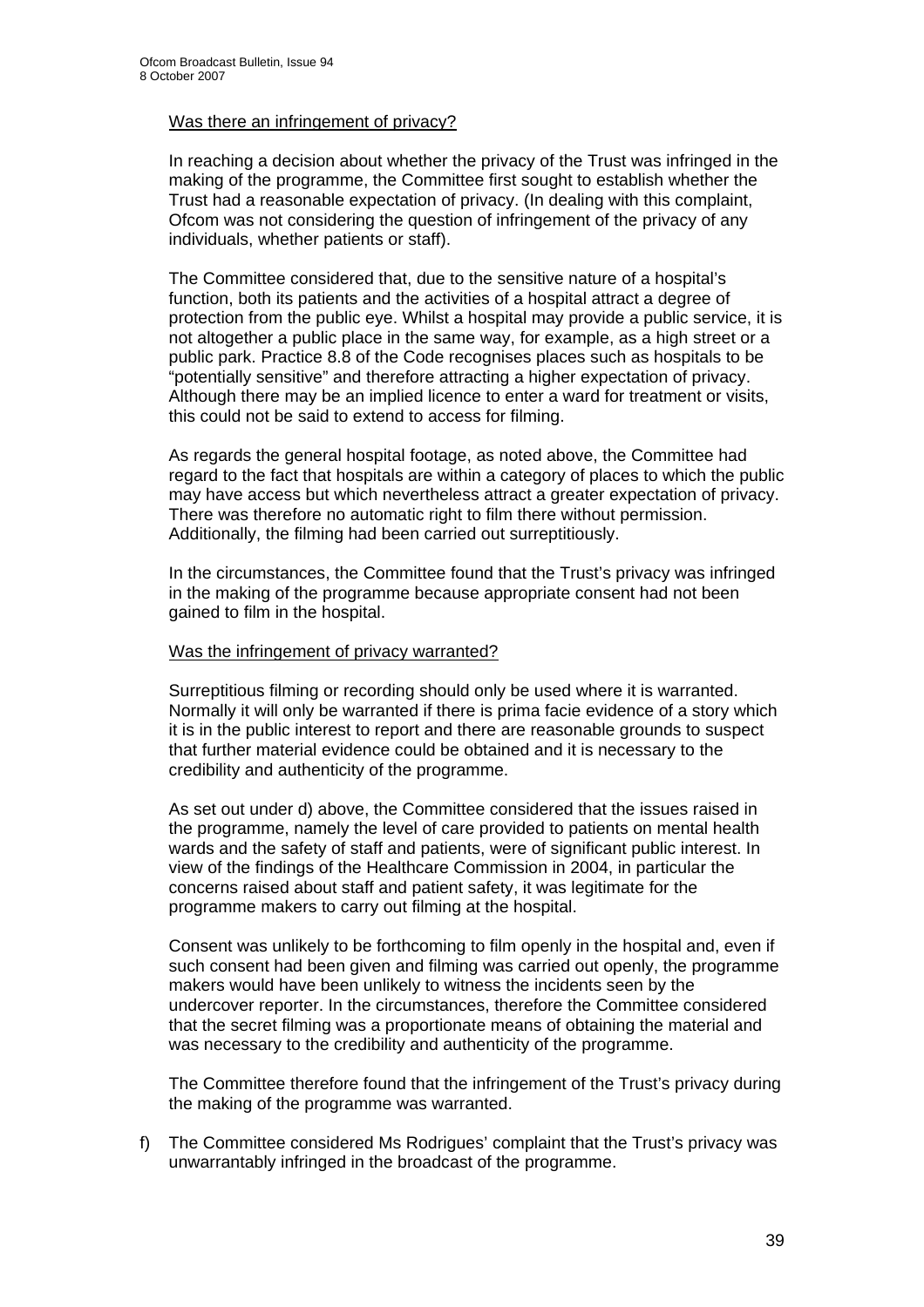Was there an infringement of privacy?

In reaching a decision about whether the privacy of the Trust was infringed in the making of the programme, the Committee first sought to establish whether the Trust had a reasonable expectation of privacy. (In dealing with this complaint, Ofcom was not considering the question of infringement of the privacy of any individuals, whether patients or staff).

The Committee considered that, due to the sensitive nature of a hospital's function, both its patients and the activities of a hospital attract a degree of protection from the public eye. Whilst a hospital may provide a public service, it is not altogether a public place in the same way, for example, as a high street or a public park. Practice 8.8 of the Code recognises places such as hospitals to be "potentially sensitive" and therefore attracting a higher expectation of privacy. Although there may be an implied licence to enter a ward for treatment or visits, this could not be said to extend to access for filming.

As regards the general hospital footage, as noted above, the Committee had regard to the fact that hospitals are within a category of places to which the public may have access but which nevertheless attract a greater expectation of privacy. There was therefore no automatic right to film there without permission. Additionally, the filming had been carried out surreptitiously.

In the circumstances, the Committee found that the Trust's privacy was infringed in the making of the programme because appropriate consent had not been gained to film in the hospital.

Was the infringement of privacy warranted?

Surreptitious filming or recording should only be used where it is warranted. Normally it will only be warranted if there is prima facie evidence of a story which it is in the public interest to report and there are reasonable grounds to suspect that further material evidence could be obtained and it is necessary to the credibility and authenticity of the programme.

As set out under d) above, the Committee considered that the issues raised in the programme, namely the level of care provided to patients on mental health wards and the safety of staff and patients, were of significant public interest. In view of the findings of the Healthcare Commission in 2004, in particular the concerns raised about staff and patient safety, it was legitimate for the programme makers to carry out filming at the hospital.

Consent was unlikely to be forthcoming to film openly in the hospital and, even if such consent had been given and filming was carried out openly, the programme makers would have been unlikely to witness the incidents seen by the undercover reporter. In the circumstances, therefore the Committee considered that the secret filming was a proportionate means of obtaining the material and was necessary to the credibility and authenticity of the programme.

The Committee therefore found that the infringement of the Trust's privacy during the making of the programme was warranted.

f) The Committee considered Ms Rodrigues' complaint that the Trust's privacy was unwarrantably infringed in the broadcast of the programme.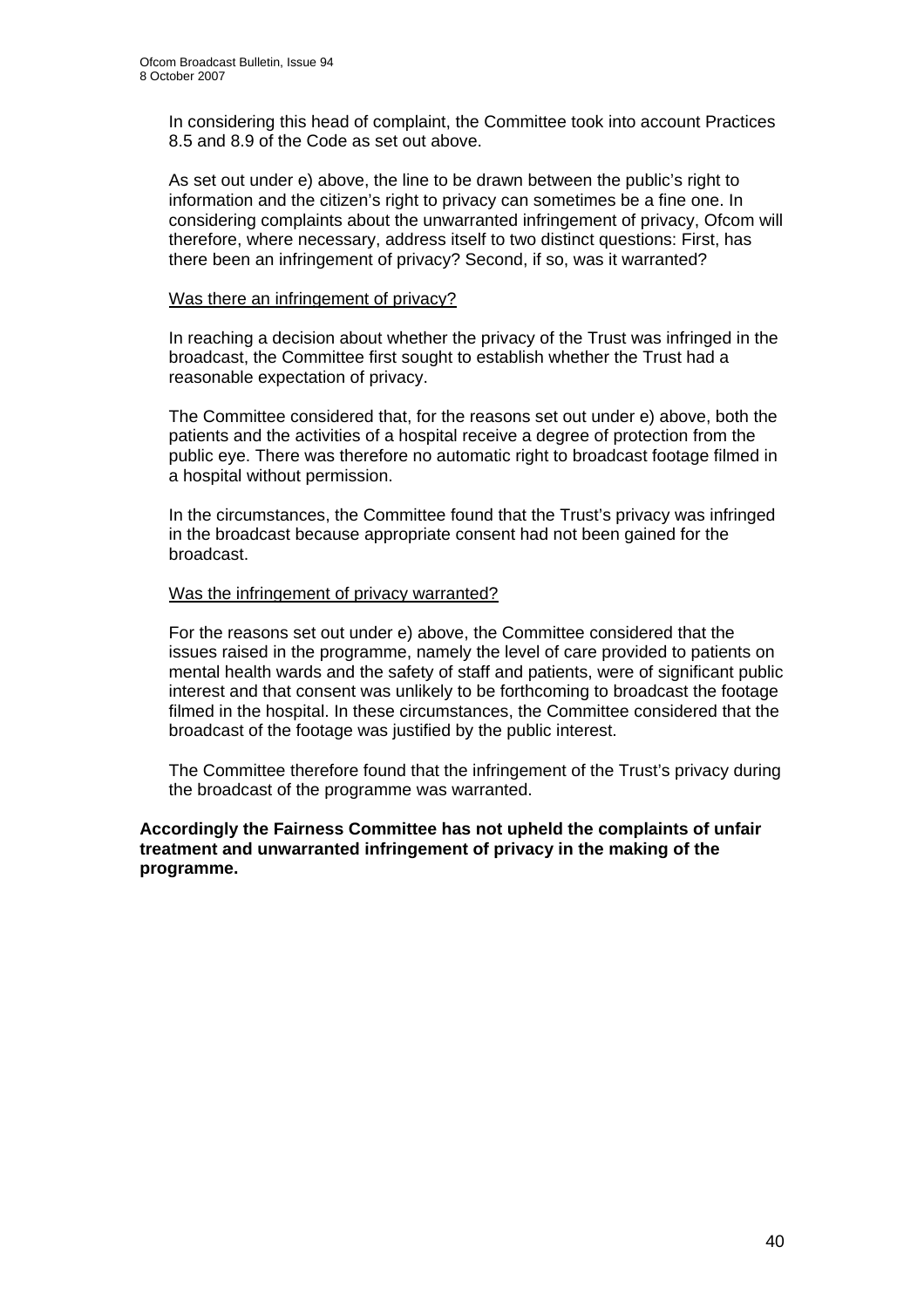In considering this head of complaint, the Committee took into account Practices 8.5 and 8.9 of the Code as set out above.

As set out under e) above, the line to be drawn between the public's right to information and the citizen's right to privacy can sometimes be a fine one. In considering complaints about the unwarranted infringement of privacy, Ofcom will therefore, where necessary, address itself to two distinct questions: First, has there been an infringement of privacy? Second, if so, was it warranted?

<u>Was there an infringement of privacy?</u>

In reaching a decision about whether the privacy of the Trust was infringed in the broadcast, the Committee first sought to establish whether the Trust had a reasonable expectation of privacy.

The Committee considered that, for the reasons set out under e) above, both the patients and the activities of a hospital receive a degree of protection from the public eye. There was therefore no automatic right to broadcast footage filmed in a hospital without permission.

In the circumstances, the Committee found that the Trust's privacy was infringed in the broadcast because appropriate consent had not been gained for the broadcast.

<u>Was the infringement of privacy warranted?</u>

For the reasons set out under e) above, the Committee considered that the issues raised in the programme, namely the level of care provided to patients on mental health wards and the safety of staff and patients, were of significant public interest and that consent was unlikely to be forthcoming to broadcast the footage filmed in the hospital. In these circumstances, the Committee considered that the broadcast of the footage was justified by the public interest.

The Committee therefore found that the infringement of the Trust's privacy during the broadcast of the programme was warranted.

**Accordingly the Fairness Committee has not upheld the complaints of unfair treatment and unwarranted infringement of privacy in the making of the programme.**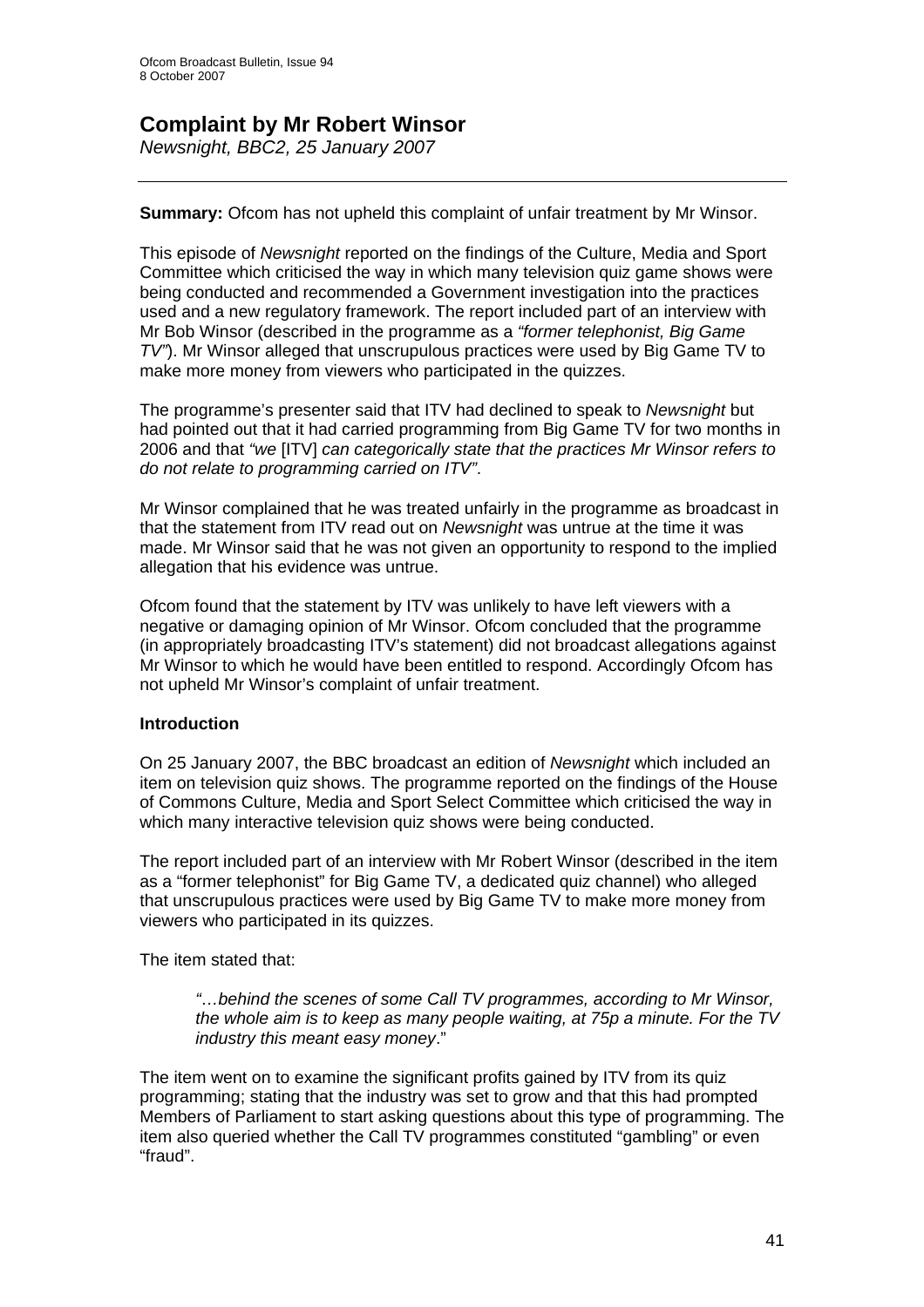## Complaint by Mr Robert Winsor

*Newsnight, BBC2, 25 January 2007*

---

**Summary:** Ofcom has not upheld this complaint of unfair treatment by Mr Winsor.

This episode of *Newsnight* reported on the findings of the Culture, Media and Sport Committee which criticised the way in which many television quiz game shows were being conducted and recommended a Government investigation into the practices used and a new regulatory framework. The report included part of an interview with Mr Bob Winsor (described in the programme as a *"former telephonist, Big Game TV"*). Mr Winsor alleged that unscrupulous practices were used by Big Game TV to make more money from viewers who participated in the quizzes.

The programme's presenter said that ITV had declined to speak to *Newsnight* but had pointed out that it had carried programming from Big Game TV for two months in 2006 and that *"we* [ITV] *can categorically state that the practices Mr Winsor refers to do not relate to programming carried on ITV"*.

Mr Winsor complained that he was treated unfairly in the programme as broadcast in that the statement from ITV read out on *Newsnight* was untrue at the time it was made. Mr Winsor said that he was not given an opportunity to respond to the implied allegation that his evidence was untrue.

Ofcom found that the statement by ITV was unlikely to have left viewers with a negative or damaging opinion of Mr Winsor. Ofcom concluded that the programme (in appropriately broadcasting ITV's statement) did not broadcast allegations against Mr Winsor to which he would have been entitled to respond. Accordingly Ofcom has not upheld Mr Winsor's complaint of unfair treatment.

### Introduction

On 25 January 2007, the BBC broadcast an edition of *Newsnight* which included an item on television quiz shows. The programme reported on the findings of the House of Commons Culture, Media and Sport Select Committee which criticised the way in which many interactive television quiz shows were being conducted.

The report included part of an interview with Mr Robert Winsor (described in the item as a "former telephonist" for Big Game TV, a dedicated quiz channel) who alleged that unscrupulous practices were used by Big Game TV to make more money from viewers who participated in its quizzes.

The item stated that:

> *"…behind the scenes of some Call TV programmes, according to Mr Winsor, the whole aim is to keep as many people waiting, at 75p a minute. For the TV industry this meant easy money*."

The item went on to examine the significant profits gained by ITV from its quiz programming; stating that the industry was set to grow and that this had prompted Members of Parliament to start asking questions about this type of programming. The item also queried whether the Call TV programmes constituted "gambling" or even "fraud".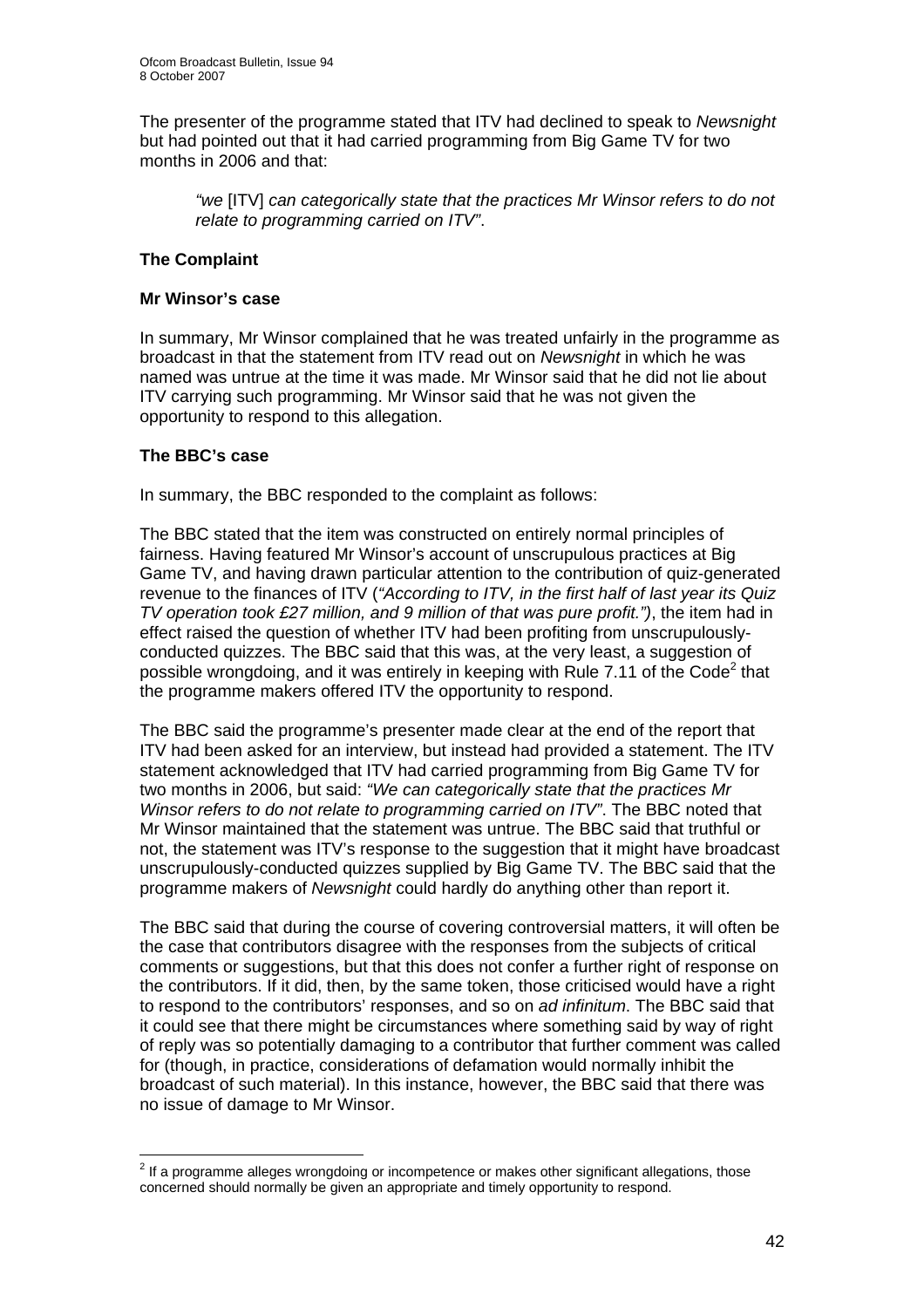The presenter of the programme stated that ITV had declined to speak to *Newsnight* but had pointed out that it had carried programming from Big Game TV for two months in 2006 and that:

> *"we* [ITV] *can categorically state that the practices Mr Winsor refers to do not relate to programming carried on ITV"*.

**The Complaint**

**Mr Winsor's case**

In summary, Mr Winsor complained that he was treated unfairly in the programme as broadcast in that the statement from ITV read out on *Newsnight* in which he was named was untrue at the time it was made. Mr Winsor said that he did not lie about ITV carrying such programming. Mr Winsor said that he was not given the opportunity to respond to this allegation.

**The BBC's case**

In summary, the BBC responded to the complaint as follows:

The BBC stated that the item was constructed on entirely normal principles of fairness. Having featured Mr Winsor's account of unscrupulous practices at Big Game TV, and having drawn particular attention to the contribution of quiz-generated revenue to the finances of ITV (*"According to ITV, in the first half of last year its Quiz TV operation took £27 million, and 9 million of that was pure profit.")*, the item had in effect raised the question of whether ITV had been profiting from unscrupulously-conducted quizzes. The BBC said that this was, at the very least, a suggestion of possible wrongdoing, and it was entirely in keeping with Rule 7.11 of the Code[2] that the programme makers offered ITV the opportunity to respond.

The BBC said the programme's presenter made clear at the end of the report that ITV had been asked for an interview, but instead had provided a statement. The ITV statement acknowledged that ITV had carried programming from Big Game TV for two months in 2006, but said: *"We can categorically state that the practices Mr Winsor refers to do not relate to programming carried on ITV"*. The BBC noted that Mr Winsor maintained that the statement was untrue. The BBC said that truthful or not, the statement was ITV's response to the suggestion that it might have broadcast unscrupulously-conducted quizzes supplied by Big Game TV. The BBC said that the programme makers of *Newsnight* could hardly do anything other than report it.

The BBC said that during the course of covering controversial matters, it will often be the case that contributors disagree with the responses from the subjects of critical comments or suggestions, but that this does not confer a further right of response on the contributors. If it did, then, by the same token, those criticised would have a right to respond to the contributors' responses, and so on *ad infinitum*. The BBC said that it could see that there might be circumstances where something said by way of right of reply was so potentially damaging to a contributor that further comment was called for (though, in practice, considerations of defamation would normally inhibit the broadcast of such material). In this instance, however, the BBC said that there was no issue of damage to Mr Winsor.

---

[2] If a programme alleges wrongdoing or incompetence or makes other significant allegations, those concerned should normally be given an appropriate and timely opportunity to respond.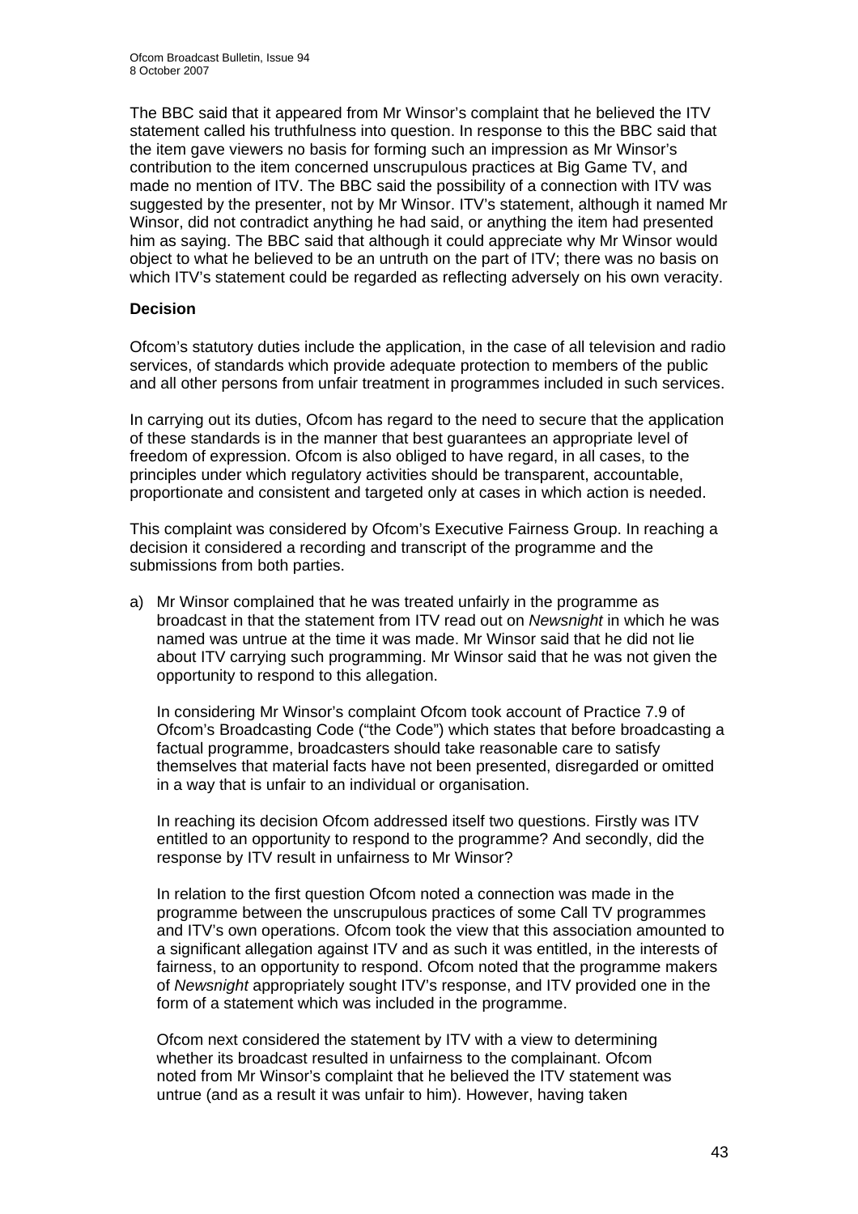The BBC said that it appeared from Mr Winsor's complaint that he believed the ITV statement called his truthfulness into question. In response to this the BBC said that the item gave viewers no basis for forming such an impression as Mr Winsor's contribution to the item concerned unscrupulous practices at Big Game TV, and made no mention of ITV. The BBC said the possibility of a connection with ITV was suggested by the presenter, not by Mr Winsor. ITV's statement, although it named Mr Winsor, did not contradict anything he had said, or anything the item had presented him as saying. The BBC said that although it could appreciate why Mr Winsor would object to what he believed to be an untruth on the part of ITV; there was no basis on which ITV's statement could be regarded as reflecting adversely on his own veracity.

**Decision**

Ofcom's statutory duties include the application, in the case of all television and radio services, of standards which provide adequate protection to members of the public and all other persons from unfair treatment in programmes included in such services.

In carrying out its duties, Ofcom has regard to the need to secure that the application of these standards is in the manner that best guarantees an appropriate level of freedom of expression. Ofcom is also obliged to have regard, in all cases, to the principles under which regulatory activities should be transparent, accountable, proportionate and consistent and targeted only at cases in which action is needed.

This complaint was considered by Ofcom's Executive Fairness Group. In reaching a decision it considered a recording and transcript of the programme and the submissions from both parties.

a) Mr Winsor complained that he was treated unfairly in the programme as broadcast in that the statement from ITV read out on *Newsnight* in which he was named was untrue at the time it was made. Mr Winsor said that he did not lie about ITV carrying such programming. Mr Winsor said that he was not given the opportunity to respond to this allegation.

   In considering Mr Winsor's complaint Ofcom took account of Practice 7.9 of Ofcom's Broadcasting Code ("the Code") which states that before broadcasting a factual programme, broadcasters should take reasonable care to satisfy themselves that material facts have not been presented, disregarded or omitted in a way that is unfair to an individual or organisation.

   In reaching its decision Ofcom addressed itself two questions. Firstly was ITV entitled to an opportunity to respond to the programme? And secondly, did the response by ITV result in unfairness to Mr Winsor?

   In relation to the first question Ofcom noted a connection was made in the programme between the unscrupulous practices of some Call TV programmes and ITV's own operations. Ofcom took the view that this association amounted to a significant allegation against ITV and as such it was entitled, in the interests of fairness, to an opportunity to respond. Ofcom noted that the programme makers of *Newsnight* appropriately sought ITV's response, and ITV provided one in the form of a statement which was included in the programme.

   Ofcom next considered the statement by ITV with a view to determining whether its broadcast resulted in unfairness to the complainant. Ofcom noted from Mr Winsor's complaint that he believed the ITV statement was untrue (and as a result it was unfair to him). However, having taken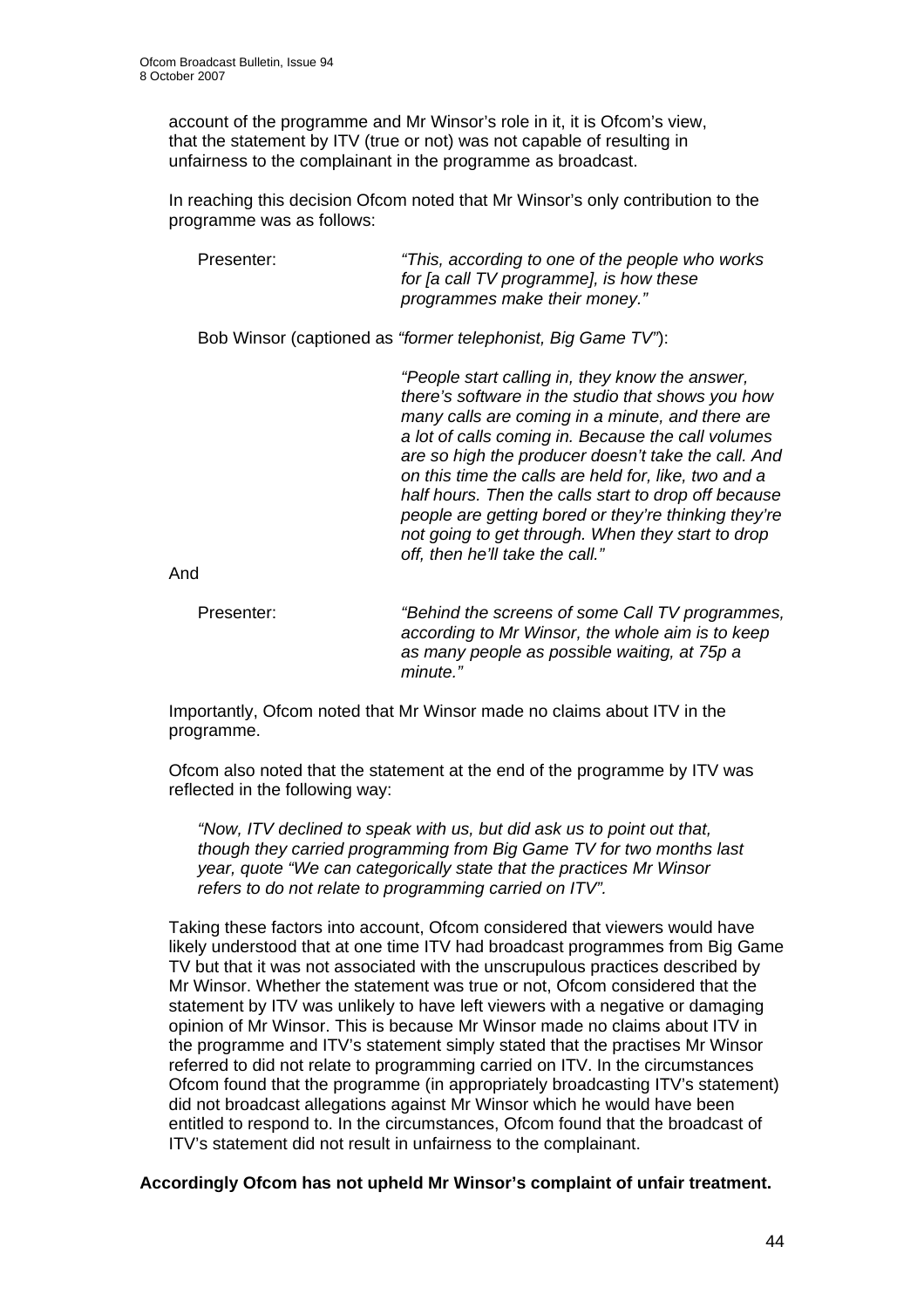account of the programme and Mr Winsor's role in it, it is Ofcom's view, that the statement by ITV (true or not) was not capable of resulting in unfairness to the complainant in the programme as broadcast.

In reaching this decision Ofcom noted that Mr Winsor's only contribution to the programme was as follows:

Presenter: *"This, according to one of the people who works for [a call TV programme], is how these programmes make their money."*

Bob Winsor (captioned as *"former telephonist, Big Game TV"*):

*"People start calling in, they know the answer, there's software in the studio that shows you how many calls are coming in a minute, and there are a lot of calls coming in. Because the call volumes are so high the producer doesn't take the call. And on this time the calls are held for, like, two and a half hours. Then the calls start to drop off because people are getting bored or they're thinking they're not going to get through. When they start to drop off, then he'll take the call."*

And

Presenter: *"Behind the screens of some Call TV programmes, according to Mr Winsor, the whole aim is to keep as many people as possible waiting, at 75p a minute."*

Importantly, Ofcom noted that Mr Winsor made no claims about ITV in the programme.

Ofcom also noted that the statement at the end of the programme by ITV was reflected in the following way:

*"Now, ITV declined to speak with us, but did ask us to point out that, though they carried programming from Big Game TV for two months last year, quote "We can categorically state that the practices Mr Winsor refers to do not relate to programming carried on ITV".*

Taking these factors into account, Ofcom considered that viewers would have likely understood that at one time ITV had broadcast programmes from Big Game TV but that it was not associated with the unscrupulous practices described by Mr Winsor. Whether the statement was true or not, Ofcom considered that the statement by ITV was unlikely to have left viewers with a negative or damaging opinion of Mr Winsor. This is because Mr Winsor made no claims about ITV in the programme and ITV's statement simply stated that the practises Mr Winsor referred to did not relate to programming carried on ITV. In the circumstances Ofcom found that the programme (in appropriately broadcasting ITV's statement) did not broadcast allegations against Mr Winsor which he would have been entitled to respond to. In the circumstances, Ofcom found that the broadcast of ITV's statement did not result in unfairness to the complainant.

**Accordingly Ofcom has not upheld Mr Winsor's complaint of unfair treatment.**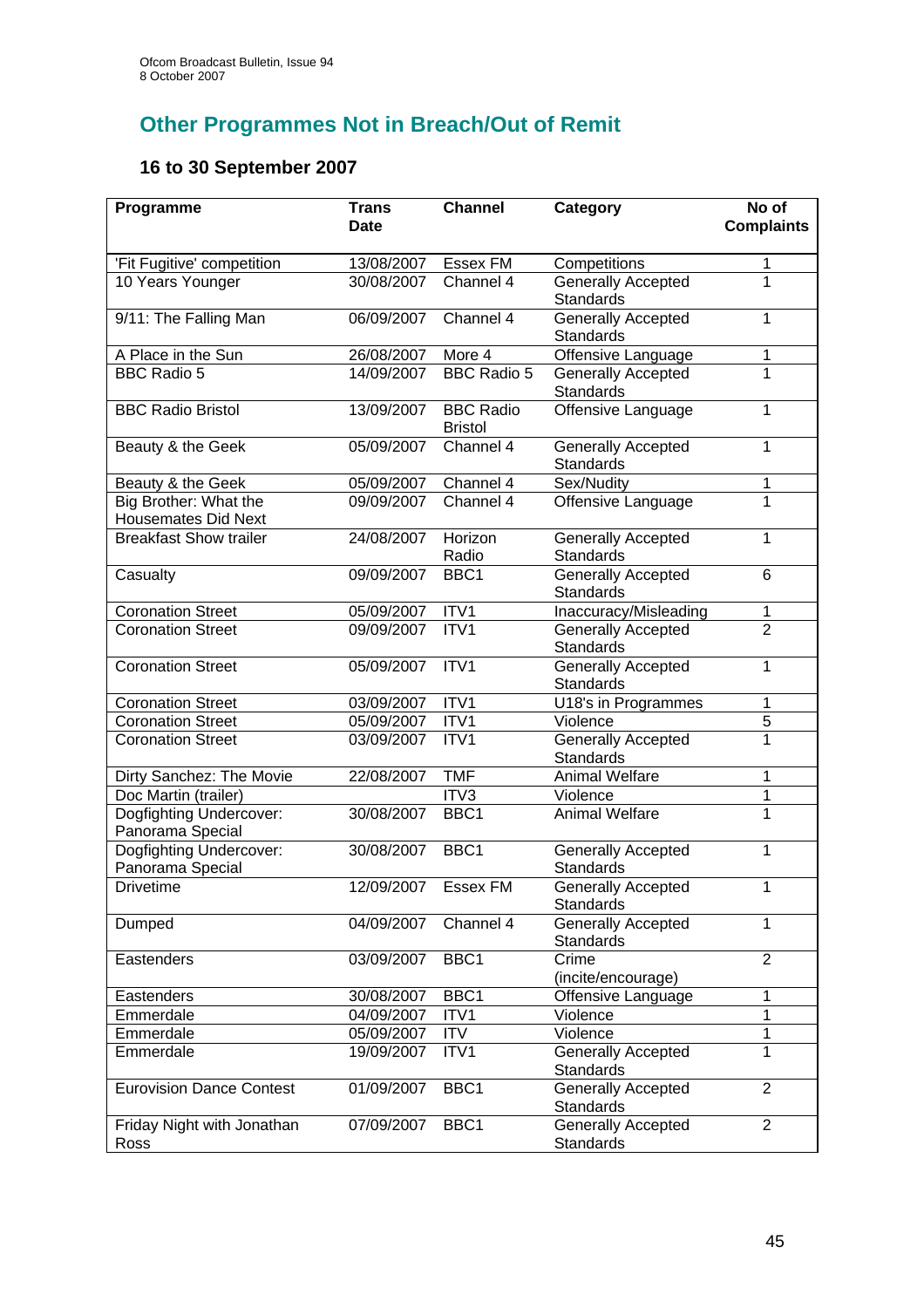## Other Programmes Not in Breach/Out of Remit

### 16 to 30 September 2007

| Programme | Trans Date | Channel | Category | No of Complaints |
|---|---|---|---|---|
| 'Fit Fugitive' competition | 13/08/2007 | Essex FM | Competitions | 1 |
| 10 Years Younger | 30/08/2007 | Channel 4 | Generally Accepted Standards | 1 |
| 9/11: The Falling Man | 06/09/2007 | Channel 4 | Generally Accepted Standards | 1 |
| A Place in the Sun | 26/08/2007 | More 4 | Offensive Language | 1 |
| BBC Radio 5 | 14/09/2007 | BBC Radio 5 | Generally Accepted Standards | 1 |
| BBC Radio Bristol | 13/09/2007 | BBC Radio Bristol | Offensive Language | 1 |
| Beauty & the Geek | 05/09/2007 | Channel 4 | Generally Accepted Standards | 1 |
| Beauty & the Geek | 05/09/2007 | Channel 4 | Sex/Nudity | 1 |
| Big Brother: What the Housemates Did Next | 09/09/2007 | Channel 4 | Offensive Language | 1 |
| Breakfast Show trailer | 24/08/2007 | Horizon Radio | Generally Accepted Standards | 1 |
| Casualty | 09/09/2007 | BBC1 | Generally Accepted Standards | 6 |
| Coronation Street | 05/09/2007 | ITV1 | Inaccuracy/Misleading | 1 |
| Coronation Street | 09/09/2007 | ITV1 | Generally Accepted Standards | 2 |
| Coronation Street | 05/09/2007 | ITV1 | Generally Accepted Standards | 1 |
| Coronation Street | 03/09/2007 | ITV1 | U18's in Programmes | 1 |
| Coronation Street | 05/09/2007 | ITV1 | Violence | 5 |
| Coronation Street | 03/09/2007 | ITV1 | Generally Accepted Standards | 1 |
| Dirty Sanchez: The Movie | 22/08/2007 | TMF | Animal Welfare | 1 |
| Doc Martin (trailer) | | ITV3 | Violence | 1 |
| Dogfighting Undercover: Panorama Special | 30/08/2007 | BBC1 | Animal Welfare | 1 |
| Dogfighting Undercover: Panorama Special | 30/08/2007 | BBC1 | Generally Accepted Standards | 1 |
| Drivetime | 12/09/2007 | Essex FM | Generally Accepted Standards | 1 |
| Dumped | 04/09/2007 | Channel 4 | Generally Accepted Standards | 1 |
| Eastenders | 03/09/2007 | BBC1 | Crime (incite/encourage) | 2 |
| Eastenders | 30/08/2007 | BBC1 | Offensive Language | 1 |
| Emmerdale | 04/09/2007 | ITV1 | Violence | 1 |
| Emmerdale | 05/09/2007 | ITV | Violence | 1 |
| Emmerdale | 19/09/2007 | ITV1 | Generally Accepted Standards | 1 |
| Eurovision Dance Contest | 01/09/2007 | BBC1 | Generally Accepted Standards | 2 |
| Friday Night with Jonathan Ross | 07/09/2007 | BBC1 | Generally Accepted Standards | 2 |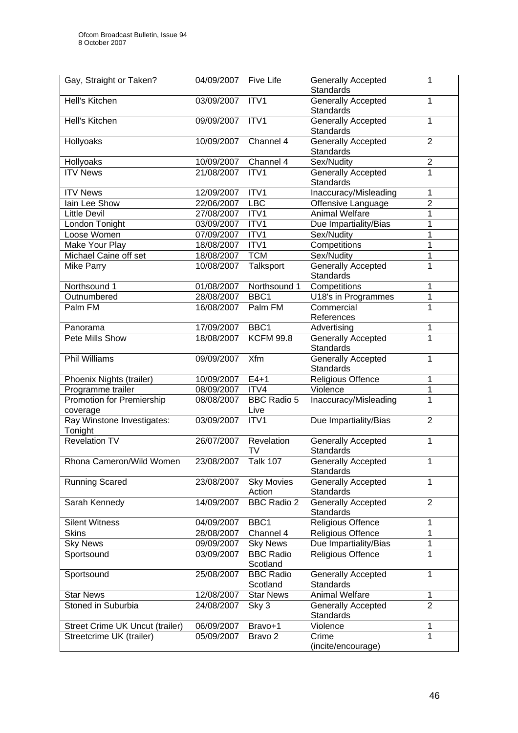| Gay, Straight or Taken? | 04/09/2007 | Five Life | Generally Accepted Standards | 1 |
|---|---|---|---|---|
| Hell's Kitchen | 03/09/2007 | ITV1 | Generally Accepted Standards | 1 |
| Hell's Kitchen | 09/09/2007 | ITV1 | Generally Accepted Standards | 1 |
| Hollyoaks | 10/09/2007 | Channel 4 | Generally Accepted Standards | 2 |
| Hollyoaks | 10/09/2007 | Channel 4 | Sex/Nudity | 2 |
| ITV News | 21/08/2007 | ITV1 | Generally Accepted Standards | 1 |
| ITV News | 12/09/2007 | ITV1 | Inaccuracy/Misleading | 1 |
| Iain Lee Show | 22/06/2007 | LBC | Offensive Language | 2 |
| Little Devil | 27/08/2007 | ITV1 | Animal Welfare | 1 |
| London Tonight | 03/09/2007 | ITV1 | Due Impartiality/Bias | 1 |
| Loose Women | 07/09/2007 | ITV1 | Sex/Nudity | 1 |
| Make Your Play | 18/08/2007 | ITV1 | Competitions | 1 |
| Michael Caine off set | 18/08/2007 | TCM | Sex/Nudity | 1 |
| Mike Parry | 10/08/2007 | Talksport | Generally Accepted Standards | 1 |
| Northsound 1 | 01/08/2007 | Northsound 1 | Competitions | 1 |
| Outnumbered | 28/08/2007 | BBC1 | U18's in Programmes | 1 |
| Palm FM | 16/08/2007 | Palm FM | Commercial References | 1 |
| Panorama | 17/09/2007 | BBC1 | Advertising | 1 |
| Pete Mills Show | 18/08/2007 | KCFM 99.8 | Generally Accepted Standards | 1 |
| Phil Williams | 09/09/2007 | Xfm | Generally Accepted Standards | 1 |
| Phoenix Nights (trailer) | 10/09/2007 | E4+1 | Religious Offence | 1 |
| Programme trailer | 08/09/2007 | ITV4 | Violence | 1 |
| Promotion for Premiership coverage | 08/08/2007 | BBC Radio 5 Live | Inaccuracy/Misleading | 1 |
| Ray Winstone Investigates: Tonight | 03/09/2007 | ITV1 | Due Impartiality/Bias | 2 |
| Revelation TV | 26/07/2007 | Revelation TV | Generally Accepted Standards | 1 |
| Rhona Cameron/Wild Women | 23/08/2007 | Talk 107 | Generally Accepted Standards | 1 |
| Running Scared | 23/08/2007 | Sky Movies Action | Generally Accepted Standards | 1 |
| Sarah Kennedy | 14/09/2007 | BBC Radio 2 | Generally Accepted Standards | 2 |
| Silent Witness | 04/09/2007 | BBC1 | Religious Offence | 1 |
| Skins | 28/08/2007 | Channel 4 | Religious Offence | 1 |
| Sky News | 09/09/2007 | Sky News | Due Impartiality/Bias | 1 |
| Sportsound | 03/09/2007 | BBC Radio Scotland | Religious Offence | 1 |
| Sportsound | 25/08/2007 | BBC Radio Scotland | Generally Accepted Standards | 1 |
| Star News | 12/08/2007 | Star News | Animal Welfare | 1 |
| Stoned in Suburbia | 24/08/2007 | Sky 3 | Generally Accepted Standards | 2 |
| Street Crime UK Uncut (trailer) | 06/09/2007 | Bravo+1 | Violence | 1 |
| Streetcrime UK (trailer) | 05/09/2007 | Bravo 2 | Crime (incite/encourage) | 1 |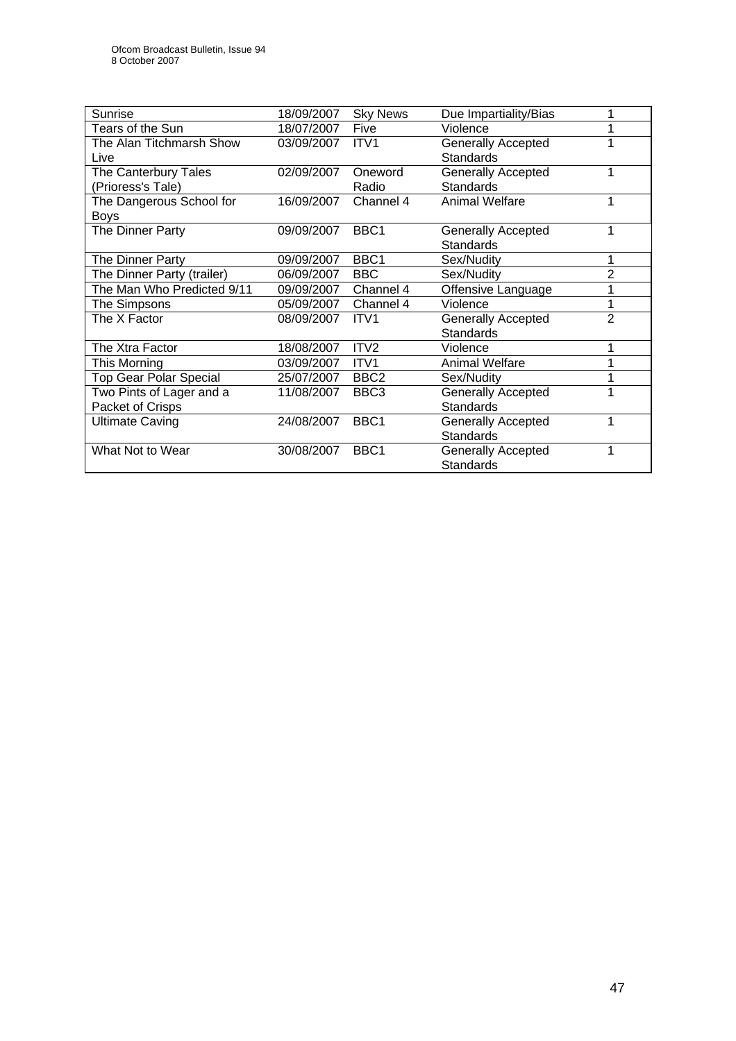| | | | | |
|---|---|---|---|---|
| Sunrise | 18/09/2007 | Sky News | Due Impartiality/Bias | 1 |
| Tears of the Sun | 18/07/2007 | Five | Violence | 1 |
| The Alan Titchmarsh Show Live | 03/09/2007 | ITV1 | Generally Accepted Standards | 1 |
| The Canterbury Tales (Prioress's Tale) | 02/09/2007 | Oneword Radio | Generally Accepted Standards | 1 |
| The Dangerous School for Boys | 16/09/2007 | Channel 4 | Animal Welfare | 1 |
| The Dinner Party | 09/09/2007 | BBC1 | Generally Accepted Standards | 1 |
| The Dinner Party | 09/09/2007 | BBC1 | Sex/Nudity | 1 |
| The Dinner Party (trailer) | 06/09/2007 | BBC | Sex/Nudity | 2 |
| The Man Who Predicted 9/11 | 09/09/2007 | Channel 4 | Offensive Language | 1 |
| The Simpsons | 05/09/2007 | Channel 4 | Violence | 1 |
| The X Factor | 08/09/2007 | ITV1 | Generally Accepted Standards | 2 |
| The Xtra Factor | 18/08/2007 | ITV2 | Violence | 1 |
| This Morning | 03/09/2007 | ITV1 | Animal Welfare | 1 |
| Top Gear Polar Special | 25/07/2007 | BBC2 | Sex/Nudity | 1 |
| Two Pints of Lager and a Packet of Crisps | 11/08/2007 | BBC3 | Generally Accepted Standards | 1 |
| Ultimate Caving | 24/08/2007 | BBC1 | Generally Accepted Standards | 1 |
| What Not to Wear | 30/08/2007 | BBC1 | Generally Accepted Standards | 1 |